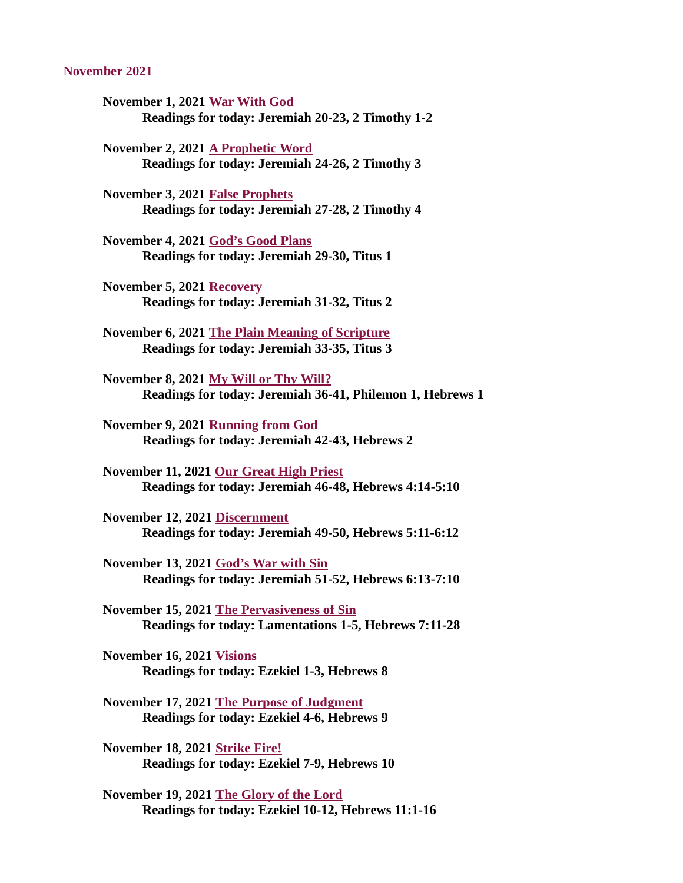## November 2021

**November 1, 2021 War With God**
**Readings for today: Jeremiah 20-23, 2 Timothy 1-2**

**November 2, 2021 A Prophetic Word**
**Readings for today: Jeremiah 24-26, 2 Timothy 3**

**November 3, 2021 False Prophets**
**Readings for today: Jeremiah 27-28, 2 Timothy 4**

**November 4, 2021 God's Good Plans**
**Readings for today: Jeremiah 29-30, Titus 1**

**November 5, 2021 Recovery**
**Readings for today: Jeremiah 31-32, Titus 2**

**November 6, 2021 The Plain Meaning of Scripture**
**Readings for today: Jeremiah 33-35, Titus 3**

**November 8, 2021 My Will or Thy Will?**
**Readings for today: Jeremiah 36-41, Philemon 1, Hebrews 1**

**November 9, 2021 Running from God**
**Readings for today: Jeremiah 42-43, Hebrews 2**

**November 11, 2021 Our Great High Priest**
**Readings for today: Jeremiah 46-48, Hebrews 4:14-5:10**

**November 12, 2021 Discernment**
**Readings for today: Jeremiah 49-50, Hebrews 5:11-6:12**

**November 13, 2021 God's War with Sin**
**Readings for today: Jeremiah 51-52, Hebrews 6:13-7:10**

**November 15, 2021 The Pervasiveness of Sin**
**Readings for today: Lamentations 1-5, Hebrews 7:11-28**

**November 16, 2021 Visions**
**Readings for today: Ezekiel 1-3, Hebrews 8**

**November 17, 2021 The Purpose of Judgment**
**Readings for today: Ezekiel 4-6, Hebrews 9**

**November 18, 2021 Strike Fire!**
**Readings for today: Ezekiel 7-9, Hebrews 10**

**November 19, 2021 The Glory of the Lord**
**Readings for today: Ezekiel 10-12, Hebrews 11:1-16**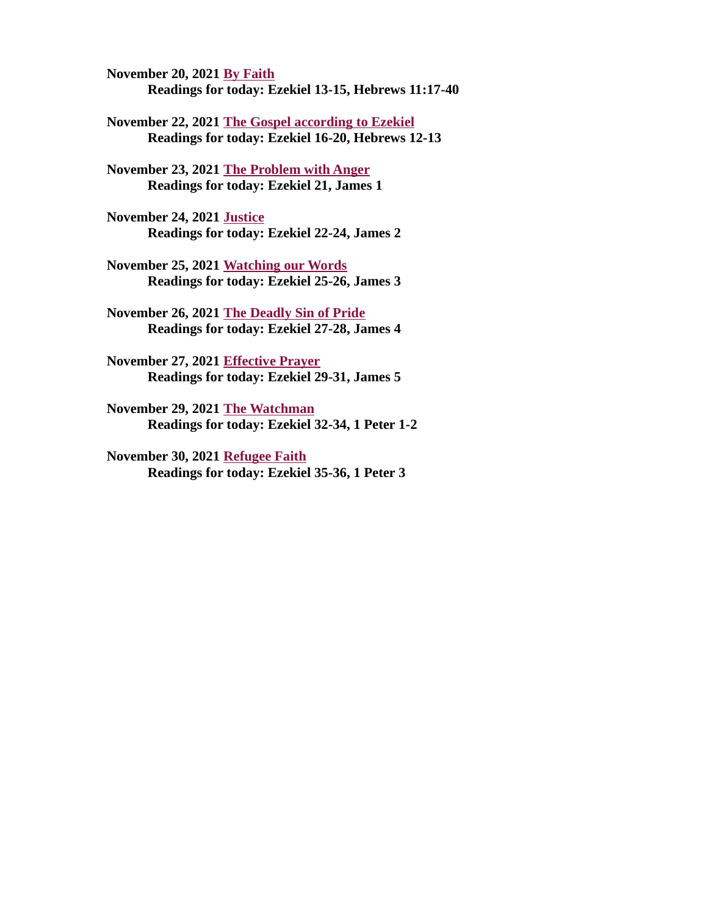**November 20, 2021 By Faith**
**Readings for today: Ezekiel 13-15, Hebrews 11:17-40**

**November 22, 2021 The Gospel according to Ezekiel**
**Readings for today: Ezekiel 16-20, Hebrews 12-13**

**November 23, 2021 The Problem with Anger**
**Readings for today: Ezekiel 21, James 1**

**November 24, 2021 Justice**
**Readings for today: Ezekiel 22-24, James 2**

**November 25, 2021 Watching our Words**
**Readings for today: Ezekiel 25-26, James 3**

**November 26, 2021 The Deadly Sin of Pride**
**Readings for today: Ezekiel 27-28, James 4**

**November 27, 2021 Effective Prayer**
**Readings for today: Ezekiel 29-31, James 5**

**November 29, 2021 The Watchman**
**Readings for today: Ezekiel 32-34, 1 Peter 1-2**

**November 30, 2021 Refugee Faith**
**Readings for today: Ezekiel 35-36, 1 Peter 3**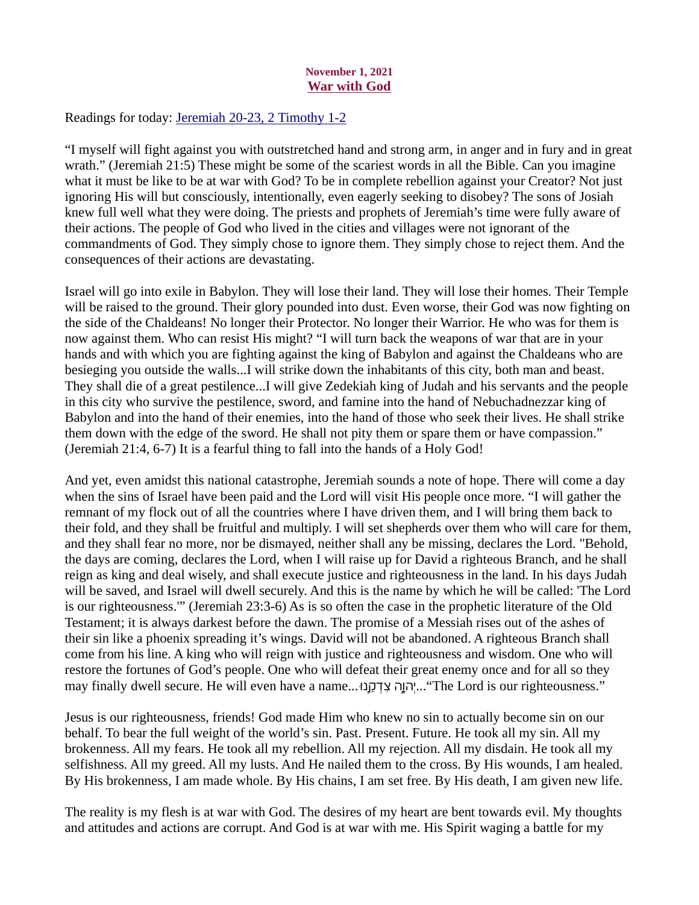**November 1, 2021**

## War with God

Readings for today: [Jeremiah 20-23, 2 Timothy 1-2]

"I myself will fight against you with outstretched hand and strong arm, in anger and in fury and in great wrath." (Jeremiah 21:5) These might be some of the scariest words in all the Bible. Can you imagine what it must be like to be at war with God? To be in complete rebellion against your Creator? Not just ignoring His will but consciously, intentionally, even eagerly seeking to disobey? The sons of Josiah knew full well what they were doing. The priests and prophets of Jeremiah's time were fully aware of their actions. The people of God who lived in the cities and villages were not ignorant of the commandments of God. They simply chose to ignore them. They simply chose to reject them. And the consequences of their actions are devastating.

Israel will go into exile in Babylon. They will lose their land. They will lose their homes. Their Temple will be raised to the ground. Their glory pounded into dust. Even worse, their God was now fighting on the side of the Chaldeans! No longer their Protector. No longer their Warrior. He who was for them is now against them. Who can resist His might? "I will turn back the weapons of war that are in your hands and with which you are fighting against the king of Babylon and against the Chaldeans who are besieging you outside the walls...I will strike down the inhabitants of this city, both man and beast. They shall die of a great pestilence...I will give Zedekiah king of Judah and his servants and the people in this city who survive the pestilence, sword, and famine into the hand of Nebuchadnezzar king of Babylon and into the hand of their enemies, into the hand of those who seek their lives. He shall strike them down with the edge of the sword. He shall not pity them or spare them or have compassion." (Jeremiah 21:4, 6-7) It is a fearful thing to fall into the hands of a Holy God!

And yet, even amidst this national catastrophe, Jeremiah sounds a note of hope. There will come a day when the sins of Israel have been paid and the Lord will visit His people once more. "I will gather the remnant of my flock out of all the countries where I have driven them, and I will bring them back to their fold, and they shall be fruitful and multiply. I will set shepherds over them who will care for them, and they shall fear no more, nor be dismayed, neither shall any be missing, declares the Lord. "Behold, the days are coming, declares the Lord, when I will raise up for David a righteous Branch, and he shall reign as king and deal wisely, and shall execute justice and righteousness in the land. In his days Judah will be saved, and Israel will dwell securely. And this is the name by which he will be called: 'The Lord is our righteousness.'" (Jeremiah 23:3-6) As is so often the case in the prophetic literature of the Old Testament; it is always darkest before the dawn. The promise of a Messiah rises out of the ashes of their sin like a phoenix spreading it's wings. David will not be abandoned. A righteous Branch shall come from his line. A king who will reign with justice and righteousness and wisdom. One who will restore the fortunes of God's people. One who will defeat their great enemy once and for all so they may finally dwell secure. He will even have a name...יְהוָ֥ה צִדְקֵֽנוּ..."The Lord is our righteousness."

Jesus is our righteousness, friends! God made Him who knew no sin to actually become sin on our behalf. To bear the full weight of the world's sin. Past. Present. Future. He took all my sin. All my brokenness. All my fears. He took all my rebellion. All my rejection. All my disdain. He took all my selfishness. All my greed. All my lusts. And He nailed them to the cross. By His wounds, I am healed. By His brokenness, I am made whole. By His chains, I am set free. By His death, I am given new life.

The reality is my flesh is at war with God. The desires of my heart are bent towards evil. My thoughts and attitudes and actions are corrupt. And God is at war with me. His Spirit waging a battle for my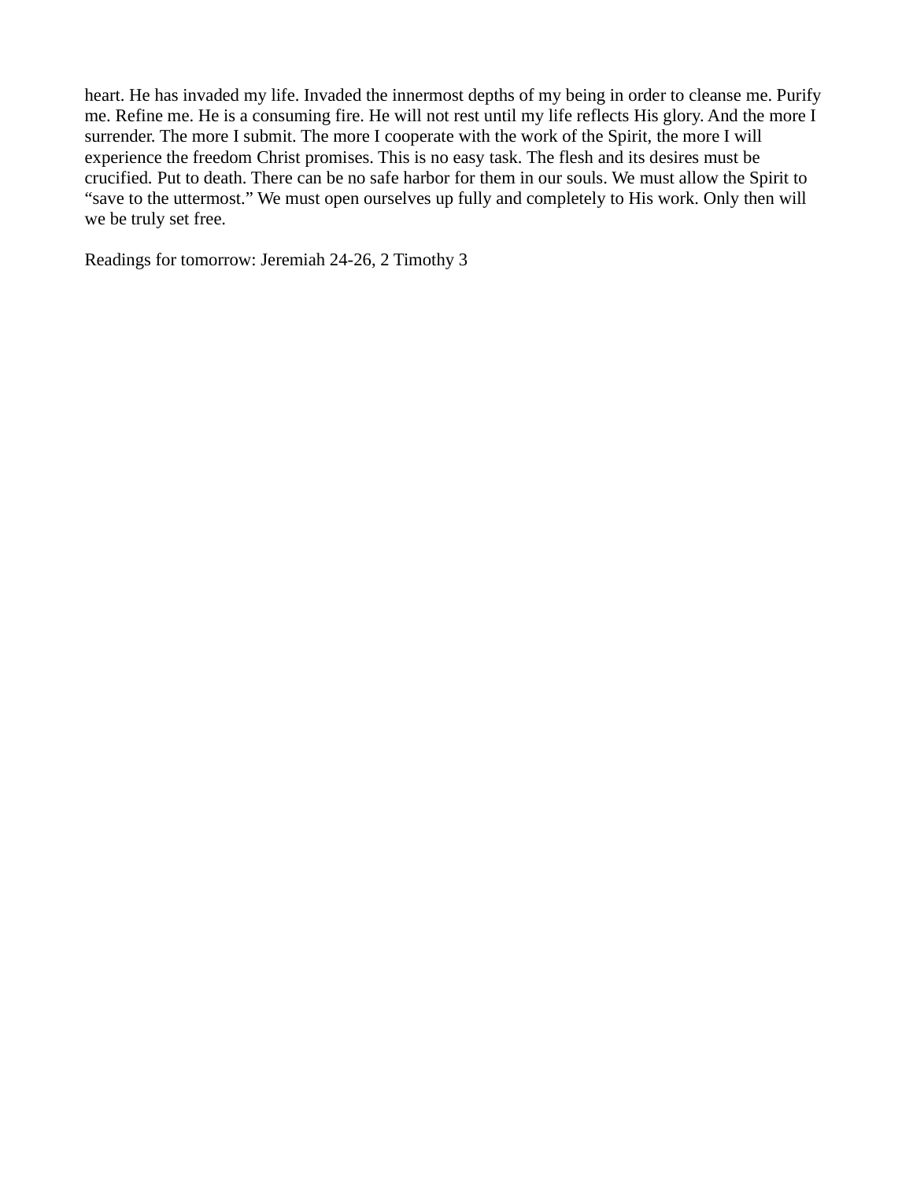heart. He has invaded my life. Invaded the innermost depths of my being in order to cleanse me. Purify me. Refine me. He is a consuming fire. He will not rest until my life reflects His glory. And the more I surrender. The more I submit. The more I cooperate with the work of the Spirit, the more I will experience the freedom Christ promises. This is no easy task. The flesh and its desires must be crucified. Put to death. There can be no safe harbor for them in our souls. We must allow the Spirit to "save to the uttermost." We must open ourselves up fully and completely to His work. Only then will we be truly set free.

Readings for tomorrow: Jeremiah 24-26, 2 Timothy 3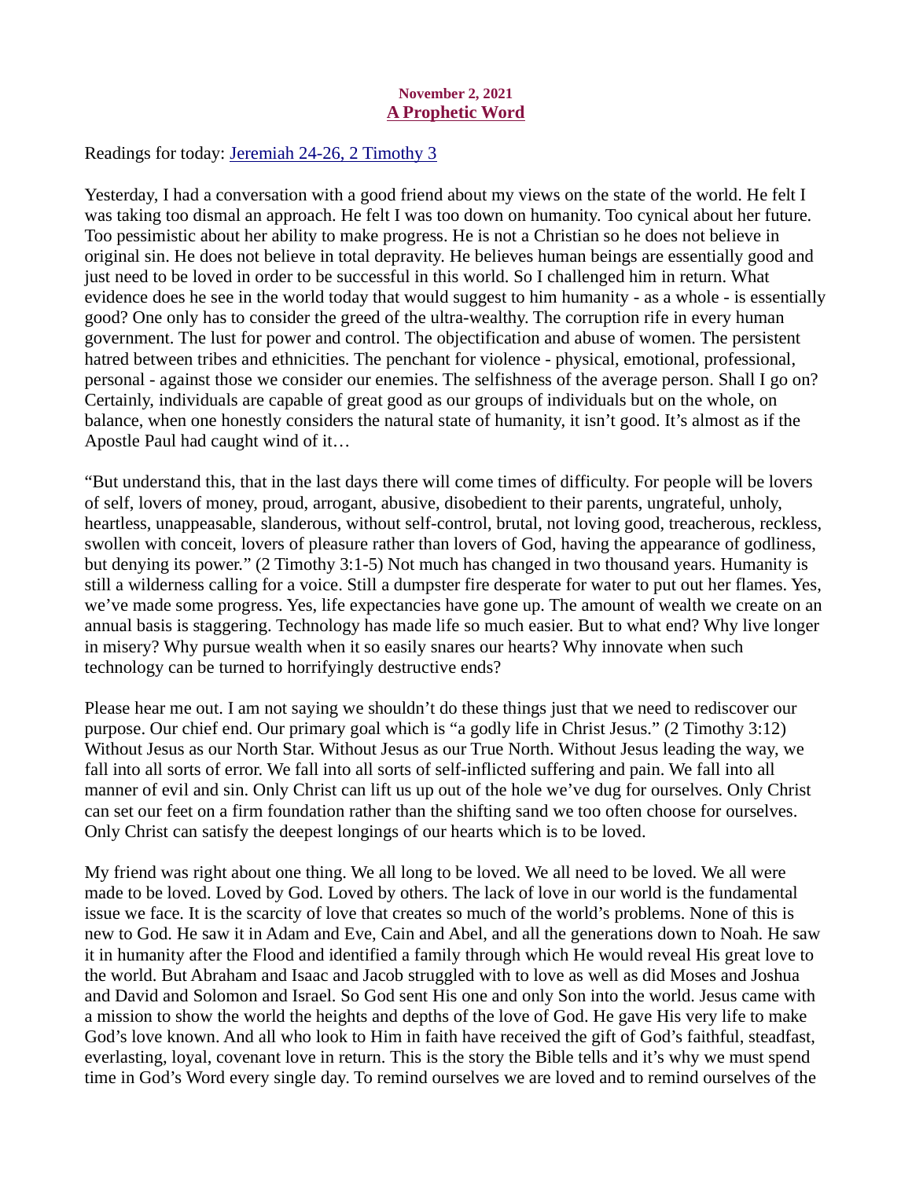**November 2, 2021**

## [A Prophetic Word]

Readings for today: [Jeremiah 24-26, 2 Timothy 3]

Yesterday, I had a conversation with a good friend about my views on the state of the world. He felt I was taking too dismal an approach. He felt I was too down on humanity. Too cynical about her future. Too pessimistic about her ability to make progress. He is not a Christian so he does not believe in original sin. He does not believe in total depravity. He believes human beings are essentially good and just need to be loved in order to be successful in this world. So I challenged him in return. What evidence does he see in the world today that would suggest to him humanity - as a whole - is essentially good? One only has to consider the greed of the ultra-wealthy. The corruption rife in every human government. The lust for power and control. The objectification and abuse of women. The persistent hatred between tribes and ethnicities. The penchant for violence - physical, emotional, professional, personal - against those we consider our enemies. The selfishness of the average person. Shall I go on? Certainly, individuals are capable of great good as our groups of individuals but on the whole, on balance, when one honestly considers the natural state of humanity, it isn't good. It's almost as if the Apostle Paul had caught wind of it…

"But understand this, that in the last days there will come times of difficulty. For people will be lovers of self, lovers of money, proud, arrogant, abusive, disobedient to their parents, ungrateful, unholy, heartless, unappeasable, slanderous, without self-control, brutal, not loving good, treacherous, reckless, swollen with conceit, lovers of pleasure rather than lovers of God, having the appearance of godliness, but denying its power." (2 Timothy 3:1-5) Not much has changed in two thousand years. Humanity is still a wilderness calling for a voice. Still a dumpster fire desperate for water to put out her flames. Yes, we've made some progress. Yes, life expectancies have gone up. The amount of wealth we create on an annual basis is staggering. Technology has made life so much easier. But to what end? Why live longer in misery? Why pursue wealth when it so easily snares our hearts? Why innovate when such technology can be turned to horrifyingly destructive ends?

Please hear me out. I am not saying we shouldn't do these things just that we need to rediscover our purpose. Our chief end. Our primary goal which is "a godly life in Christ Jesus." (2 Timothy 3:12) Without Jesus as our North Star. Without Jesus as our True North. Without Jesus leading the way, we fall into all sorts of error. We fall into all sorts of self-inflicted suffering and pain. We fall into all manner of evil and sin. Only Christ can lift us up out of the hole we've dug for ourselves. Only Christ can set our feet on a firm foundation rather than the shifting sand we too often choose for ourselves. Only Christ can satisfy the deepest longings of our hearts which is to be loved.

My friend was right about one thing. We all long to be loved. We all need to be loved. We all were made to be loved. Loved by God. Loved by others. The lack of love in our world is the fundamental issue we face. It is the scarcity of love that creates so much of the world's problems. None of this is new to God. He saw it in Adam and Eve, Cain and Abel, and all the generations down to Noah. He saw it in humanity after the Flood and identified a family through which He would reveal His great love to the world. But Abraham and Isaac and Jacob struggled with to love as well as did Moses and Joshua and David and Solomon and Israel. So God sent His one and only Son into the world. Jesus came with a mission to show the world the heights and depths of the love of God. He gave His very life to make God's love known. And all who look to Him in faith have received the gift of God's faithful, steadfast, everlasting, loyal, covenant love in return. This is the story the Bible tells and it's why we must spend time in God's Word every single day. To remind ourselves we are loved and to remind ourselves of the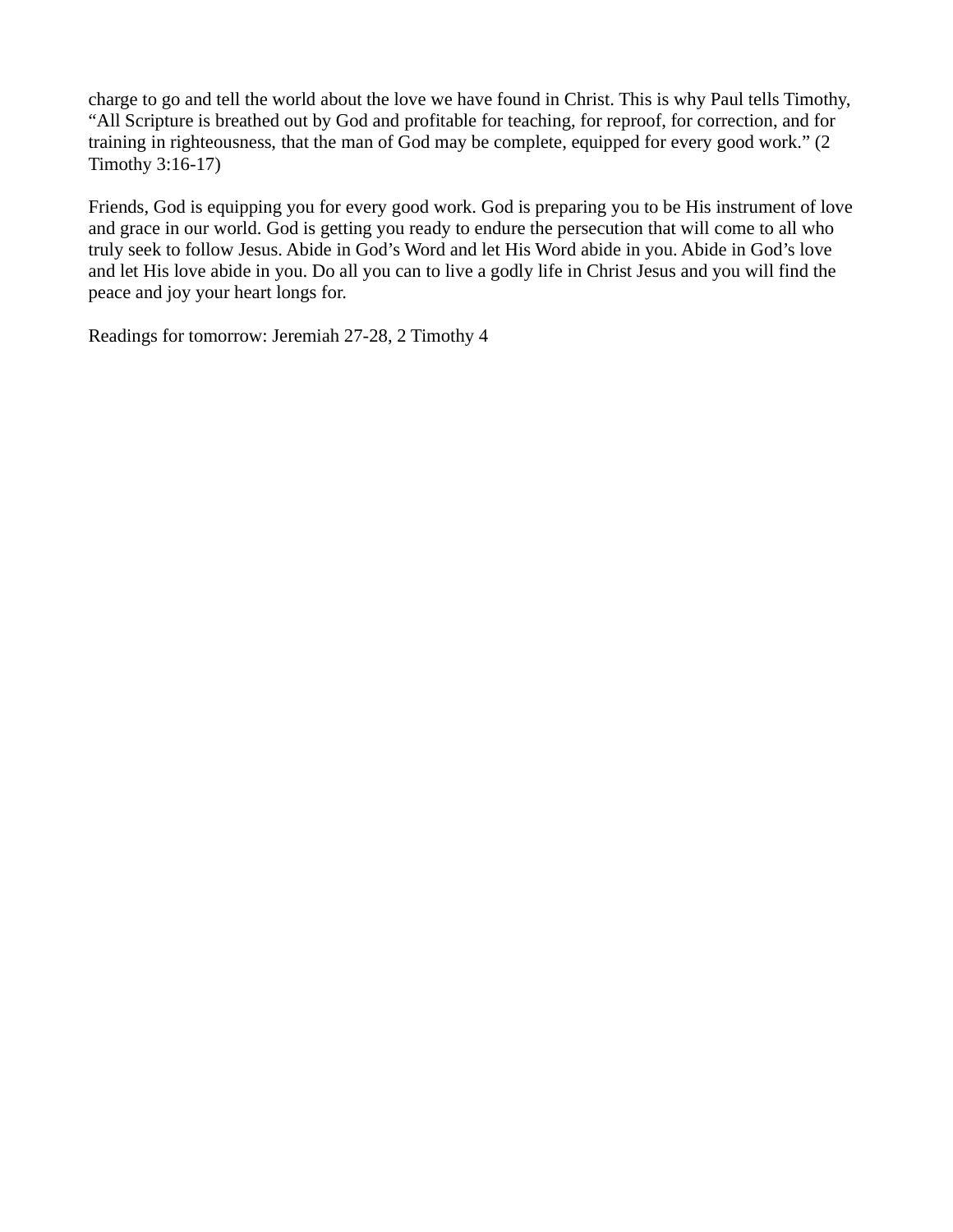charge to go and tell the world about the love we have found in Christ. This is why Paul tells Timothy, "All Scripture is breathed out by God and profitable for teaching, for reproof, for correction, and for training in righteousness, that the man of God may be complete, equipped for every good work." (2 Timothy 3:16-17)

Friends, God is equipping you for every good work. God is preparing you to be His instrument of love and grace in our world. God is getting you ready to endure the persecution that will come to all who truly seek to follow Jesus. Abide in God's Word and let His Word abide in you. Abide in God's love and let His love abide in you. Do all you can to live a godly life in Christ Jesus and you will find the peace and joy your heart longs for.

Readings for tomorrow: Jeremiah 27-28, 2 Timothy 4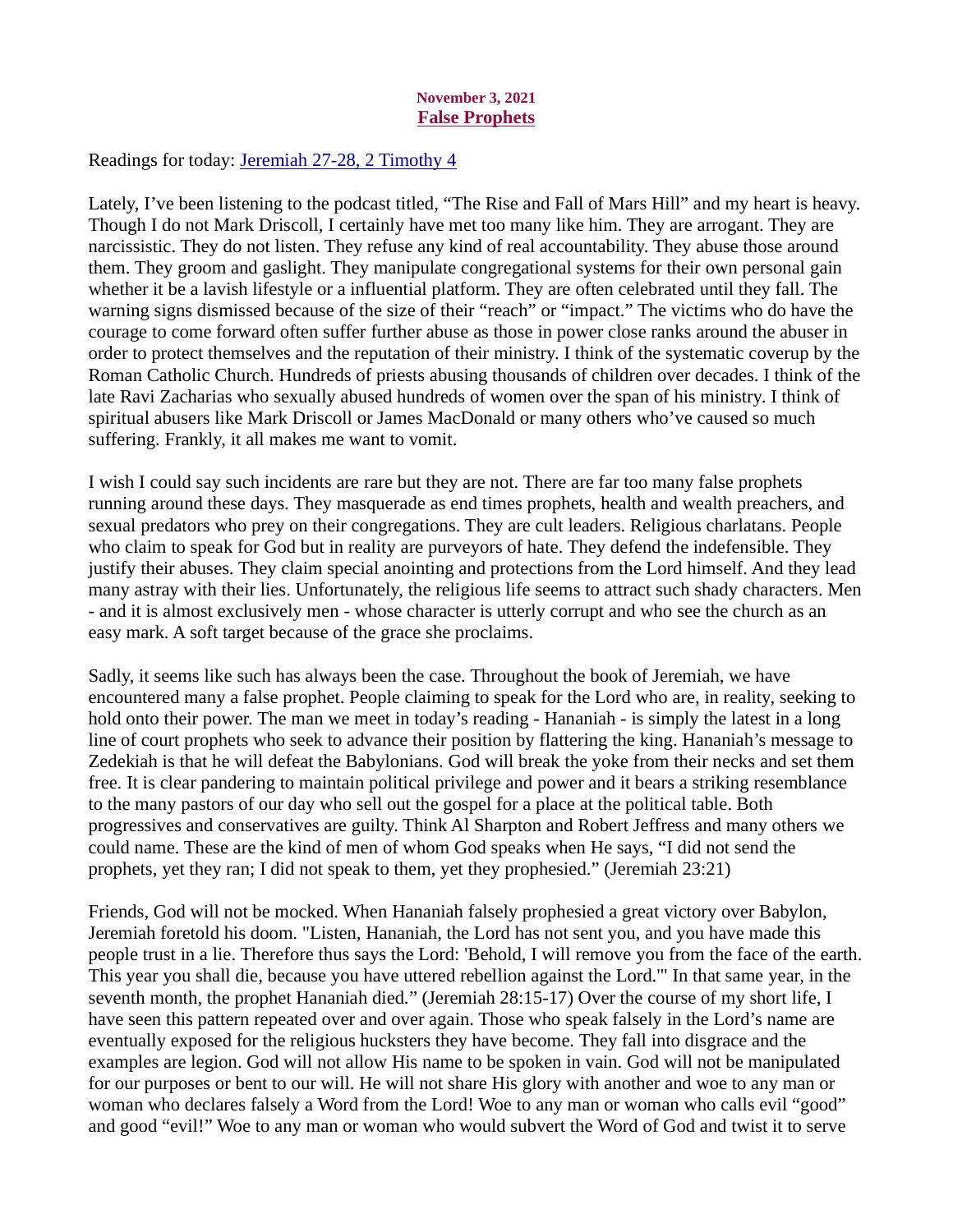**November 3, 2021**

## False Prophets

Readings for today: [Jeremiah 27-28, 2 Timothy 4]

Lately, I've been listening to the podcast titled, "The Rise and Fall of Mars Hill" and my heart is heavy. Though I do not Mark Driscoll, I certainly have met too many like him. They are arrogant. They are narcissistic. They do not listen. They refuse any kind of real accountability. They abuse those around them. They groom and gaslight. They manipulate congregational systems for their own personal gain whether it be a lavish lifestyle or a influential platform. They are often celebrated until they fall. The warning signs dismissed because of the size of their "reach" or "impact." The victims who do have the courage to come forward often suffer further abuse as those in power close ranks around the abuser in order to protect themselves and the reputation of their ministry. I think of the systematic coverup by the Roman Catholic Church. Hundreds of priests abusing thousands of children over decades. I think of the late Ravi Zacharias who sexually abused hundreds of women over the span of his ministry. I think of spiritual abusers like Mark Driscoll or James MacDonald or many others who've caused so much suffering. Frankly, it all makes me want to vomit.

I wish I could say such incidents are rare but they are not. There are far too many false prophets running around these days. They masquerade as end times prophets, health and wealth preachers, and sexual predators who prey on their congregations. They are cult leaders. Religious charlatans. People who claim to speak for God but in reality are purveyors of hate. They defend the indefensible. They justify their abuses. They claim special anointing and protections from the Lord himself. And they lead many astray with their lies. Unfortunately, the religious life seems to attract such shady characters. Men - and it is almost exclusively men - whose character is utterly corrupt and who see the church as an easy mark. A soft target because of the grace she proclaims.

Sadly, it seems like such has always been the case. Throughout the book of Jeremiah, we have encountered many a false prophet. People claiming to speak for the Lord who are, in reality, seeking to hold onto their power. The man we meet in today's reading - Hananiah - is simply the latest in a long line of court prophets who seek to advance their position by flattering the king. Hananiah's message to Zedekiah is that he will defeat the Babylonians. God will break the yoke from their necks and set them free. It is clear pandering to maintain political privilege and power and it bears a striking resemblance to the many pastors of our day who sell out the gospel for a place at the political table. Both progressives and conservatives are guilty. Think Al Sharpton and Robert Jeffress and many others we could name. These are the kind of men of whom God speaks when He says, "I did not send the prophets, yet they ran; I did not speak to them, yet they prophesied." (Jeremiah 23:21)

Friends, God will not be mocked. When Hananiah falsely prophesied a great victory over Babylon, Jeremiah foretold his doom. "Listen, Hananiah, the Lord has not sent you, and you have made this people trust in a lie. Therefore thus says the Lord: 'Behold, I will remove you from the face of the earth. This year you shall die, because you have uttered rebellion against the Lord.'" In that same year, in the seventh month, the prophet Hananiah died." (Jeremiah 28:15-17) Over the course of my short life, I have seen this pattern repeated over and over again. Those who speak falsely in the Lord's name are eventually exposed for the religious hucksters they have become. They fall into disgrace and the examples are legion. God will not allow His name to be spoken in vain. God will not be manipulated for our purposes or bent to our will. He will not share His glory with another and woe to any man or woman who declares falsely a Word from the Lord! Woe to any man or woman who calls evil "good" and good "evil!" Woe to any man or woman who would subvert the Word of God and twist it to serve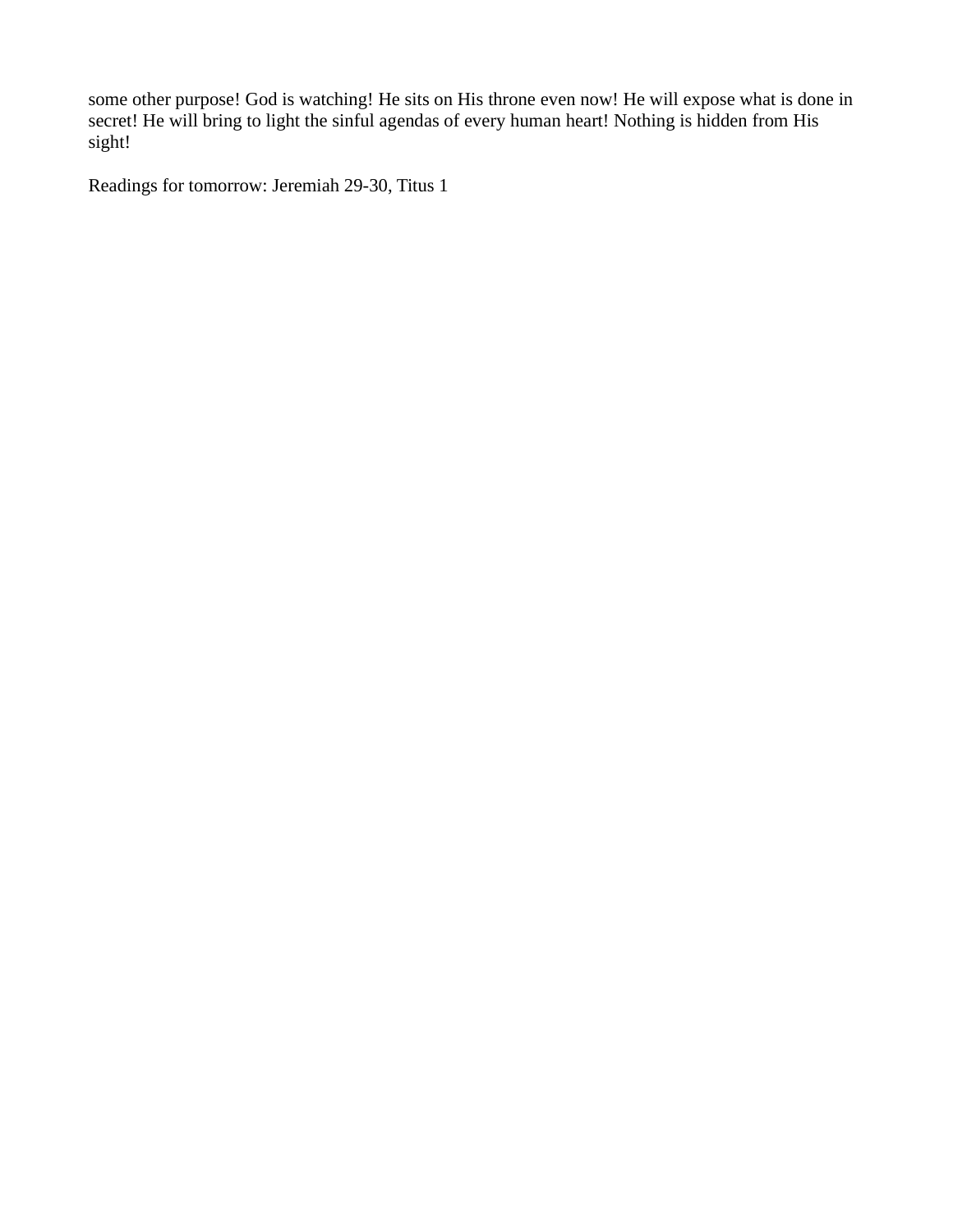some other purpose! God is watching! He sits on His throne even now! He will expose what is done in secret! He will bring to light the sinful agendas of every human heart! Nothing is hidden from His sight!

Readings for tomorrow: Jeremiah 29-30, Titus 1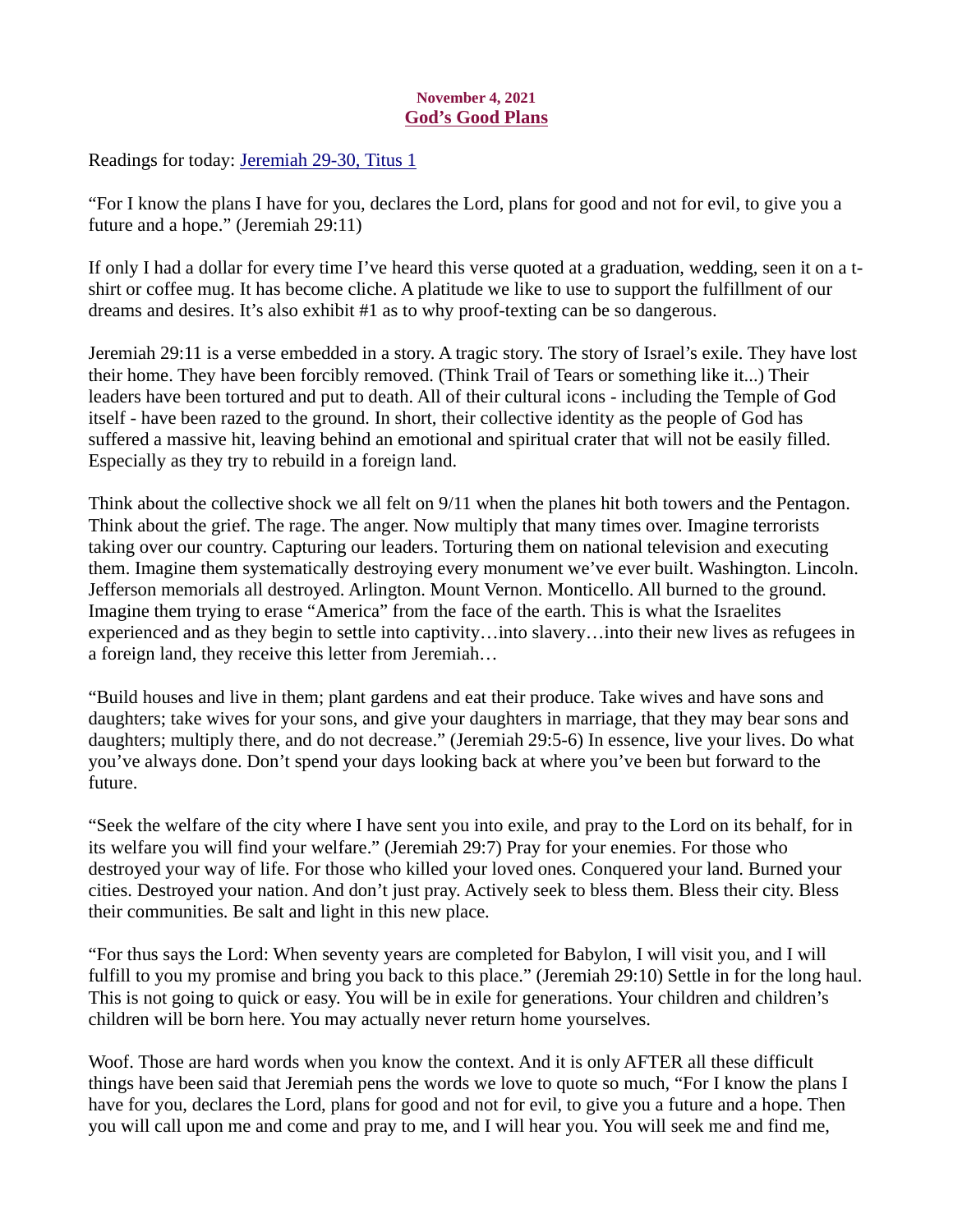November 4, 2021

## God's Good Plans

Readings for today: Jeremiah 29-30, Titus 1

"For I know the plans I have for you, declares the Lord, plans for good and not for evil, to give you a future and a hope." (Jeremiah 29:11)

If only I had a dollar for every time I've heard this verse quoted at a graduation, wedding, seen it on a t-shirt or coffee mug. It has become cliche. A platitude we like to use to support the fulfillment of our dreams and desires. It's also exhibit #1 as to why proof-texting can be so dangerous.

Jeremiah 29:11 is a verse embedded in a story. A tragic story. The story of Israel's exile. They have lost their home. They have been forcibly removed. (Think Trail of Tears or something like it...) Their leaders have been tortured and put to death. All of their cultural icons - including the Temple of God itself - have been razed to the ground. In short, their collective identity as the people of God has suffered a massive hit, leaving behind an emotional and spiritual crater that will not be easily filled. Especially as they try to rebuild in a foreign land.

Think about the collective shock we all felt on 9/11 when the planes hit both towers and the Pentagon. Think about the grief. The rage. The anger. Now multiply that many times over. Imagine terrorists taking over our country. Capturing our leaders. Torturing them on national television and executing them. Imagine them systematically destroying every monument we've ever built. Washington. Lincoln. Jefferson memorials all destroyed. Arlington. Mount Vernon. Monticello. All burned to the ground. Imagine them trying to erase "America" from the face of the earth. This is what the Israelites experienced and as they begin to settle into captivity…into slavery…into their new lives as refugees in a foreign land, they receive this letter from Jeremiah…

"Build houses and live in them; plant gardens and eat their produce. Take wives and have sons and daughters; take wives for your sons, and give your daughters in marriage, that they may bear sons and daughters; multiply there, and do not decrease." (Jeremiah 29:5-6) In essence, live your lives. Do what you've always done. Don't spend your days looking back at where you've been but forward to the future.

"Seek the welfare of the city where I have sent you into exile, and pray to the Lord on its behalf, for in its welfare you will find your welfare." (Jeremiah 29:7) Pray for your enemies. For those who destroyed your way of life. For those who killed your loved ones. Conquered your land. Burned your cities. Destroyed your nation. And don't just pray. Actively seek to bless them. Bless their city. Bless their communities. Be salt and light in this new place.

"For thus says the Lord: When seventy years are completed for Babylon, I will visit you, and I will fulfill to you my promise and bring you back to this place." (Jeremiah 29:10) Settle in for the long haul. This is not going to quick or easy. You will be in exile for generations. Your children and children's children will be born here. You may actually never return home yourselves.

Woof. Those are hard words when you know the context. And it is only AFTER all these difficult things have been said that Jeremiah pens the words we love to quote so much, "For I know the plans I have for you, declares the Lord, plans for good and not for evil, to give you a future and a hope. Then you will call upon me and come and pray to me, and I will hear you. You will seek me and find me,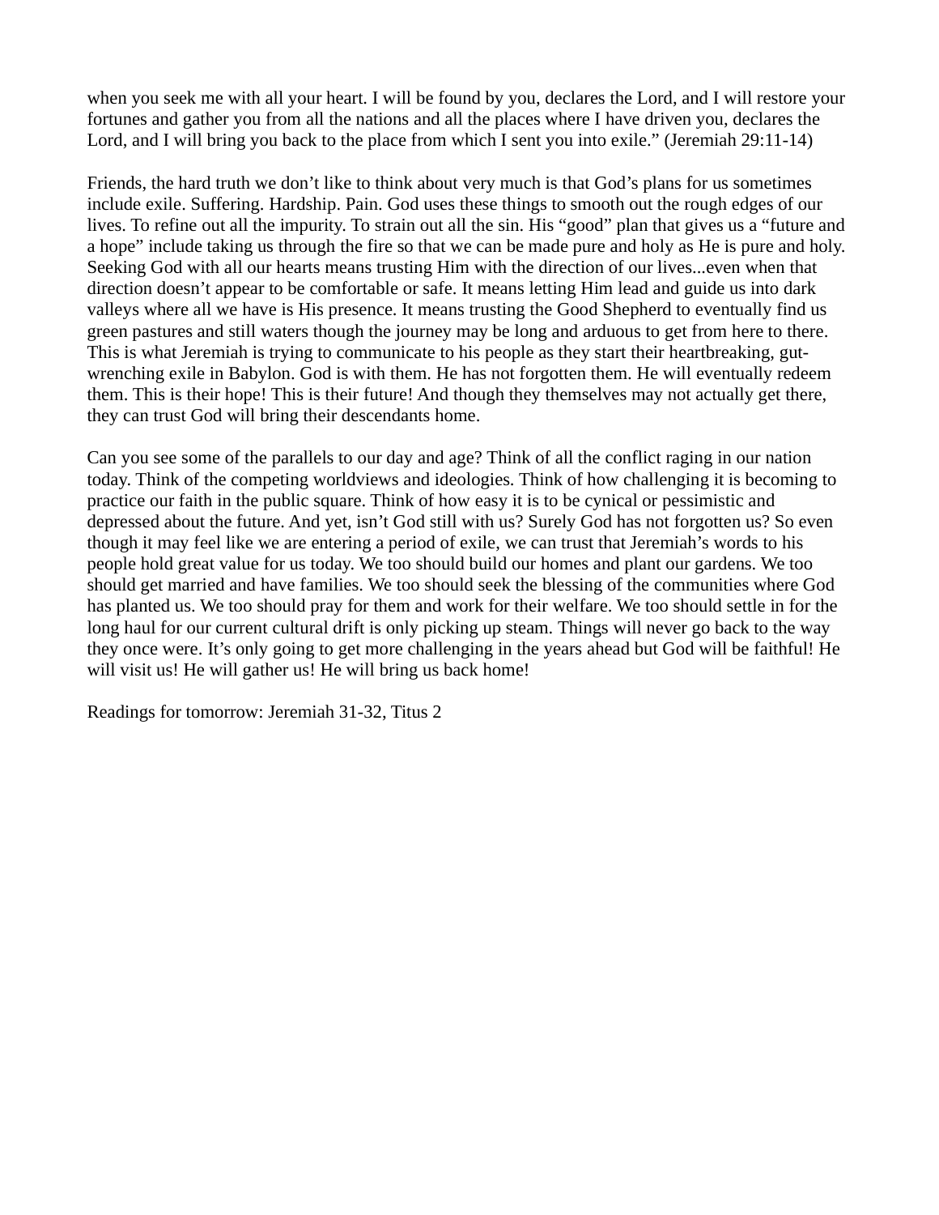when you seek me with all your heart. I will be found by you, declares the Lord, and I will restore your fortunes and gather you from all the nations and all the places where I have driven you, declares the Lord, and I will bring you back to the place from which I sent you into exile." (Jeremiah 29:11-14)

Friends, the hard truth we don't like to think about very much is that God's plans for us sometimes include exile. Suffering. Hardship. Pain. God uses these things to smooth out the rough edges of our lives. To refine out all the impurity. To strain out all the sin. His "good" plan that gives us a "future and a hope" include taking us through the fire so that we can be made pure and holy as He is pure and holy. Seeking God with all our hearts means trusting Him with the direction of our lives...even when that direction doesn't appear to be comfortable or safe. It means letting Him lead and guide us into dark valleys where all we have is His presence. It means trusting the Good Shepherd to eventually find us green pastures and still waters though the journey may be long and arduous to get from here to there. This is what Jeremiah is trying to communicate to his people as they start their heartbreaking, gut-wrenching exile in Babylon. God is with them. He has not forgotten them. He will eventually redeem them. This is their hope! This is their future! And though they themselves may not actually get there, they can trust God will bring their descendants home.

Can you see some of the parallels to our day and age? Think of all the conflict raging in our nation today. Think of the competing worldviews and ideologies. Think of how challenging it is becoming to practice our faith in the public square. Think of how easy it is to be cynical or pessimistic and depressed about the future. And yet, isn't God still with us? Surely God has not forgotten us? So even though it may feel like we are entering a period of exile, we can trust that Jeremiah's words to his people hold great value for us today. We too should build our homes and plant our gardens. We too should get married and have families. We too should seek the blessing of the communities where God has planted us. We too should pray for them and work for their welfare. We too should settle in for the long haul for our current cultural drift is only picking up steam. Things will never go back to the way they once were. It's only going to get more challenging in the years ahead but God will be faithful! He will visit us! He will gather us! He will bring us back home!

Readings for tomorrow: Jeremiah 31-32, Titus 2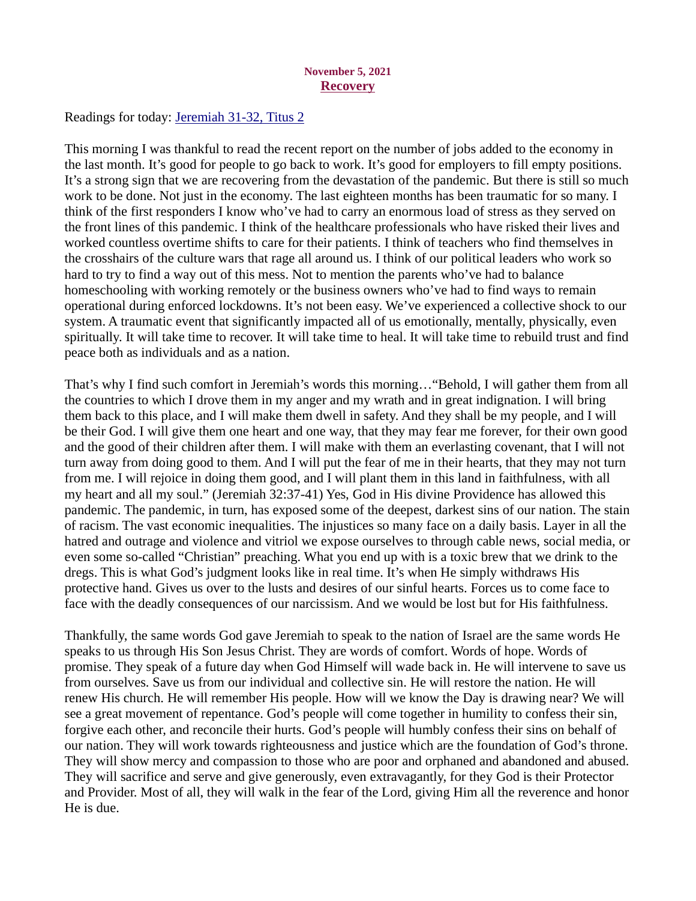**November 5, 2021**

# Recovery

Readings for today: [Jeremiah 31-32, Titus 2]

This morning I was thankful to read the recent report on the number of jobs added to the economy in the last month. It's good for people to go back to work. It's good for employers to fill empty positions. It's a strong sign that we are recovering from the devastation of the pandemic. But there is still so much work to be done. Not just in the economy. The last eighteen months has been traumatic for so many. I think of the first responders I know who've had to carry an enormous load of stress as they served on the front lines of this pandemic. I think of the healthcare professionals who have risked their lives and worked countless overtime shifts to care for their patients. I think of teachers who find themselves in the crosshairs of the culture wars that rage all around us. I think of our political leaders who work so hard to try to find a way out of this mess. Not to mention the parents who've had to balance homeschooling with working remotely or the business owners who've had to find ways to remain operational during enforced lockdowns. It's not been easy. We've experienced a collective shock to our system. A traumatic event that significantly impacted all of us emotionally, mentally, physically, even spiritually. It will take time to recover. It will take time to heal. It will take time to rebuild trust and find peace both as individuals and as a nation.

That's why I find such comfort in Jeremiah's words this morning…"Behold, I will gather them from all the countries to which I drove them in my anger and my wrath and in great indignation. I will bring them back to this place, and I will make them dwell in safety. And they shall be my people, and I will be their God. I will give them one heart and one way, that they may fear me forever, for their own good and the good of their children after them. I will make with them an everlasting covenant, that I will not turn away from doing good to them. And I will put the fear of me in their hearts, that they may not turn from me. I will rejoice in doing them good, and I will plant them in this land in faithfulness, with all my heart and all my soul." (Jeremiah 32:37-41) Yes, God in His divine Providence has allowed this pandemic. The pandemic, in turn, has exposed some of the deepest, darkest sins of our nation. The stain of racism. The vast economic inequalities. The injustices so many face on a daily basis. Layer in all the hatred and outrage and violence and vitriol we expose ourselves to through cable news, social media, or even some so-called "Christian" preaching. What you end up with is a toxic brew that we drink to the dregs. This is what God's judgment looks like in real time. It's when He simply withdraws His protective hand. Gives us over to the lusts and desires of our sinful hearts. Forces us to come face to face with the deadly consequences of our narcissism. And we would be lost but for His faithfulness.

Thankfully, the same words God gave Jeremiah to speak to the nation of Israel are the same words He speaks to us through His Son Jesus Christ. They are words of comfort. Words of hope. Words of promise. They speak of a future day when God Himself will wade back in. He will intervene to save us from ourselves. Save us from our individual and collective sin. He will restore the nation. He will renew His church. He will remember His people. How will we know the Day is drawing near? We will see a great movement of repentance. God's people will come together in humility to confess their sin, forgive each other, and reconcile their hurts. God's people will humbly confess their sins on behalf of our nation. They will work towards righteousness and justice which are the foundation of God's throne. They will show mercy and compassion to those who are poor and orphaned and abandoned and abused. They will sacrifice and serve and give generously, even extravagantly, for they God is their Protector and Provider. Most of all, they will walk in the fear of the Lord, giving Him all the reverence and honor He is due.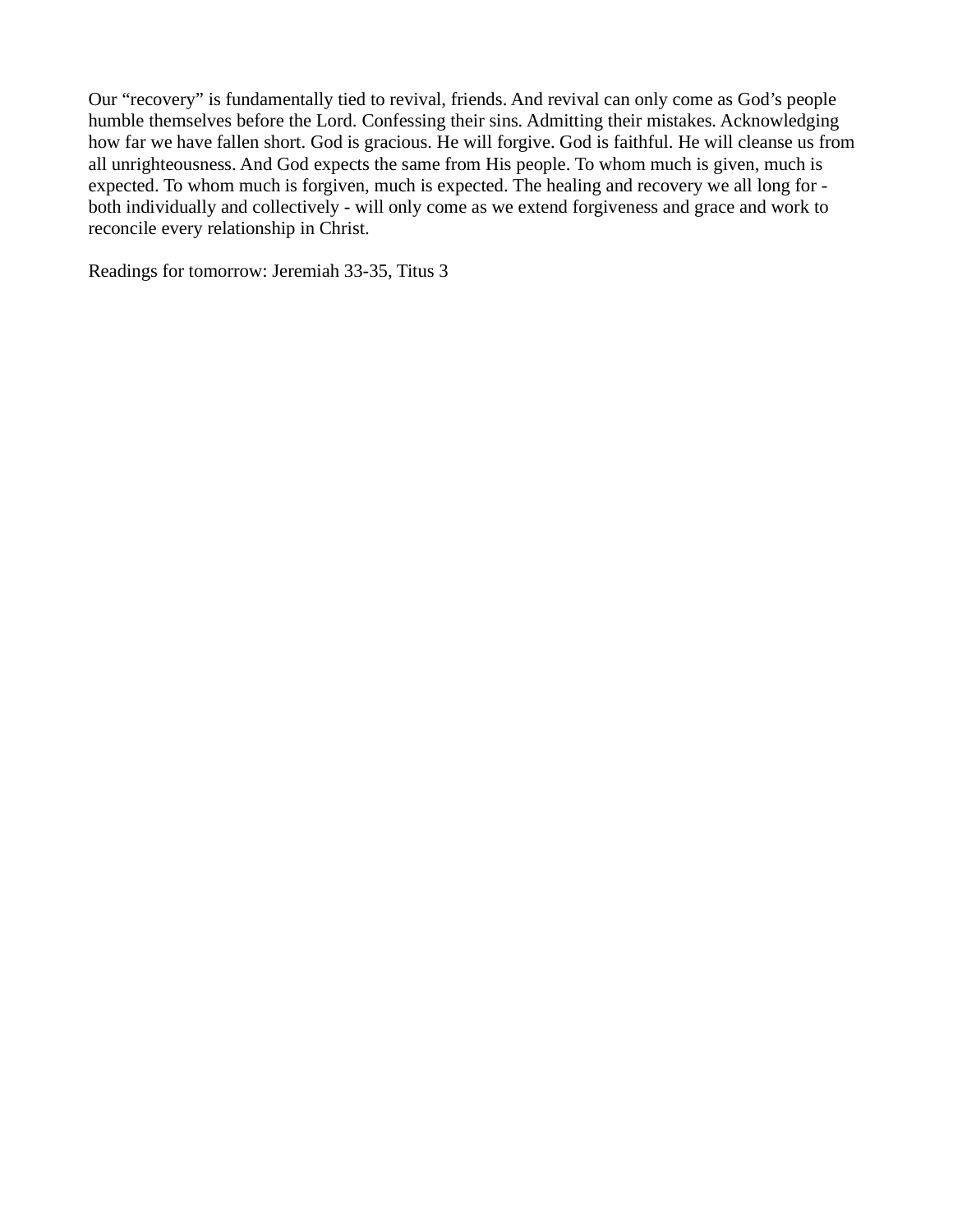Our “recovery” is fundamentally tied to revival, friends. And revival can only come as God’s people humble themselves before the Lord. Confessing their sins. Admitting their mistakes. Acknowledging how far we have fallen short. God is gracious. He will forgive. God is faithful. He will cleanse us from all unrighteousness. And God expects the same from His people. To whom much is given, much is expected. To whom much is forgiven, much is expected. The healing and recovery we all long for - both individually and collectively - will only come as we extend forgiveness and grace and work to reconcile every relationship in Christ.

Readings for tomorrow: Jeremiah 33-35, Titus 3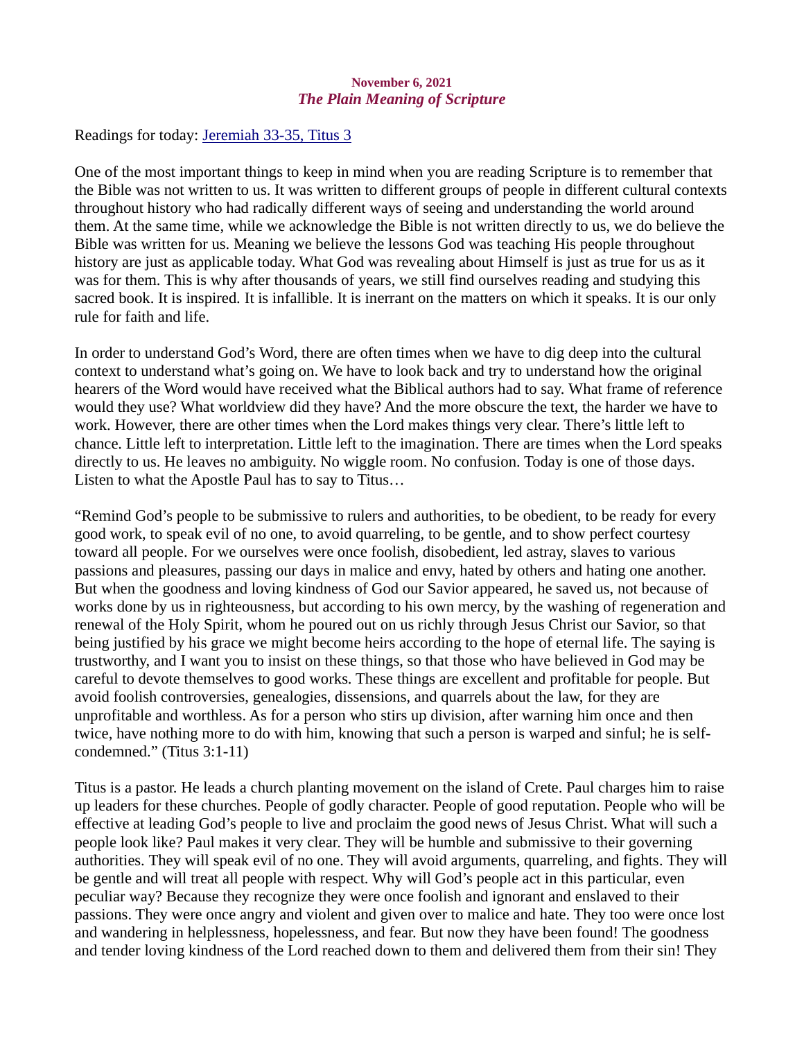**November 6, 2021**
***The Plain Meaning of Scripture***

Readings for today: [Jeremiah 33-35, Titus 3]()

One of the most important things to keep in mind when you are reading Scripture is to remember that the Bible was not written to us. It was written to different groups of people in different cultural contexts throughout history who had radically different ways of seeing and understanding the world around them. At the same time, while we acknowledge the Bible is not written directly to us, we do believe the Bible was written for us. Meaning we believe the lessons God was teaching His people throughout history are just as applicable today. What God was revealing about Himself is just as true for us as it was for them. This is why after thousands of years, we still find ourselves reading and studying this sacred book. It is inspired. It is infallible. It is inerrant on the matters on which it speaks. It is our only rule for faith and life.

In order to understand God's Word, there are often times when we have to dig deep into the cultural context to understand what's going on. We have to look back and try to understand how the original hearers of the Word would have received what the Biblical authors had to say. What frame of reference would they use? What worldview did they have? And the more obscure the text, the harder we have to work. However, there are other times when the Lord makes things very clear. There's little left to chance. Little left to interpretation. Little left to the imagination. There are times when the Lord speaks directly to us. He leaves no ambiguity. No wiggle room. No confusion. Today is one of those days. Listen to what the Apostle Paul has to say to Titus…

"Remind God's people to be submissive to rulers and authorities, to be obedient, to be ready for every good work, to speak evil of no one, to avoid quarreling, to be gentle, and to show perfect courtesy toward all people. For we ourselves were once foolish, disobedient, led astray, slaves to various passions and pleasures, passing our days in malice and envy, hated by others and hating one another. But when the goodness and loving kindness of God our Savior appeared, he saved us, not because of works done by us in righteousness, but according to his own mercy, by the washing of regeneration and renewal of the Holy Spirit, whom he poured out on us richly through Jesus Christ our Savior, so that being justified by his grace we might become heirs according to the hope of eternal life. The saying is trustworthy, and I want you to insist on these things, so that those who have believed in God may be careful to devote themselves to good works. These things are excellent and profitable for people. But avoid foolish controversies, genealogies, dissensions, and quarrels about the law, for they are unprofitable and worthless. As for a person who stirs up division, after warning him once and then twice, have nothing more to do with him, knowing that such a person is warped and sinful; he is self-condemned." (Titus 3:1-11)

Titus is a pastor. He leads a church planting movement on the island of Crete. Paul charges him to raise up leaders for these churches. People of godly character. People of good reputation. People who will be effective at leading God's people to live and proclaim the good news of Jesus Christ. What will such a people look like? Paul makes it very clear. They will be humble and submissive to their governing authorities. They will speak evil of no one. They will avoid arguments, quarreling, and fights. They will be gentle and will treat all people with respect. Why will God's people act in this particular, even peculiar way? Because they recognize they were once foolish and ignorant and enslaved to their passions. They were once angry and violent and given over to malice and hate. They too were once lost and wandering in helplessness, hopelessness, and fear. But now they have been found! The goodness and tender loving kindness of the Lord reached down to them and delivered them from their sin! They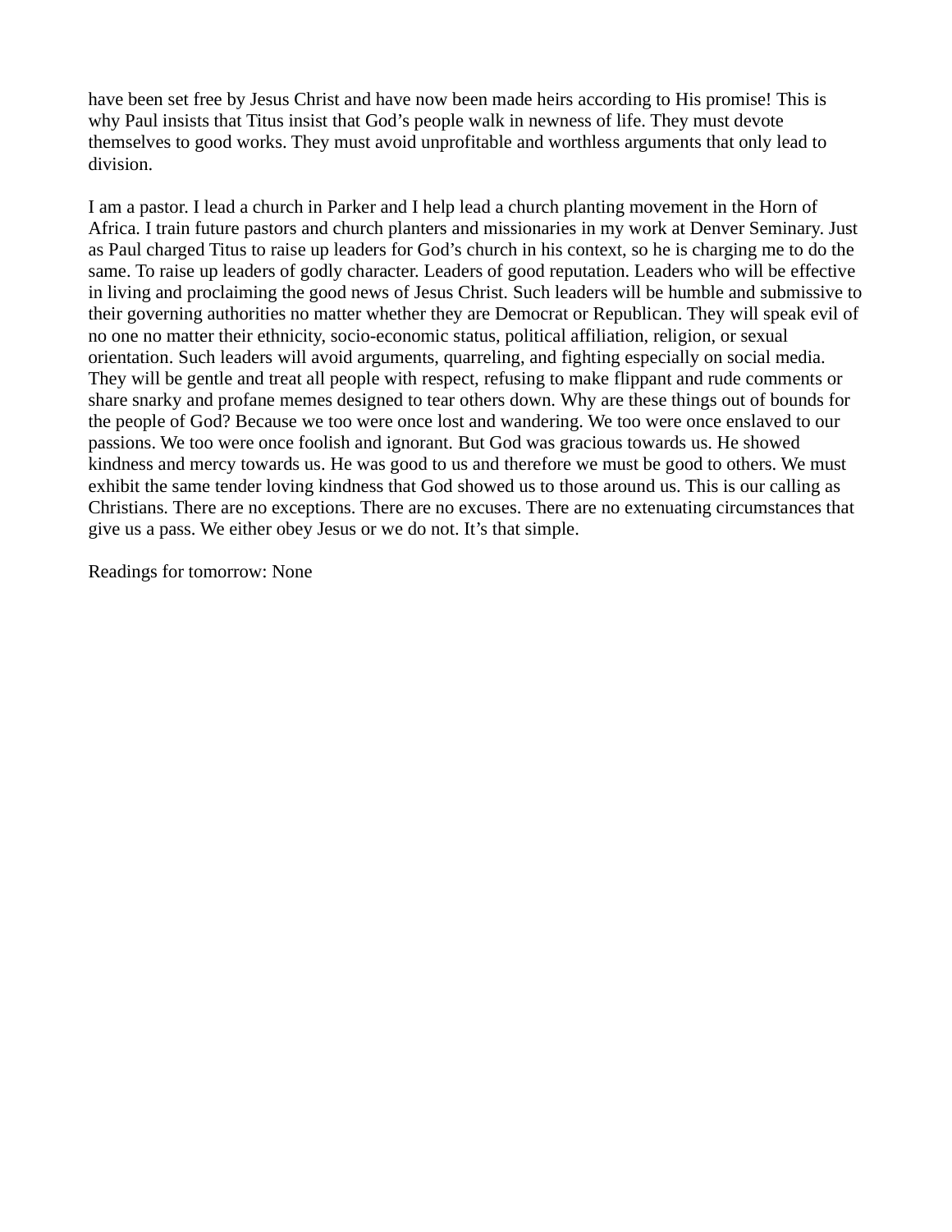have been set free by Jesus Christ and have now been made heirs according to His promise! This is why Paul insists that Titus insist that God's people walk in newness of life. They must devote themselves to good works. They must avoid unprofitable and worthless arguments that only lead to division.

I am a pastor. I lead a church in Parker and I help lead a church planting movement in the Horn of Africa. I train future pastors and church planters and missionaries in my work at Denver Seminary. Just as Paul charged Titus to raise up leaders for God's church in his context, so he is charging me to do the same. To raise up leaders of godly character. Leaders of good reputation. Leaders who will be effective in living and proclaiming the good news of Jesus Christ. Such leaders will be humble and submissive to their governing authorities no matter whether they are Democrat or Republican. They will speak evil of no one no matter their ethnicity, socio-economic status, political affiliation, religion, or sexual orientation. Such leaders will avoid arguments, quarreling, and fighting especially on social media. They will be gentle and treat all people with respect, refusing to make flippant and rude comments or share snarky and profane memes designed to tear others down. Why are these things out of bounds for the people of God? Because we too were once lost and wandering. We too were once enslaved to our passions. We too were once foolish and ignorant. But God was gracious towards us. He showed kindness and mercy towards us. He was good to us and therefore we must be good to others. We must exhibit the same tender loving kindness that God showed us to those around us. This is our calling as Christians. There are no exceptions. There are no excuses. There are no extenuating circumstances that give us a pass. We either obey Jesus or we do not. It's that simple.

Readings for tomorrow: None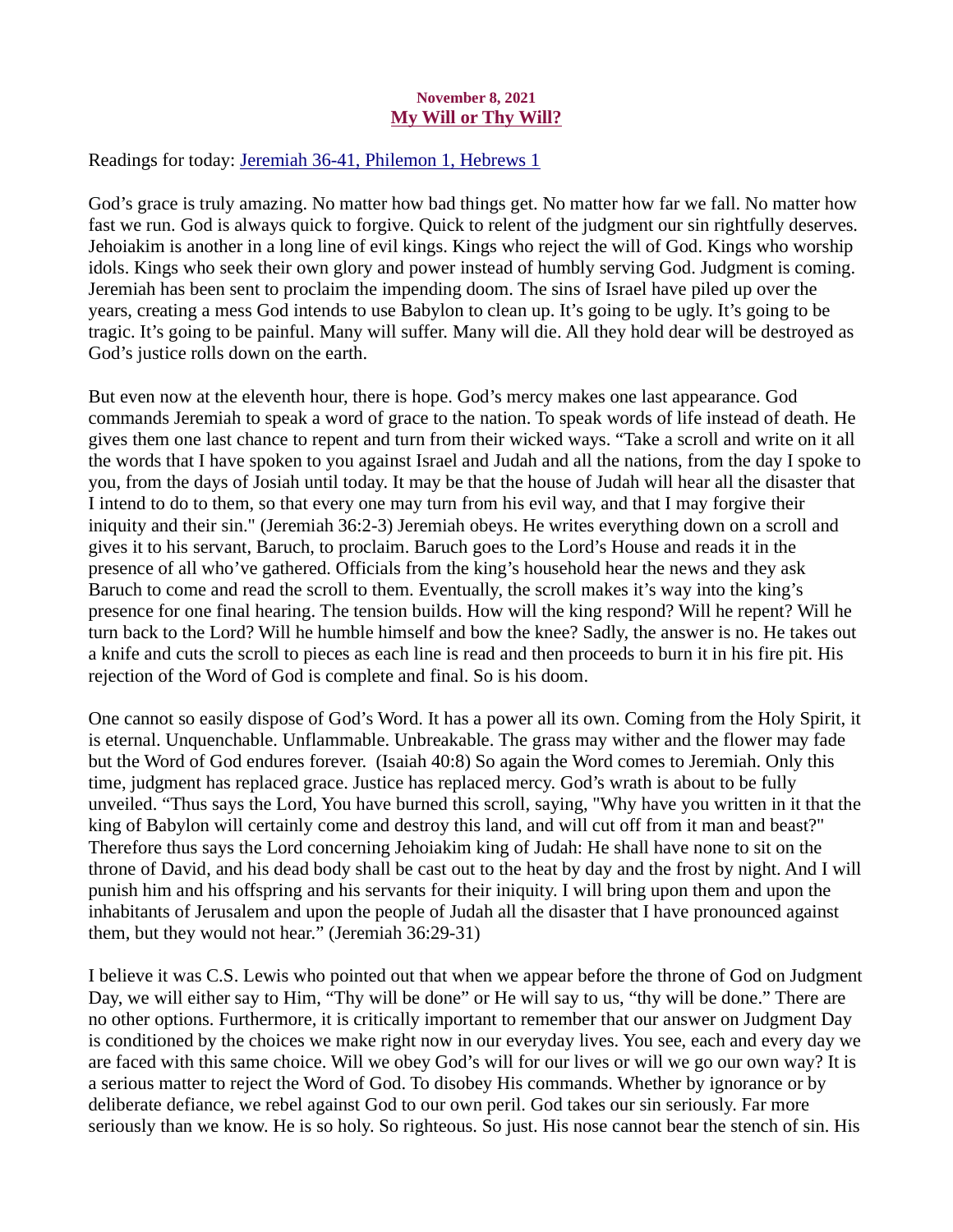**November 8, 2021**

## My Will or Thy Will?

Readings for today: [Jeremiah 36-41, Philemon 1, Hebrews 1]

God's grace is truly amazing. No matter how bad things get. No matter how far we fall. No matter how fast we run. God is always quick to forgive. Quick to relent of the judgment our sin rightfully deserves. Jehoiakim is another in a long line of evil kings. Kings who reject the will of God. Kings who worship idols. Kings who seek their own glory and power instead of humbly serving God. Judgment is coming. Jeremiah has been sent to proclaim the impending doom. The sins of Israel have piled up over the years, creating a mess God intends to use Babylon to clean up. It's going to be ugly. It's going to be tragic. It's going to be painful. Many will suffer. Many will die. All they hold dear will be destroyed as God's justice rolls down on the earth.

But even now at the eleventh hour, there is hope. God's mercy makes one last appearance. God commands Jeremiah to speak a word of grace to the nation. To speak words of life instead of death. He gives them one last chance to repent and turn from their wicked ways. "Take a scroll and write on it all the words that I have spoken to you against Israel and Judah and all the nations, from the day I spoke to you, from the days of Josiah until today. It may be that the house of Judah will hear all the disaster that I intend to do to them, so that every one may turn from his evil way, and that I may forgive their iniquity and their sin." (Jeremiah 36:2-3) Jeremiah obeys. He writes everything down on a scroll and gives it to his servant, Baruch, to proclaim. Baruch goes to the Lord's House and reads it in the presence of all who've gathered. Officials from the king's household hear the news and they ask Baruch to come and read the scroll to them. Eventually, the scroll makes it's way into the king's presence for one final hearing. The tension builds. How will the king respond? Will he repent? Will he turn back to the Lord? Will he humble himself and bow the knee? Sadly, the answer is no. He takes out a knife and cuts the scroll to pieces as each line is read and then proceeds to burn it in his fire pit. His rejection of the Word of God is complete and final. So is his doom.

One cannot so easily dispose of God's Word. It has a power all its own. Coming from the Holy Spirit, it is eternal. Unquenchable. Unflammable. Unbreakable. The grass may wither and the flower may fade but the Word of God endures forever. (Isaiah 40:8) So again the Word comes to Jeremiah. Only this time, judgment has replaced grace. Justice has replaced mercy. God's wrath is about to be fully unveiled. "Thus says the Lord, You have burned this scroll, saying, "Why have you written in it that the king of Babylon will certainly come and destroy this land, and will cut off from it man and beast?" Therefore thus says the Lord concerning Jehoiakim king of Judah: He shall have none to sit on the throne of David, and his dead body shall be cast out to the heat by day and the frost by night. And I will punish him and his offspring and his servants for their iniquity. I will bring upon them and upon the inhabitants of Jerusalem and upon the people of Judah all the disaster that I have pronounced against them, but they would not hear." (Jeremiah 36:29-31)

I believe it was C.S. Lewis who pointed out that when we appear before the throne of God on Judgment Day, we will either say to Him, "Thy will be done" or He will say to us, "thy will be done." There are no other options. Furthermore, it is critically important to remember that our answer on Judgment Day is conditioned by the choices we make right now in our everyday lives. You see, each and every day we are faced with this same choice. Will we obey God's will for our lives or will we go our own way? It is a serious matter to reject the Word of God. To disobey His commands. Whether by ignorance or by deliberate defiance, we rebel against God to our own peril. God takes our sin seriously. Far more seriously than we know. He is so holy. So righteous. So just. His nose cannot bear the stench of sin. His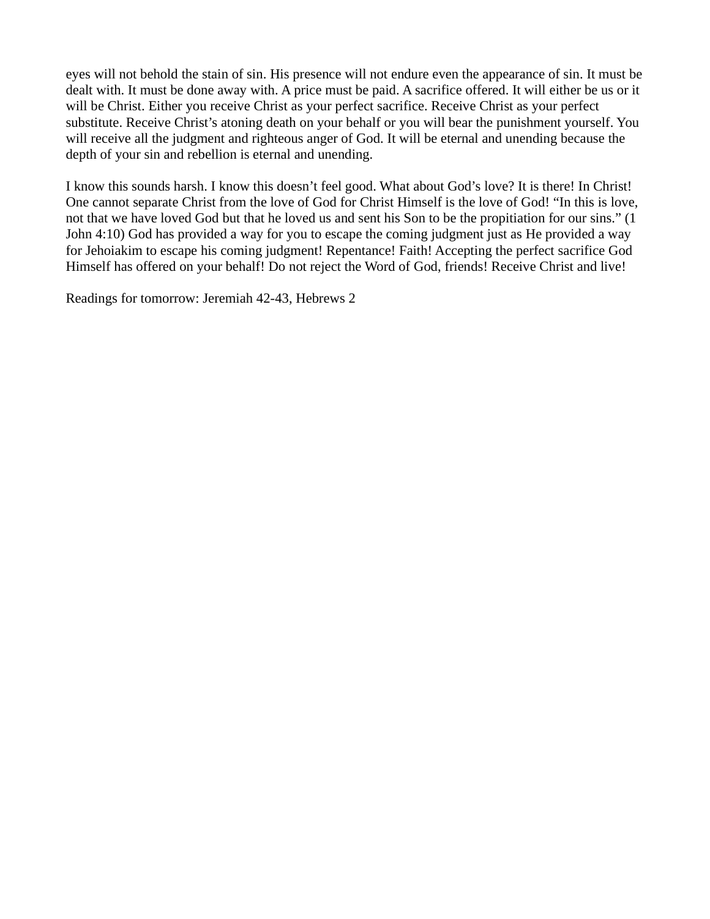eyes will not behold the stain of sin. His presence will not endure even the appearance of sin. It must be dealt with. It must be done away with. A price must be paid. A sacrifice offered. It will either be us or it will be Christ. Either you receive Christ as your perfect sacrifice. Receive Christ as your perfect substitute. Receive Christ's atoning death on your behalf or you will bear the punishment yourself. You will receive all the judgment and righteous anger of God. It will be eternal and unending because the depth of your sin and rebellion is eternal and unending.

I know this sounds harsh. I know this doesn't feel good. What about God's love? It is there! In Christ! One cannot separate Christ from the love of God for Christ Himself is the love of God! "In this is love, not that we have loved God but that he loved us and sent his Son to be the propitiation for our sins." (1 John 4:10) God has provided a way for you to escape the coming judgment just as He provided a way for Jehoiakim to escape his coming judgment! Repentance! Faith! Accepting the perfect sacrifice God Himself has offered on your behalf! Do not reject the Word of God, friends! Receive Christ and live!

Readings for tomorrow: Jeremiah 42-43, Hebrews 2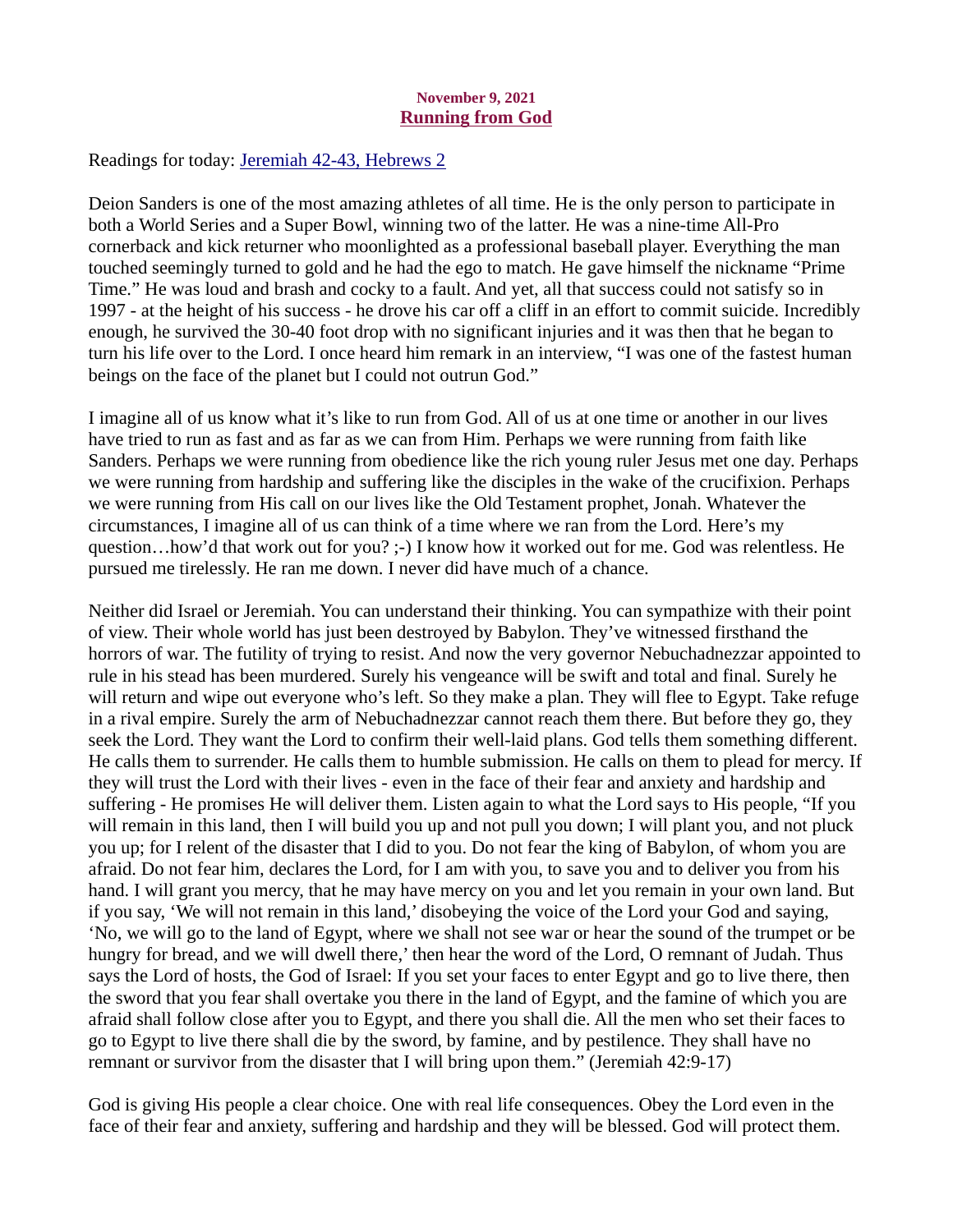**November 9, 2021**

## Running from God

Readings for today: [Jeremiah 42-43, Hebrews 2]

Deion Sanders is one of the most amazing athletes of all time. He is the only person to participate in both a World Series and a Super Bowl, winning two of the latter. He was a nine-time All-Pro cornerback and kick returner who moonlighted as a professional baseball player. Everything the man touched seemingly turned to gold and he had the ego to match. He gave himself the nickname "Prime Time." He was loud and brash and cocky to a fault. And yet, all that success could not satisfy so in 1997 - at the height of his success - he drove his car off a cliff in an effort to commit suicide. Incredibly enough, he survived the 30-40 foot drop with no significant injuries and it was then that he began to turn his life over to the Lord. I once heard him remark in an interview, "I was one of the fastest human beings on the face of the planet but I could not outrun God."

I imagine all of us know what it's like to run from God. All of us at one time or another in our lives have tried to run as fast and as far as we can from Him. Perhaps we were running from faith like Sanders. Perhaps we were running from obedience like the rich young ruler Jesus met one day. Perhaps we were running from hardship and suffering like the disciples in the wake of the crucifixion. Perhaps we were running from His call on our lives like the Old Testament prophet, Jonah. Whatever the circumstances, I imagine all of us can think of a time where we ran from the Lord. Here's my question…how'd that work out for you? ;-) I know how it worked out for me. God was relentless. He pursued me tirelessly. He ran me down. I never did have much of a chance.

Neither did Israel or Jeremiah. You can understand their thinking. You can sympathize with their point of view. Their whole world has just been destroyed by Babylon. They've witnessed firsthand the horrors of war. The futility of trying to resist. And now the very governor Nebuchadnezzar appointed to rule in his stead has been murdered. Surely his vengeance will be swift and total and final. Surely he will return and wipe out everyone who's left. So they make a plan. They will flee to Egypt. Take refuge in a rival empire. Surely the arm of Nebuchadnezzar cannot reach them there. But before they go, they seek the Lord. They want the Lord to confirm their well-laid plans. God tells them something different. He calls them to surrender. He calls them to humble submission. He calls on them to plead for mercy. If they will trust the Lord with their lives - even in the face of their fear and anxiety and hardship and suffering - He promises He will deliver them. Listen again to what the Lord says to His people, "If you will remain in this land, then I will build you up and not pull you down; I will plant you, and not pluck you up; for I relent of the disaster that I did to you. Do not fear the king of Babylon, of whom you are afraid. Do not fear him, declares the Lord, for I am with you, to save you and to deliver you from his hand. I will grant you mercy, that he may have mercy on you and let you remain in your own land. But if you say, 'We will not remain in this land,' disobeying the voice of the Lord your God and saying, 'No, we will go to the land of Egypt, where we shall not see war or hear the sound of the trumpet or be hungry for bread, and we will dwell there,' then hear the word of the Lord, O remnant of Judah. Thus says the Lord of hosts, the God of Israel: If you set your faces to enter Egypt and go to live there, then the sword that you fear shall overtake you there in the land of Egypt, and the famine of which you are afraid shall follow close after you to Egypt, and there you shall die. All the men who set their faces to go to Egypt to live there shall die by the sword, by famine, and by pestilence. They shall have no remnant or survivor from the disaster that I will bring upon them." (Jeremiah 42:9-17)

God is giving His people a clear choice. One with real life consequences. Obey the Lord even in the face of their fear and anxiety, suffering and hardship and they will be blessed. God will protect them.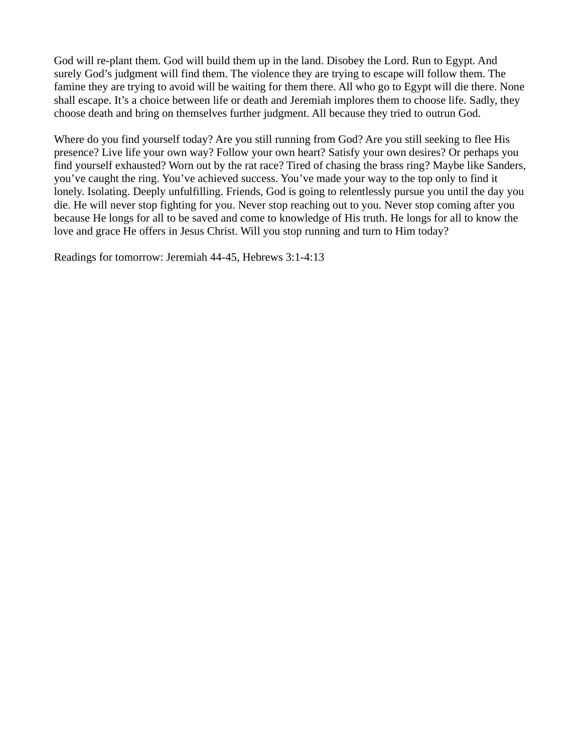God will re-plant them. God will build them up in the land. Disobey the Lord. Run to Egypt. And surely God's judgment will find them. The violence they are trying to escape will follow them. The famine they are trying to avoid will be waiting for them there. All who go to Egypt will die there. None shall escape. It's a choice between life or death and Jeremiah implores them to choose life. Sadly, they choose death and bring on themselves further judgment. All because they tried to outrun God.

Where do you find yourself today? Are you still running from God? Are you still seeking to flee His presence? Live life your own way? Follow your own heart? Satisfy your own desires? Or perhaps you find yourself exhausted? Worn out by the rat race? Tired of chasing the brass ring? Maybe like Sanders, you've caught the ring. You've achieved success. You've made your way to the top only to find it lonely. Isolating. Deeply unfulfilling. Friends, God is going to relentlessly pursue you until the day you die. He will never stop fighting for you. Never stop reaching out to you. Never stop coming after you because He longs for all to be saved and come to knowledge of His truth. He longs for all to know the love and grace He offers in Jesus Christ. Will you stop running and turn to Him today?

Readings for tomorrow: Jeremiah 44-45, Hebrews 3:1-4:13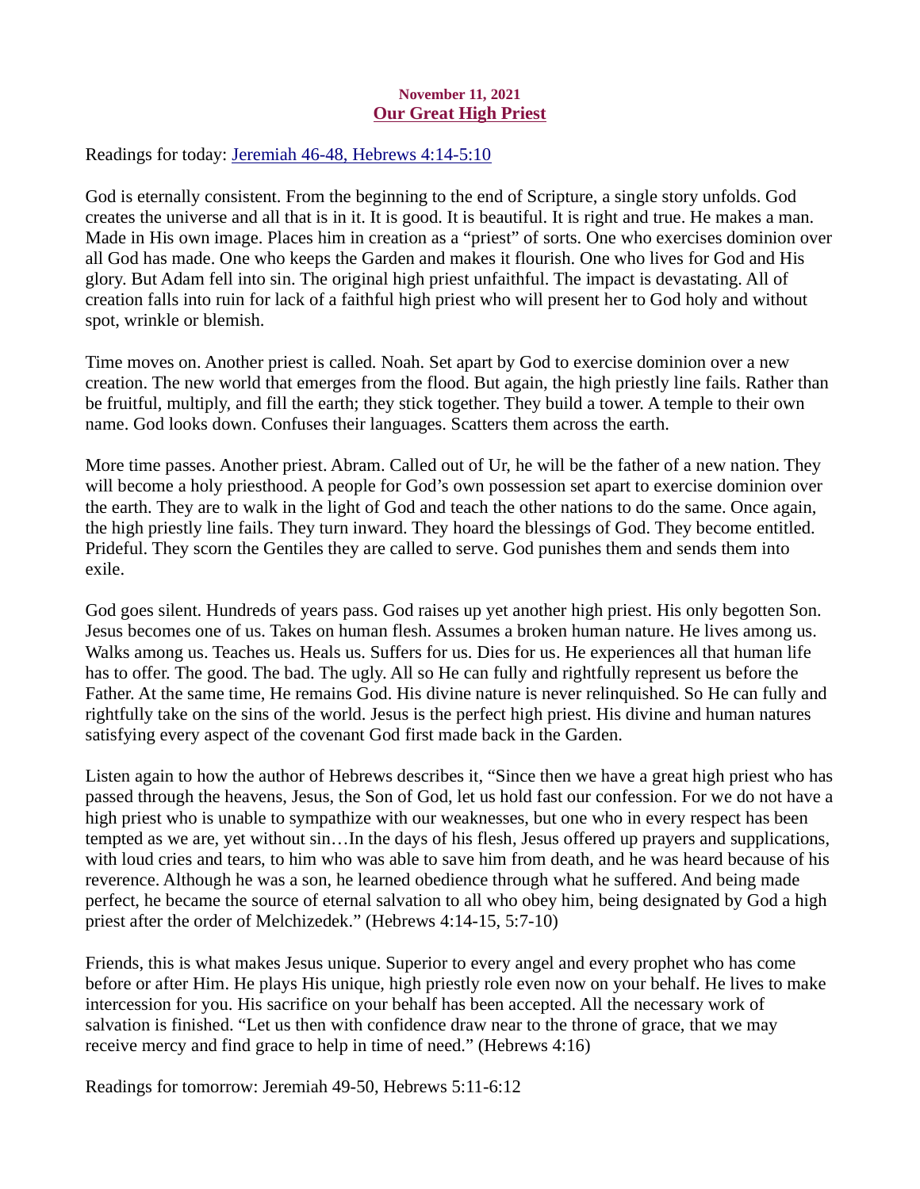**November 11, 2021**

## Our Great High Priest

Readings for today: Jeremiah 46-48, Hebrews 4:14-5:10

God is eternally consistent. From the beginning to the end of Scripture, a single story unfolds. God creates the universe and all that is in it. It is good. It is beautiful. It is right and true. He makes a man. Made in His own image. Places him in creation as a "priest" of sorts. One who exercises dominion over all God has made. One who keeps the Garden and makes it flourish. One who lives for God and His glory. But Adam fell into sin. The original high priest unfaithful. The impact is devastating. All of creation falls into ruin for lack of a faithful high priest who will present her to God holy and without spot, wrinkle or blemish.

Time moves on. Another priest is called. Noah. Set apart by God to exercise dominion over a new creation. The new world that emerges from the flood. But again, the high priestly line fails. Rather than be fruitful, multiply, and fill the earth; they stick together. They build a tower. A temple to their own name. God looks down. Confuses their languages. Scatters them across the earth.

More time passes. Another priest. Abram. Called out of Ur, he will be the father of a new nation. They will become a holy priesthood. A people for God's own possession set apart to exercise dominion over the earth. They are to walk in the light of God and teach the other nations to do the same. Once again, the high priestly line fails. They turn inward. They hoard the blessings of God. They become entitled. Prideful. They scorn the Gentiles they are called to serve. God punishes them and sends them into exile.

God goes silent. Hundreds of years pass. God raises up yet another high priest. His only begotten Son. Jesus becomes one of us. Takes on human flesh. Assumes a broken human nature. He lives among us. Walks among us. Teaches us. Heals us. Suffers for us. Dies for us. He experiences all that human life has to offer. The good. The bad. The ugly. All so He can fully and rightfully represent us before the Father. At the same time, He remains God. His divine nature is never relinquished. So He can fully and rightfully take on the sins of the world. Jesus is the perfect high priest. His divine and human natures satisfying every aspect of the covenant God first made back in the Garden.

Listen again to how the author of Hebrews describes it, "Since then we have a great high priest who has passed through the heavens, Jesus, the Son of God, let us hold fast our confession. For we do not have a high priest who is unable to sympathize with our weaknesses, but one who in every respect has been tempted as we are, yet without sin…In the days of his flesh, Jesus offered up prayers and supplications, with loud cries and tears, to him who was able to save him from death, and he was heard because of his reverence. Although he was a son, he learned obedience through what he suffered. And being made perfect, he became the source of eternal salvation to all who obey him, being designated by God a high priest after the order of Melchizedek." (Hebrews 4:14-15, 5:7-10)

Friends, this is what makes Jesus unique. Superior to every angel and every prophet who has come before or after Him. He plays His unique, high priestly role even now on your behalf. He lives to make intercession for you. His sacrifice on your behalf has been accepted. All the necessary work of salvation is finished. "Let us then with confidence draw near to the throne of grace, that we may receive mercy and find grace to help in time of need." (Hebrews 4:16)

Readings for tomorrow: Jeremiah 49-50, Hebrews 5:11-6:12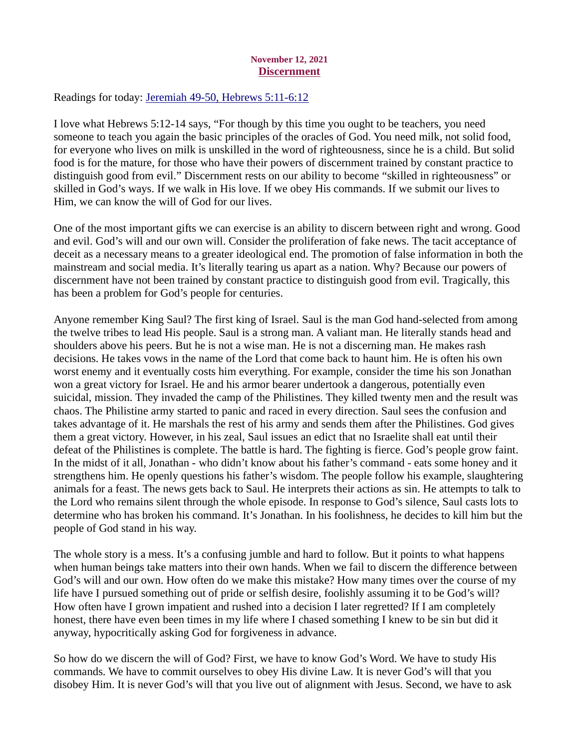**November 12, 2021**

## Discernment

Readings for today: [Jeremiah 49-50, Hebrews 5:11-6:12]()

I love what Hebrews 5:12-14 says, "For though by this time you ought to be teachers, you need someone to teach you again the basic principles of the oracles of God. You need milk, not solid food, for everyone who lives on milk is unskilled in the word of righteousness, since he is a child. But solid food is for the mature, for those who have their powers of discernment trained by constant practice to distinguish good from evil." Discernment rests on our ability to become "skilled in righteousness" or skilled in God's ways. If we walk in His love. If we obey His commands. If we submit our lives to Him, we can know the will of God for our lives.

One of the most important gifts we can exercise is an ability to discern between right and wrong. Good and evil. God's will and our own will. Consider the proliferation of fake news. The tacit acceptance of deceit as a necessary means to a greater ideological end. The promotion of false information in both the mainstream and social media. It's literally tearing us apart as a nation. Why? Because our powers of discernment have not been trained by constant practice to distinguish good from evil. Tragically, this has been a problem for God's people for centuries.

Anyone remember King Saul? The first king of Israel. Saul is the man God hand-selected from among the twelve tribes to lead His people. Saul is a strong man. A valiant man. He literally stands head and shoulders above his peers. But he is not a wise man. He is not a discerning man. He makes rash decisions. He takes vows in the name of the Lord that come back to haunt him. He is often his own worst enemy and it eventually costs him everything. For example, consider the time his son Jonathan won a great victory for Israel. He and his armor bearer undertook a dangerous, potentially even suicidal, mission. They invaded the camp of the Philistines. They killed twenty men and the result was chaos. The Philistine army started to panic and raced in every direction. Saul sees the confusion and takes advantage of it. He marshals the rest of his army and sends them after the Philistines. God gives them a great victory. However, in his zeal, Saul issues an edict that no Israelite shall eat until their defeat of the Philistines is complete. The battle is hard. The fighting is fierce. God's people grow faint. In the midst of it all, Jonathan - who didn't know about his father's command - eats some honey and it strengthens him. He openly questions his father's wisdom. The people follow his example, slaughtering animals for a feast. The news gets back to Saul. He interprets their actions as sin. He attempts to talk to the Lord who remains silent through the whole episode. In response to God's silence, Saul casts lots to determine who has broken his command. It's Jonathan. In his foolishness, he decides to kill him but the people of God stand in his way.

The whole story is a mess. It's a confusing jumble and hard to follow. But it points to what happens when human beings take matters into their own hands. When we fail to discern the difference between God's will and our own. How often do we make this mistake? How many times over the course of my life have I pursued something out of pride or selfish desire, foolishly assuming it to be God's will? How often have I grown impatient and rushed into a decision I later regretted? If I am completely honest, there have even been times in my life where I chased something I knew to be sin but did it anyway, hypocritically asking God for forgiveness in advance.

So how do we discern the will of God? First, we have to know God's Word. We have to study His commands. We have to commit ourselves to obey His divine Law. It is never God's will that you disobey Him. It is never God's will that you live out of alignment with Jesus. Second, we have to ask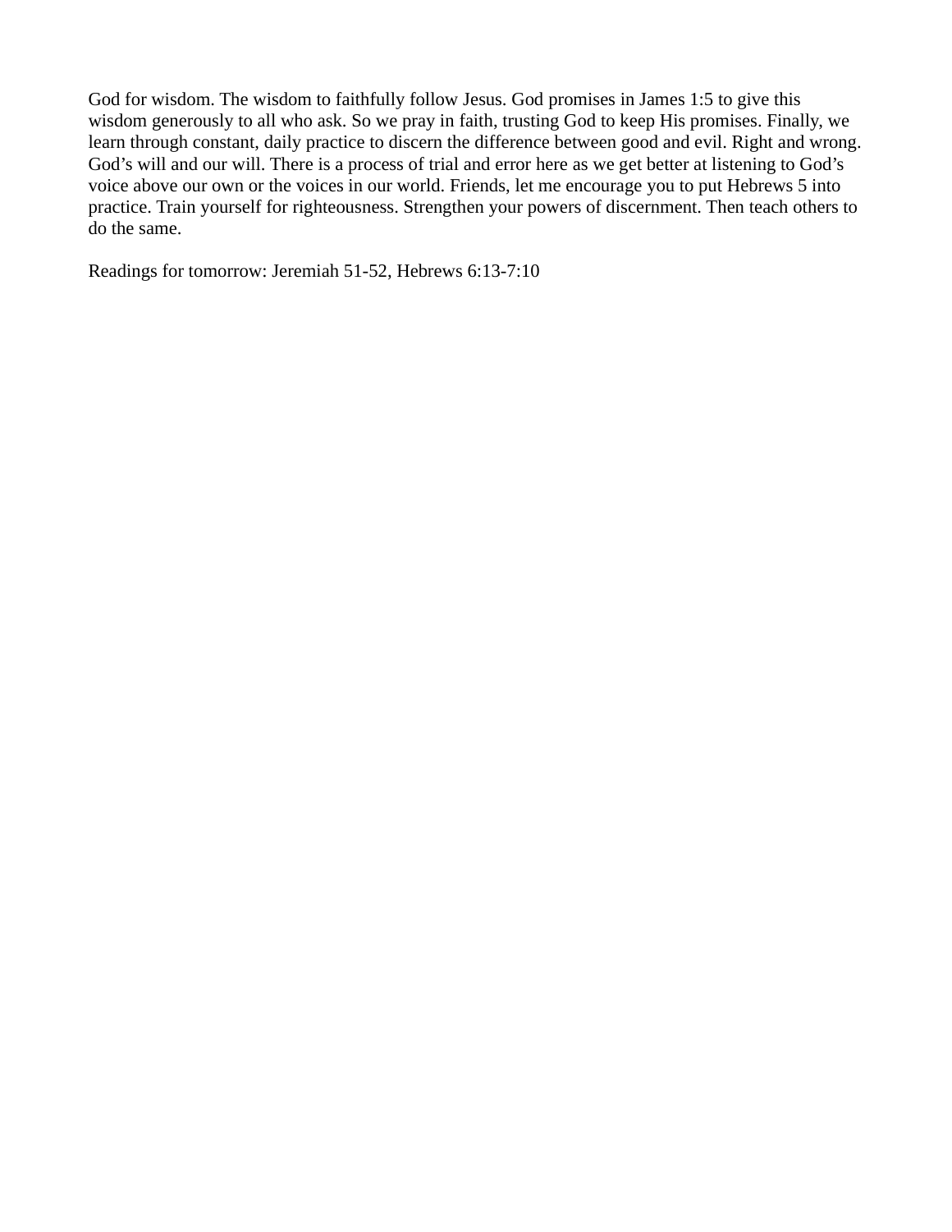God for wisdom. The wisdom to faithfully follow Jesus. God promises in James 1:5 to give this wisdom generously to all who ask. So we pray in faith, trusting God to keep His promises. Finally, we learn through constant, daily practice to discern the difference between good and evil. Right and wrong. God's will and our will. There is a process of trial and error here as we get better at listening to God's voice above our own or the voices in our world. Friends, let me encourage you to put Hebrews 5 into practice. Train yourself for righteousness. Strengthen your powers of discernment. Then teach others to do the same.

Readings for tomorrow: Jeremiah 51-52, Hebrews 6:13-7:10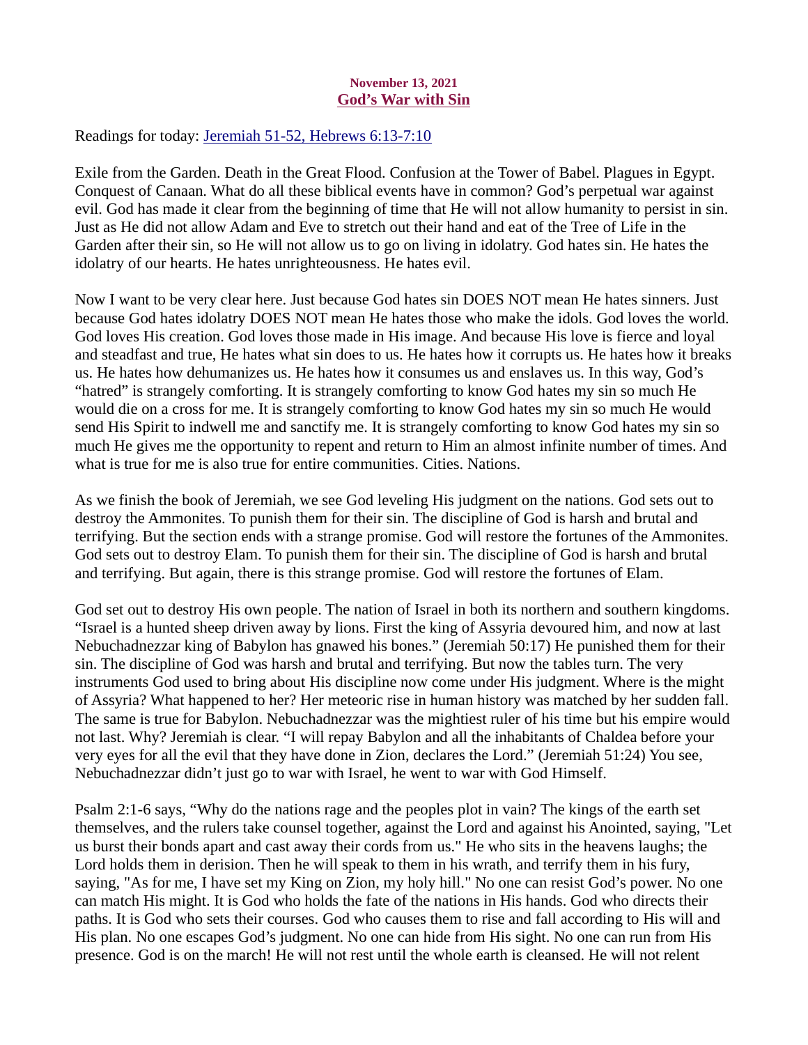**November 13, 2021**

## God's War with Sin

Readings for today: Jeremiah 51-52, Hebrews 6:13-7:10

Exile from the Garden. Death in the Great Flood. Confusion at the Tower of Babel. Plagues in Egypt. Conquest of Canaan. What do all these biblical events have in common? God's perpetual war against evil. God has made it clear from the beginning of time that He will not allow humanity to persist in sin. Just as He did not allow Adam and Eve to stretch out their hand and eat of the Tree of Life in the Garden after their sin, so He will not allow us to go on living in idolatry. God hates sin. He hates the idolatry of our hearts. He hates unrighteousness. He hates evil.

Now I want to be very clear here. Just because God hates sin DOES NOT mean He hates sinners. Just because God hates idolatry DOES NOT mean He hates those who make the idols. God loves the world. God loves His creation. God loves those made in His image. And because His love is fierce and loyal and steadfast and true, He hates what sin does to us. He hates how it corrupts us. He hates how it breaks us. He hates how dehumanizes us. He hates how it consumes us and enslaves us. In this way, God's "hatred" is strangely comforting. It is strangely comforting to know God hates my sin so much He would die on a cross for me. It is strangely comforting to know God hates my sin so much He would send His Spirit to indwell me and sanctify me. It is strangely comforting to know God hates my sin so much He gives me the opportunity to repent and return to Him an almost infinite number of times. And what is true for me is also true for entire communities. Cities. Nations.

As we finish the book of Jeremiah, we see God leveling His judgment on the nations. God sets out to destroy the Ammonites. To punish them for their sin. The discipline of God is harsh and brutal and terrifying. But the section ends with a strange promise. God will restore the fortunes of the Ammonites. God sets out to destroy Elam. To punish them for their sin. The discipline of God is harsh and brutal and terrifying. But again, there is this strange promise. God will restore the fortunes of Elam.

God set out to destroy His own people. The nation of Israel in both its northern and southern kingdoms. "Israel is a hunted sheep driven away by lions. First the king of Assyria devoured him, and now at last Nebuchadnezzar king of Babylon has gnawed his bones." (Jeremiah 50:17) He punished them for their sin. The discipline of God was harsh and brutal and terrifying. But now the tables turn. The very instruments God used to bring about His discipline now come under His judgment. Where is the might of Assyria? What happened to her? Her meteoric rise in human history was matched by her sudden fall. The same is true for Babylon. Nebuchadnezzar was the mightiest ruler of his time but his empire would not last. Why? Jeremiah is clear. "I will repay Babylon and all the inhabitants of Chaldea before your very eyes for all the evil that they have done in Zion, declares the Lord." (Jeremiah 51:24) You see, Nebuchadnezzar didn't just go to war with Israel, he went to war with God Himself.

Psalm 2:1-6 says, "Why do the nations rage and the peoples plot in vain? The kings of the earth set themselves, and the rulers take counsel together, against the Lord and against his Anointed, saying, "Let us burst their bonds apart and cast away their cords from us." He who sits in the heavens laughs; the Lord holds them in derision. Then he will speak to them in his wrath, and terrify them in his fury, saying, "As for me, I have set my King on Zion, my holy hill." No one can resist God's power. No one can match His might. It is God who holds the fate of the nations in His hands. God who directs their paths. It is God who sets their courses. God who causes them to rise and fall according to His will and His plan. No one escapes God's judgment. No one can hide from His sight. No one can run from His presence. God is on the march! He will not rest until the whole earth is cleansed. He will not relent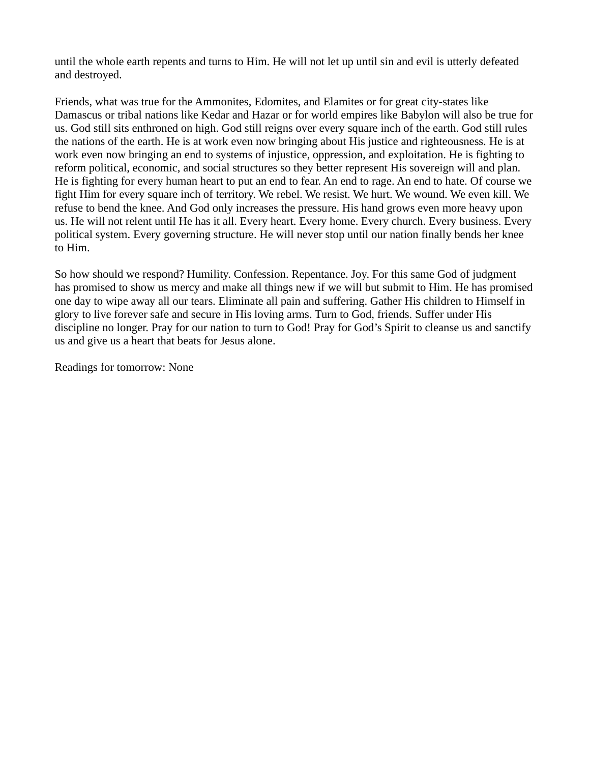until the whole earth repents and turns to Him. He will not let up until sin and evil is utterly defeated and destroyed.

Friends, what was true for the Ammonites, Edomites, and Elamites or for great city-states like Damascus or tribal nations like Kedar and Hazar or for world empires like Babylon will also be true for us. God still sits enthroned on high. God still reigns over every square inch of the earth. God still rules the nations of the earth. He is at work even now bringing about His justice and righteousness. He is at work even now bringing an end to systems of injustice, oppression, and exploitation. He is fighting to reform political, economic, and social structures so they better represent His sovereign will and plan. He is fighting for every human heart to put an end to fear. An end to rage. An end to hate. Of course we fight Him for every square inch of territory. We rebel. We resist. We hurt. We wound. We even kill. We refuse to bend the knee. And God only increases the pressure. His hand grows even more heavy upon us. He will not relent until He has it all. Every heart. Every home. Every church. Every business. Every political system. Every governing structure. He will never stop until our nation finally bends her knee to Him.

So how should we respond? Humility. Confession. Repentance. Joy. For this same God of judgment has promised to show us mercy and make all things new if we will but submit to Him. He has promised one day to wipe away all our tears. Eliminate all pain and suffering. Gather His children to Himself in glory to live forever safe and secure in His loving arms. Turn to God, friends. Suffer under His discipline no longer. Pray for our nation to turn to God! Pray for God's Spirit to cleanse us and sanctify us and give us a heart that beats for Jesus alone.

Readings for tomorrow: None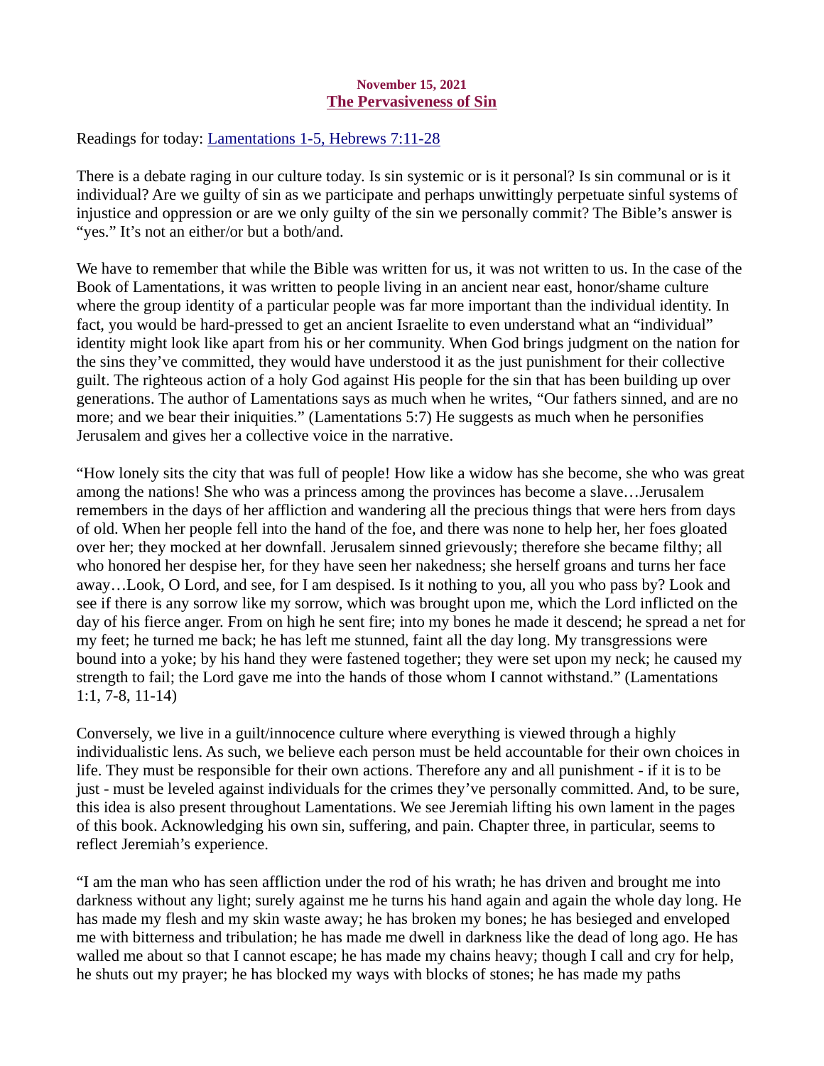**November 15, 2021**

## [The Pervasiveness of Sin]

Readings for today: [Lamentations 1-5, Hebrews 7:11-28]

There is a debate raging in our culture today. Is sin systemic or is it personal? Is sin communal or is it individual? Are we guilty of sin as we participate and perhaps unwittingly perpetuate sinful systems of injustice and oppression or are we only guilty of the sin we personally commit? The Bible's answer is "yes." It's not an either/or but a both/and.

We have to remember that while the Bible was written for us, it was not written to us. In the case of the Book of Lamentations, it was written to people living in an ancient near east, honor/shame culture where the group identity of a particular people was far more important than the individual identity. In fact, you would be hard-pressed to get an ancient Israelite to even understand what an "individual" identity might look like apart from his or her community. When God brings judgment on the nation for the sins they've committed, they would have understood it as the just punishment for their collective guilt. The righteous action of a holy God against His people for the sin that has been building up over generations. The author of Lamentations says as much when he writes, "Our fathers sinned, and are no more; and we bear their iniquities." (Lamentations 5:7) He suggests as much when he personifies Jerusalem and gives her a collective voice in the narrative.

"How lonely sits the city that was full of people! How like a widow has she become, she who was great among the nations! She who was a princess among the provinces has become a slave…Jerusalem remembers in the days of her affliction and wandering all the precious things that were hers from days of old. When her people fell into the hand of the foe, and there was none to help her, her foes gloated over her; they mocked at her downfall. Jerusalem sinned grievously; therefore she became filthy; all who honored her despise her, for they have seen her nakedness; she herself groans and turns her face away…Look, O Lord, and see, for I am despised. Is it nothing to you, all you who pass by? Look and see if there is any sorrow like my sorrow, which was brought upon me, which the Lord inflicted on the day of his fierce anger. From on high he sent fire; into my bones he made it descend; he spread a net for my feet; he turned me back; he has left me stunned, faint all the day long. My transgressions were bound into a yoke; by his hand they were fastened together; they were set upon my neck; he caused my strength to fail; the Lord gave me into the hands of those whom I cannot withstand." (Lamentations 1:1, 7-8, 11-14)

Conversely, we live in a guilt/innocence culture where everything is viewed through a highly individualistic lens. As such, we believe each person must be held accountable for their own choices in life. They must be responsible for their own actions. Therefore any and all punishment - if it is to be just - must be leveled against individuals for the crimes they've personally committed. And, to be sure, this idea is also present throughout Lamentations. We see Jeremiah lifting his own lament in the pages of this book. Acknowledging his own sin, suffering, and pain. Chapter three, in particular, seems to reflect Jeremiah's experience.

"I am the man who has seen affliction under the rod of his wrath; he has driven and brought me into darkness without any light; surely against me he turns his hand again and again the whole day long. He has made my flesh and my skin waste away; he has broken my bones; he has besieged and enveloped me with bitterness and tribulation; he has made me dwell in darkness like the dead of long ago. He has walled me about so that I cannot escape; he has made my chains heavy; though I call and cry for help, he shuts out my prayer; he has blocked my ways with blocks of stones; he has made my paths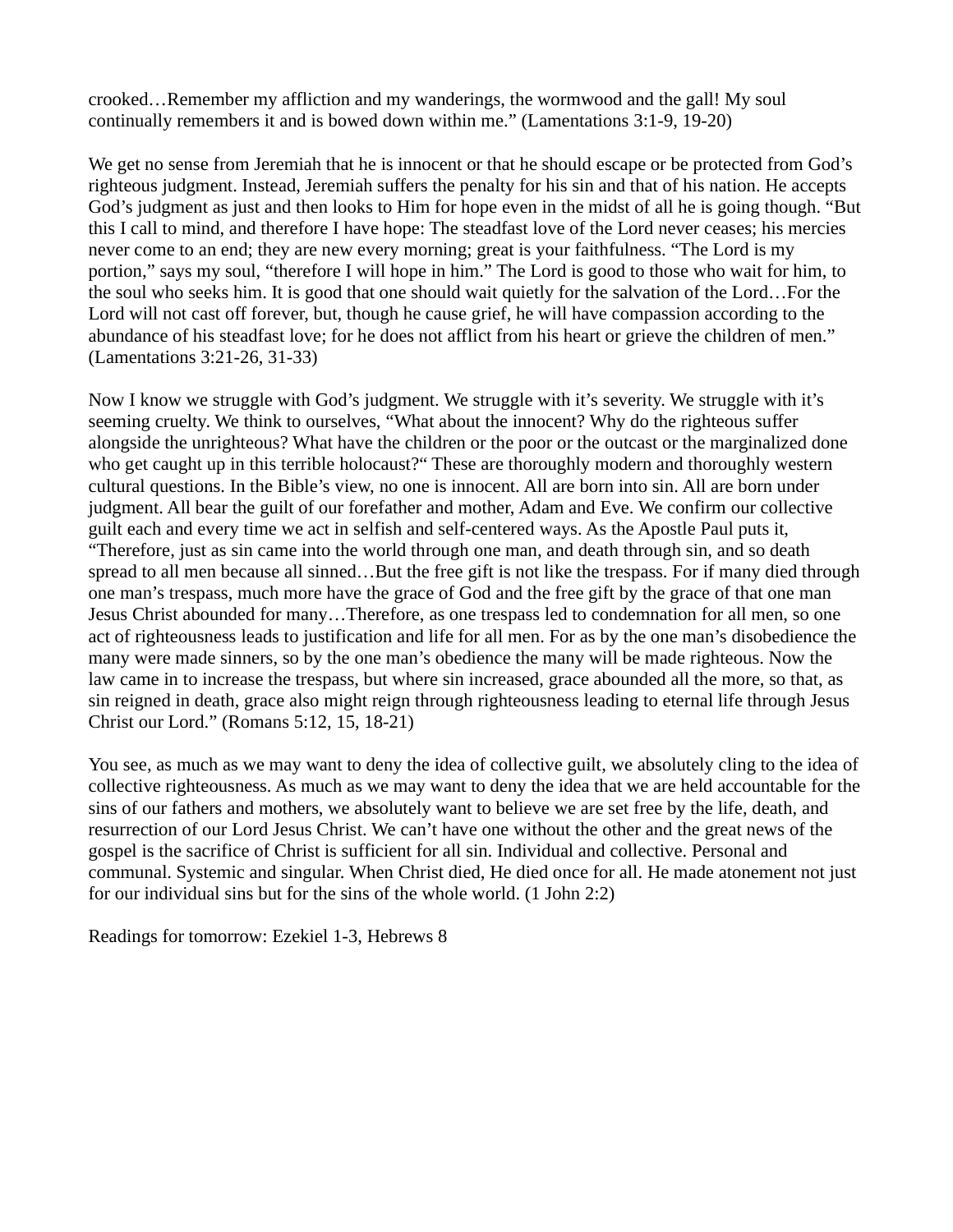crooked…Remember my affliction and my wanderings, the wormwood and the gall! My soul continually remembers it and is bowed down within me." (Lamentations 3:1-9, 19-20)

We get no sense from Jeremiah that he is innocent or that he should escape or be protected from God's righteous judgment. Instead, Jeremiah suffers the penalty for his sin and that of his nation. He accepts God's judgment as just and then looks to Him for hope even in the midst of all he is going though. "But this I call to mind, and therefore I have hope: The steadfast love of the Lord never ceases; his mercies never come to an end; they are new every morning; great is your faithfulness. "The Lord is my portion," says my soul, "therefore I will hope in him." The Lord is good to those who wait for him, to the soul who seeks him. It is good that one should wait quietly for the salvation of the Lord…For the Lord will not cast off forever, but, though he cause grief, he will have compassion according to the abundance of his steadfast love; for he does not afflict from his heart or grieve the children of men." (Lamentations 3:21-26, 31-33)

Now I know we struggle with God's judgment. We struggle with it's severity. We struggle with it's seeming cruelty. We think to ourselves, "What about the innocent? Why do the righteous suffer alongside the unrighteous? What have the children or the poor or the outcast or the marginalized done who get caught up in this terrible holocaust?" These are thoroughly modern and thoroughly western cultural questions. In the Bible's view, no one is innocent. All are born into sin. All are born under judgment. All bear the guilt of our forefather and mother, Adam and Eve. We confirm our collective guilt each and every time we act in selfish and self-centered ways. As the Apostle Paul puts it, "Therefore, just as sin came into the world through one man, and death through sin, and so death spread to all men because all sinned…But the free gift is not like the trespass. For if many died through one man's trespass, much more have the grace of God and the free gift by the grace of that one man Jesus Christ abounded for many…Therefore, as one trespass led to condemnation for all men, so one act of righteousness leads to justification and life for all men. For as by the one man's disobedience the many were made sinners, so by the one man's obedience the many will be made righteous. Now the law came in to increase the trespass, but where sin increased, grace abounded all the more, so that, as sin reigned in death, grace also might reign through righteousness leading to eternal life through Jesus Christ our Lord." (Romans 5:12, 15, 18-21)

You see, as much as we may want to deny the idea of collective guilt, we absolutely cling to the idea of collective righteousness. As much as we may want to deny the idea that we are held accountable for the sins of our fathers and mothers, we absolutely want to believe we are set free by the life, death, and resurrection of our Lord Jesus Christ. We can't have one without the other and the great news of the gospel is the sacrifice of Christ is sufficient for all sin. Individual and collective. Personal and communal. Systemic and singular. When Christ died, He died once for all. He made atonement not just for our individual sins but for the sins of the whole world. (1 John 2:2)

Readings for tomorrow: Ezekiel 1-3, Hebrews 8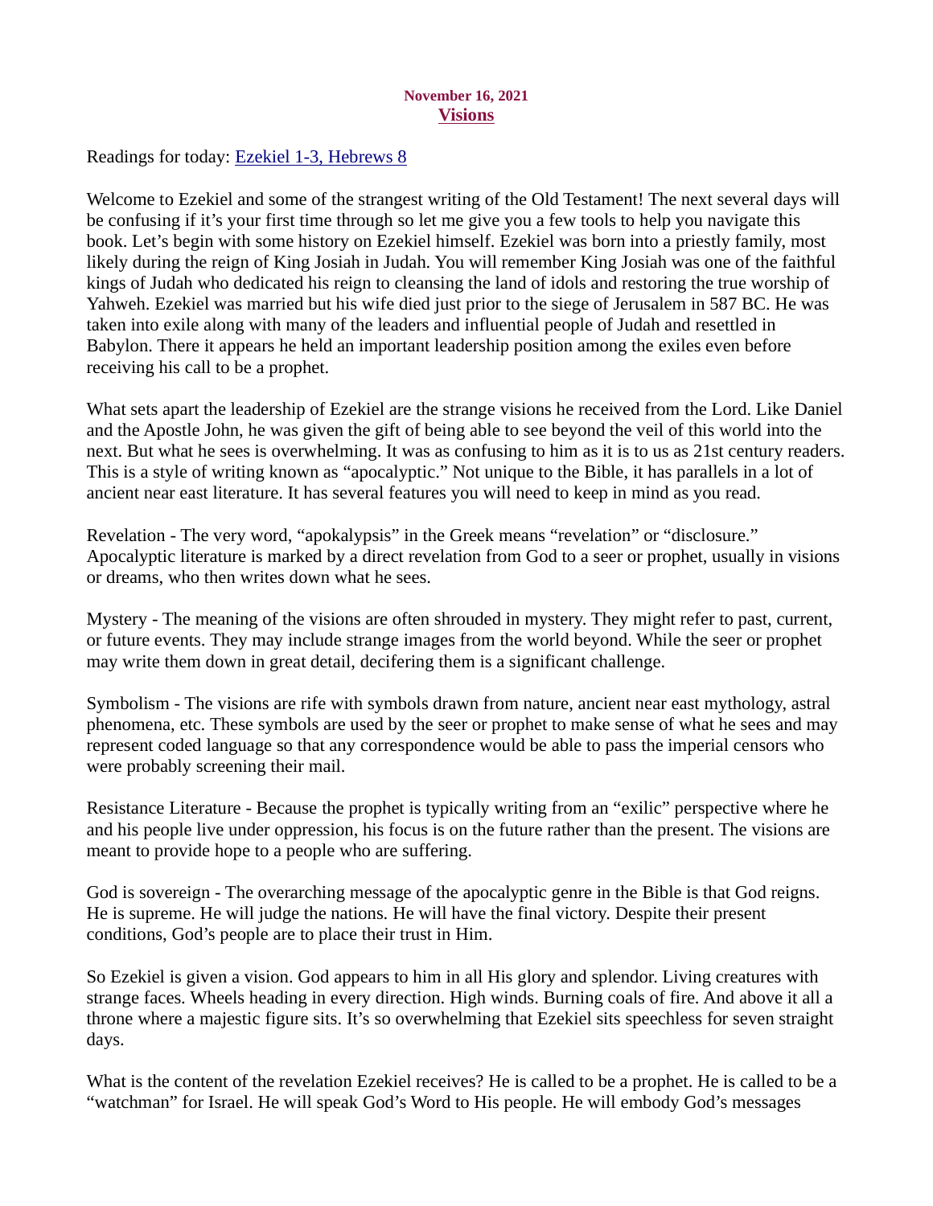November 16, 2021

## Visions

Readings for today: Ezekiel 1-3, Hebrews 8

Welcome to Ezekiel and some of the strangest writing of the Old Testament! The next several days will be confusing if it's your first time through so let me give you a few tools to help you navigate this book. Let's begin with some history on Ezekiel himself. Ezekiel was born into a priestly family, most likely during the reign of King Josiah in Judah. You will remember King Josiah was one of the faithful kings of Judah who dedicated his reign to cleansing the land of idols and restoring the true worship of Yahweh. Ezekiel was married but his wife died just prior to the siege of Jerusalem in 587 BC. He was taken into exile along with many of the leaders and influential people of Judah and resettled in Babylon. There it appears he held an important leadership position among the exiles even before receiving his call to be a prophet.

What sets apart the leadership of Ezekiel are the strange visions he received from the Lord. Like Daniel and the Apostle John, he was given the gift of being able to see beyond the veil of this world into the next. But what he sees is overwhelming. It was as confusing to him as it is to us as 21st century readers. This is a style of writing known as "apocalyptic." Not unique to the Bible, it has parallels in a lot of ancient near east literature. It has several features you will need to keep in mind as you read.

Revelation - The very word, "apokalypsis" in the Greek means "revelation" or "disclosure." Apocalyptic literature is marked by a direct revelation from God to a seer or prophet, usually in visions or dreams, who then writes down what he sees.

Mystery - The meaning of the visions are often shrouded in mystery. They might refer to past, current, or future events. They may include strange images from the world beyond. While the seer or prophet may write them down in great detail, decifering them is a significant challenge.

Symbolism - The visions are rife with symbols drawn from nature, ancient near east mythology, astral phenomena, etc. These symbols are used by the seer or prophet to make sense of what he sees and may represent coded language so that any correspondence would be able to pass the imperial censors who were probably screening their mail.

Resistance Literature - Because the prophet is typically writing from an "exilic" perspective where he and his people live under oppression, his focus is on the future rather than the present. The visions are meant to provide hope to a people who are suffering.

God is sovereign - The overarching message of the apocalyptic genre in the Bible is that God reigns. He is supreme. He will judge the nations. He will have the final victory. Despite their present conditions, God's people are to place their trust in Him.

So Ezekiel is given a vision. God appears to him in all His glory and splendor. Living creatures with strange faces. Wheels heading in every direction. High winds. Burning coals of fire. And above it all a throne where a majestic figure sits. It's so overwhelming that Ezekiel sits speechless for seven straight days.

What is the content of the revelation Ezekiel receives? He is called to be a prophet. He is called to be a "watchman" for Israel. He will speak God's Word to His people. He will embody God's messages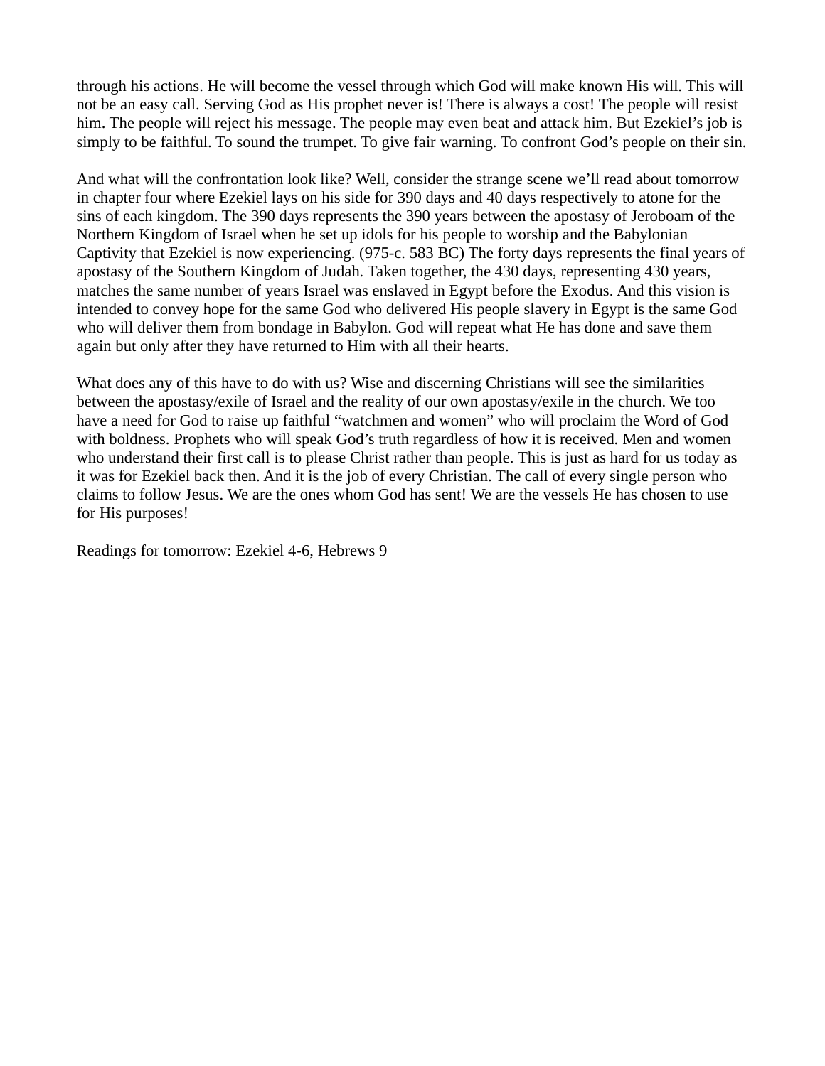through his actions. He will become the vessel through which God will make known His will. This will not be an easy call. Serving God as His prophet never is! There is always a cost! The people will resist him. The people will reject his message. The people may even beat and attack him. But Ezekiel's job is simply to be faithful. To sound the trumpet. To give fair warning. To confront God's people on their sin.

And what will the confrontation look like? Well, consider the strange scene we'll read about tomorrow in chapter four where Ezekiel lays on his side for 390 days and 40 days respectively to atone for the sins of each kingdom. The 390 days represents the 390 years between the apostasy of Jeroboam of the Northern Kingdom of Israel when he set up idols for his people to worship and the Babylonian Captivity that Ezekiel is now experiencing. (975-c. 583 BC) The forty days represents the final years of apostasy of the Southern Kingdom of Judah. Taken together, the 430 days, representing 430 years, matches the same number of years Israel was enslaved in Egypt before the Exodus. And this vision is intended to convey hope for the same God who delivered His people slavery in Egypt is the same God who will deliver them from bondage in Babylon. God will repeat what He has done and save them again but only after they have returned to Him with all their hearts.

What does any of this have to do with us? Wise and discerning Christians will see the similarities between the apostasy/exile of Israel and the reality of our own apostasy/exile in the church. We too have a need for God to raise up faithful "watchmen and women" who will proclaim the Word of God with boldness. Prophets who will speak God's truth regardless of how it is received. Men and women who understand their first call is to please Christ rather than people. This is just as hard for us today as it was for Ezekiel back then. And it is the job of every Christian. The call of every single person who claims to follow Jesus. We are the ones whom God has sent! We are the vessels He has chosen to use for His purposes!

Readings for tomorrow: Ezekiel 4-6, Hebrews 9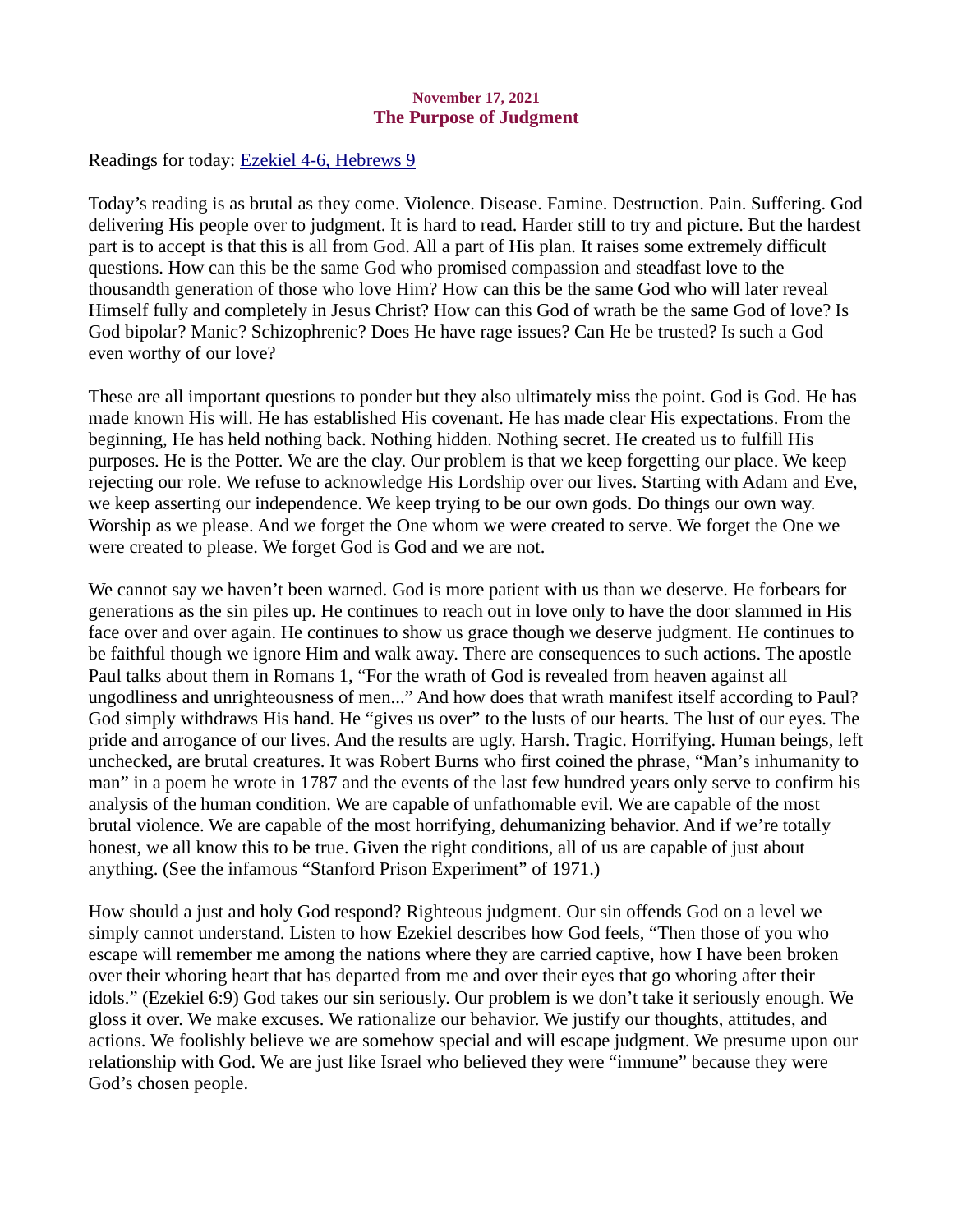November 17, 2021

## The Purpose of Judgment

Readings for today: Ezekiel 4-6, Hebrews 9

Today's reading is as brutal as they come. Violence. Disease. Famine. Destruction. Pain. Suffering. God delivering His people over to judgment. It is hard to read. Harder still to try and picture. But the hardest part is to accept is that this is all from God. All a part of His plan. It raises some extremely difficult questions. How can this be the same God who promised compassion and steadfast love to the thousandth generation of those who love Him? How can this be the same God who will later reveal Himself fully and completely in Jesus Christ? How can this God of wrath be the same God of love? Is God bipolar? Manic? Schizophrenic? Does He have rage issues? Can He be trusted? Is such a God even worthy of our love?

These are all important questions to ponder but they also ultimately miss the point. God is God. He has made known His will. He has established His covenant. He has made clear His expectations. From the beginning, He has held nothing back. Nothing hidden. Nothing secret. He created us to fulfill His purposes. He is the Potter. We are the clay. Our problem is that we keep forgetting our place. We keep rejecting our role. We refuse to acknowledge His Lordship over our lives. Starting with Adam and Eve, we keep asserting our independence. We keep trying to be our own gods. Do things our own way. Worship as we please. And we forget the One whom we were created to serve. We forget the One we were created to please. We forget God is God and we are not.

We cannot say we haven't been warned. God is more patient with us than we deserve. He forbears for generations as the sin piles up. He continues to reach out in love only to have the door slammed in His face over and over again. He continues to show us grace though we deserve judgment. He continues to be faithful though we ignore Him and walk away. There are consequences to such actions. The apostle Paul talks about them in Romans 1, "For the wrath of God is revealed from heaven against all ungodliness and unrighteousness of men..." And how does that wrath manifest itself according to Paul? God simply withdraws His hand. He "gives us over" to the lusts of our hearts. The lust of our eyes. The pride and arrogance of our lives. And the results are ugly. Harsh. Tragic. Horrifying. Human beings, left unchecked, are brutal creatures. It was Robert Burns who first coined the phrase, "Man's inhumanity to man" in a poem he wrote in 1787 and the events of the last few hundred years only serve to confirm his analysis of the human condition. We are capable of unfathomable evil. We are capable of the most brutal violence. We are capable of the most horrifying, dehumanizing behavior. And if we're totally honest, we all know this to be true. Given the right conditions, all of us are capable of just about anything. (See the infamous "Stanford Prison Experiment" of 1971.)

How should a just and holy God respond? Righteous judgment. Our sin offends God on a level we simply cannot understand. Listen to how Ezekiel describes how God feels, "Then those of you who escape will remember me among the nations where they are carried captive, how I have been broken over their whoring heart that has departed from me and over their eyes that go whoring after their idols." (Ezekiel 6:9) God takes our sin seriously. Our problem is we don't take it seriously enough. We gloss it over. We make excuses. We rationalize our behavior. We justify our thoughts, attitudes, and actions. We foolishly believe we are somehow special and will escape judgment. We presume upon our relationship with God. We are just like Israel who believed they were "immune" because they were God's chosen people.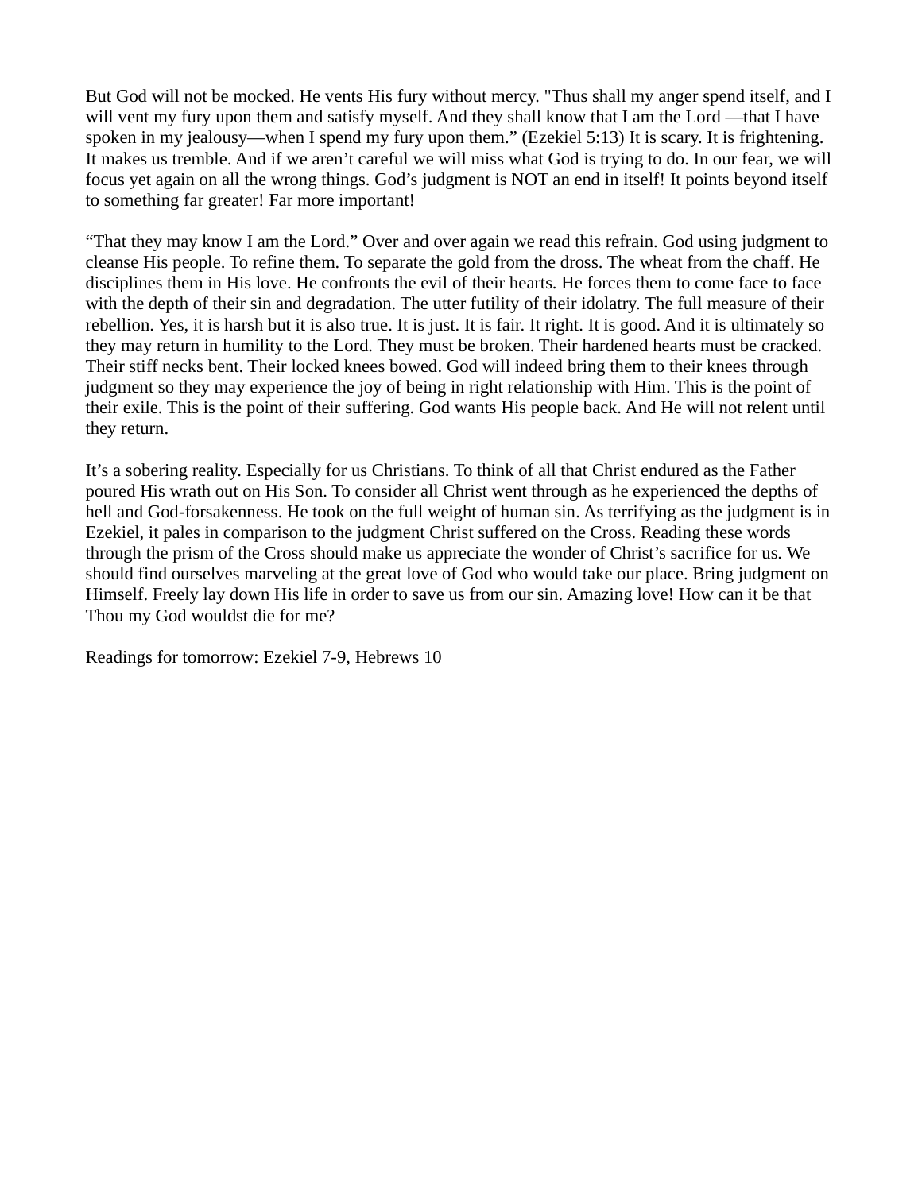But God will not be mocked. He vents His fury without mercy. "Thus shall my anger spend itself, and I will vent my fury upon them and satisfy myself. And they shall know that I am the Lord —that I have spoken in my jealousy—when I spend my fury upon them." (Ezekiel 5:13) It is scary. It is frightening. It makes us tremble. And if we aren't careful we will miss what God is trying to do. In our fear, we will focus yet again on all the wrong things. God's judgment is NOT an end in itself! It points beyond itself to something far greater! Far more important!

"That they may know I am the Lord." Over and over again we read this refrain. God using judgment to cleanse His people. To refine them. To separate the gold from the dross. The wheat from the chaff. He disciplines them in His love. He confronts the evil of their hearts. He forces them to come face to face with the depth of their sin and degradation. The utter futility of their idolatry. The full measure of their rebellion. Yes, it is harsh but it is also true. It is just. It is fair. It right. It is good. And it is ultimately so they may return in humility to the Lord. They must be broken. Their hardened hearts must be cracked. Their stiff necks bent. Their locked knees bowed. God will indeed bring them to their knees through judgment so they may experience the joy of being in right relationship with Him. This is the point of their exile. This is the point of their suffering. God wants His people back. And He will not relent until they return.

It's a sobering reality. Especially for us Christians. To think of all that Christ endured as the Father poured His wrath out on His Son. To consider all Christ went through as he experienced the depths of hell and God-forsakenness. He took on the full weight of human sin. As terrifying as the judgment is in Ezekiel, it pales in comparison to the judgment Christ suffered on the Cross. Reading these words through the prism of the Cross should make us appreciate the wonder of Christ's sacrifice for us. We should find ourselves marveling at the great love of God who would take our place. Bring judgment on Himself. Freely lay down His life in order to save us from our sin. Amazing love! How can it be that Thou my God wouldst die for me?

Readings for tomorrow: Ezekiel 7-9, Hebrews 10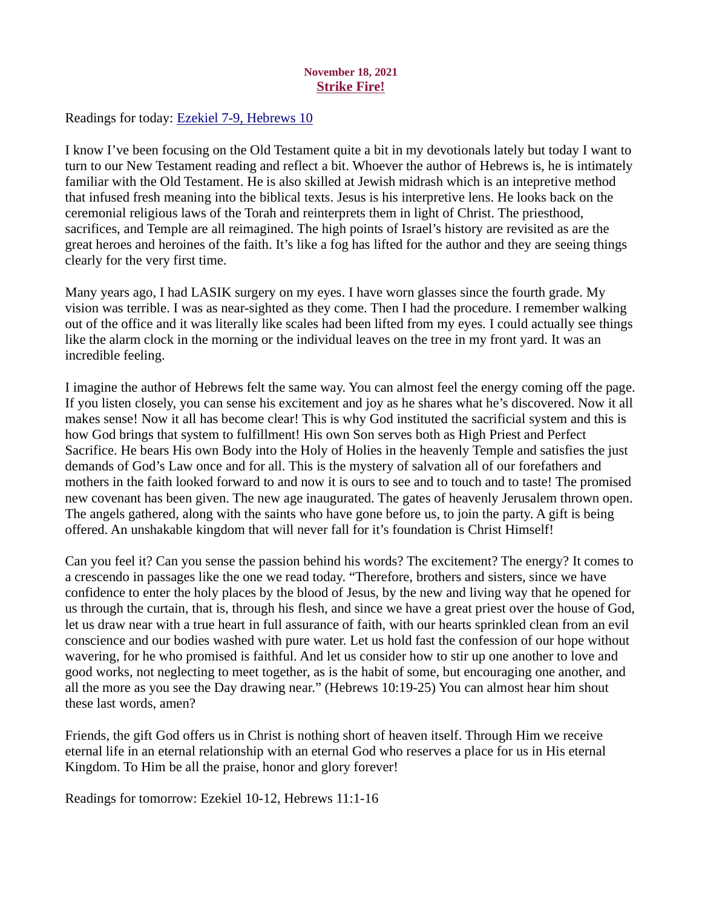**November 18, 2021**
## Strike Fire!

Readings for today: [Ezekiel 7-9, Hebrews 10]

I know I've been focusing on the Old Testament quite a bit in my devotionals lately but today I want to turn to our New Testament reading and reflect a bit. Whoever the author of Hebrews is, he is intimately familiar with the Old Testament. He is also skilled at Jewish midrash which is an intepretive method that infused fresh meaning into the biblical texts. Jesus is his interpretive lens. He looks back on the ceremonial religious laws of the Torah and reinterprets them in light of Christ. The priesthood, sacrifices, and Temple are all reimagined. The high points of Israel's history are revisited as are the great heroes and heroines of the faith. It's like a fog has lifted for the author and they are seeing things clearly for the very first time.

Many years ago, I had LASIK surgery on my eyes. I have worn glasses since the fourth grade. My vision was terrible. I was as near-sighted as they come. Then I had the procedure. I remember walking out of the office and it was literally like scales had been lifted from my eyes. I could actually see things like the alarm clock in the morning or the individual leaves on the tree in my front yard. It was an incredible feeling.

I imagine the author of Hebrews felt the same way. You can almost feel the energy coming off the page. If you listen closely, you can sense his excitement and joy as he shares what he's discovered. Now it all makes sense! Now it all has become clear! This is why God instituted the sacrificial system and this is how God brings that system to fulfillment! His own Son serves both as High Priest and Perfect Sacrifice. He bears His own Body into the Holy of Holies in the heavenly Temple and satisfies the just demands of God's Law once and for all. This is the mystery of salvation all of our forefathers and mothers in the faith looked forward to and now it is ours to see and to touch and to taste! The promised new covenant has been given. The new age inaugurated. The gates of heavenly Jerusalem thrown open. The angels gathered, along with the saints who have gone before us, to join the party. A gift is being offered. An unshakable kingdom that will never fall for it's foundation is Christ Himself!

Can you feel it? Can you sense the passion behind his words? The excitement? The energy? It comes to a crescendo in passages like the one we read today. "Therefore, brothers and sisters, since we have confidence to enter the holy places by the blood of Jesus, by the new and living way that he opened for us through the curtain, that is, through his flesh, and since we have a great priest over the house of God, let us draw near with a true heart in full assurance of faith, with our hearts sprinkled clean from an evil conscience and our bodies washed with pure water. Let us hold fast the confession of our hope without wavering, for he who promised is faithful. And let us consider how to stir up one another to love and good works, not neglecting to meet together, as is the habit of some, but encouraging one another, and all the more as you see the Day drawing near." (Hebrews 10:19-25) You can almost hear him shout these last words, amen?

Friends, the gift God offers us in Christ is nothing short of heaven itself. Through Him we receive eternal life in an eternal relationship with an eternal God who reserves a place for us in His eternal Kingdom. To Him be all the praise, honor and glory forever!

Readings for tomorrow: Ezekiel 10-12, Hebrews 11:1-16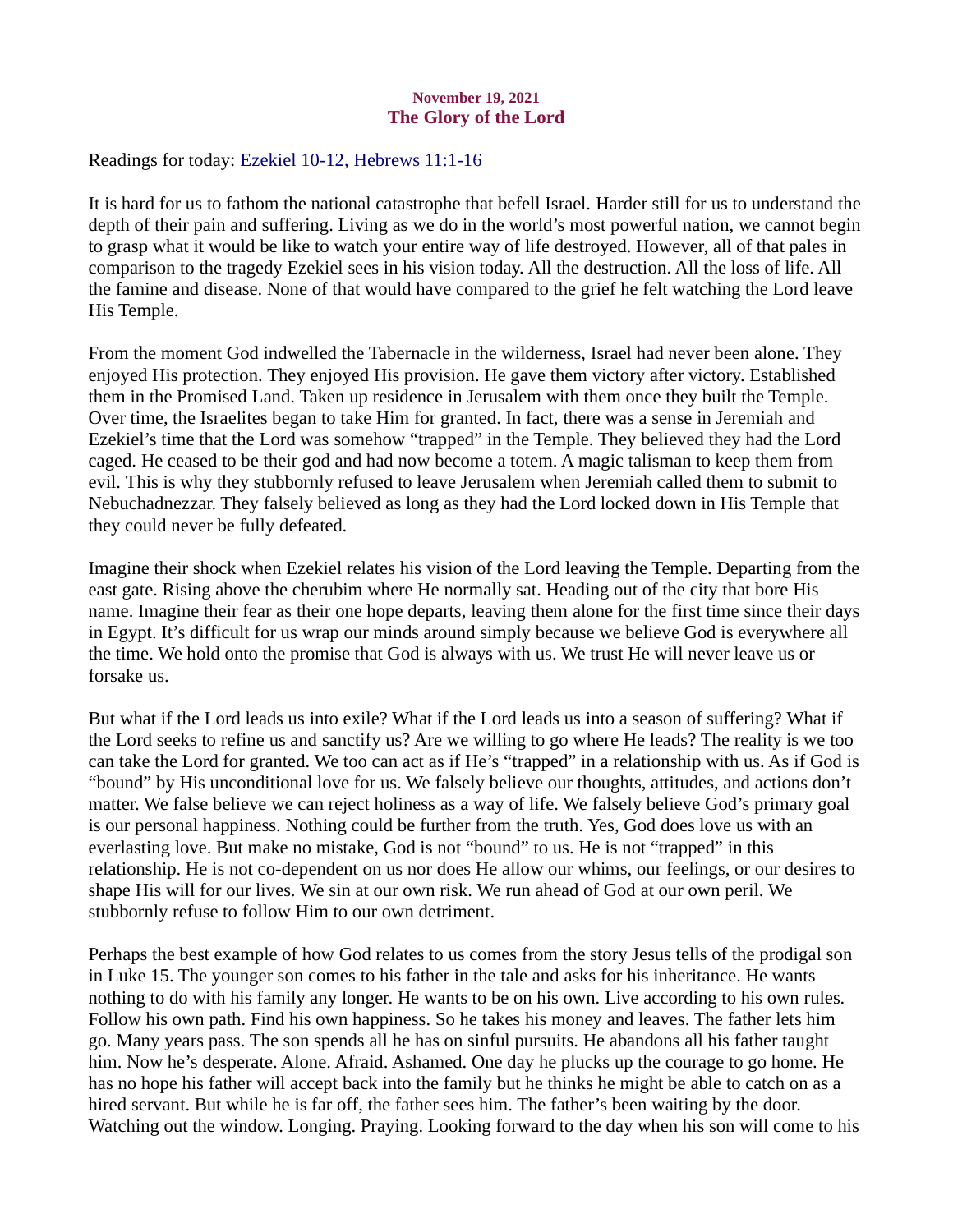**November 19, 2021**

## The Glory of the Lord

Readings for today: Ezekiel 10-12, Hebrews 11:1-16

It is hard for us to fathom the national catastrophe that befell Israel. Harder still for us to understand the depth of their pain and suffering. Living as we do in the world's most powerful nation, we cannot begin to grasp what it would be like to watch your entire way of life destroyed. However, all of that pales in comparison to the tragedy Ezekiel sees in his vision today. All the destruction. All the loss of life. All the famine and disease. None of that would have compared to the grief he felt watching the Lord leave His Temple.

From the moment God indwelled the Tabernacle in the wilderness, Israel had never been alone. They enjoyed His protection. They enjoyed His provision. He gave them victory after victory. Established them in the Promised Land. Taken up residence in Jerusalem with them once they built the Temple. Over time, the Israelites began to take Him for granted. In fact, there was a sense in Jeremiah and Ezekiel's time that the Lord was somehow "trapped" in the Temple. They believed they had the Lord caged. He ceased to be their god and had now become a totem. A magic talisman to keep them from evil. This is why they stubbornly refused to leave Jerusalem when Jeremiah called them to submit to Nebuchadnezzar. They falsely believed as long as they had the Lord locked down in His Temple that they could never be fully defeated.

Imagine their shock when Ezekiel relates his vision of the Lord leaving the Temple. Departing from the east gate. Rising above the cherubim where He normally sat. Heading out of the city that bore His name. Imagine their fear as their one hope departs, leaving them alone for the first time since their days in Egypt. It's difficult for us wrap our minds around simply because we believe God is everywhere all the time. We hold onto the promise that God is always with us. We trust He will never leave us or forsake us.

But what if the Lord leads us into exile? What if the Lord leads us into a season of suffering? What if the Lord seeks to refine us and sanctify us? Are we willing to go where He leads? The reality is we too can take the Lord for granted. We too can act as if He's "trapped" in a relationship with us. As if God is "bound" by His unconditional love for us. We falsely believe our thoughts, attitudes, and actions don't matter. We false believe we can reject holiness as a way of life. We falsely believe God's primary goal is our personal happiness. Nothing could be further from the truth. Yes, God does love us with an everlasting love. But make no mistake, God is not "bound" to us. He is not "trapped" in this relationship. He is not co-dependent on us nor does He allow our whims, our feelings, or our desires to shape His will for our lives. We sin at our own risk. We run ahead of God at our own peril. We stubbornly refuse to follow Him to our own detriment.

Perhaps the best example of how God relates to us comes from the story Jesus tells of the prodigal son in Luke 15. The younger son comes to his father in the tale and asks for his inheritance. He wants nothing to do with his family any longer. He wants to be on his own. Live according to his own rules. Follow his own path. Find his own happiness. So he takes his money and leaves. The father lets him go. Many years pass. The son spends all he has on sinful pursuits. He abandons all his father taught him. Now he's desperate. Alone. Afraid. Ashamed. One day he plucks up the courage to go home. He has no hope his father will accept back into the family but he thinks he might be able to catch on as a hired servant. But while he is far off, the father sees him. The father's been waiting by the door. Watching out the window. Longing. Praying. Looking forward to the day when his son will come to his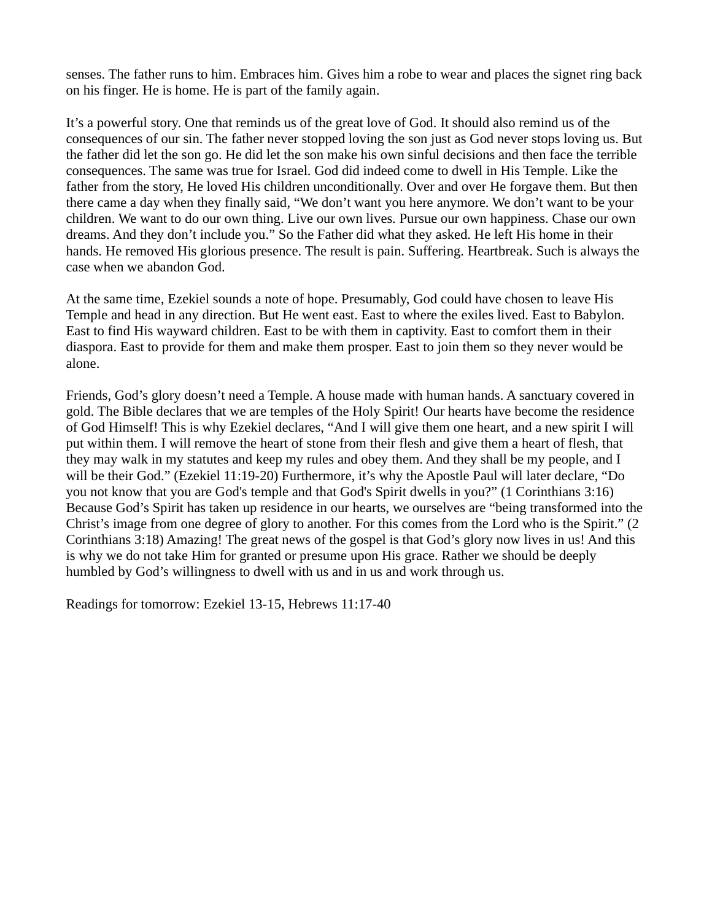senses. The father runs to him. Embraces him. Gives him a robe to wear and places the signet ring back on his finger. He is home. He is part of the family again.

It's a powerful story. One that reminds us of the great love of God. It should also remind us of the consequences of our sin. The father never stopped loving the son just as God never stops loving us. But the father did let the son go. He did let the son make his own sinful decisions and then face the terrible consequences. The same was true for Israel. God did indeed come to dwell in His Temple. Like the father from the story, He loved His children unconditionally. Over and over He forgave them. But then there came a day when they finally said, "We don't want you here anymore. We don't want to be your children. We want to do our own thing. Live our own lives. Pursue our own happiness. Chase our own dreams. And they don't include you." So the Father did what they asked. He left His home in their hands. He removed His glorious presence. The result is pain. Suffering. Heartbreak. Such is always the case when we abandon God.

At the same time, Ezekiel sounds a note of hope. Presumably, God could have chosen to leave His Temple and head in any direction. But He went east. East to where the exiles lived. East to Babylon. East to find His wayward children. East to be with them in captivity. East to comfort them in their diaspora. East to provide for them and make them prosper. East to join them so they never would be alone.

Friends, God's glory doesn't need a Temple. A house made with human hands. A sanctuary covered in gold. The Bible declares that we are temples of the Holy Spirit! Our hearts have become the residence of God Himself! This is why Ezekiel declares, "And I will give them one heart, and a new spirit I will put within them. I will remove the heart of stone from their flesh and give them a heart of flesh, that they may walk in my statutes and keep my rules and obey them. And they shall be my people, and I will be their God." (Ezekiel 11:19-20) Furthermore, it's why the Apostle Paul will later declare, "Do you not know that you are God's temple and that God's Spirit dwells in you?" (1 Corinthians 3:16) Because God's Spirit has taken up residence in our hearts, we ourselves are "being transformed into the Christ's image from one degree of glory to another. For this comes from the Lord who is the Spirit." (2 Corinthians 3:18) Amazing! The great news of the gospel is that God's glory now lives in us! And this is why we do not take Him for granted or presume upon His grace. Rather we should be deeply humbled by God's willingness to dwell with us and in us and work through us.

Readings for tomorrow: Ezekiel 13-15, Hebrews 11:17-40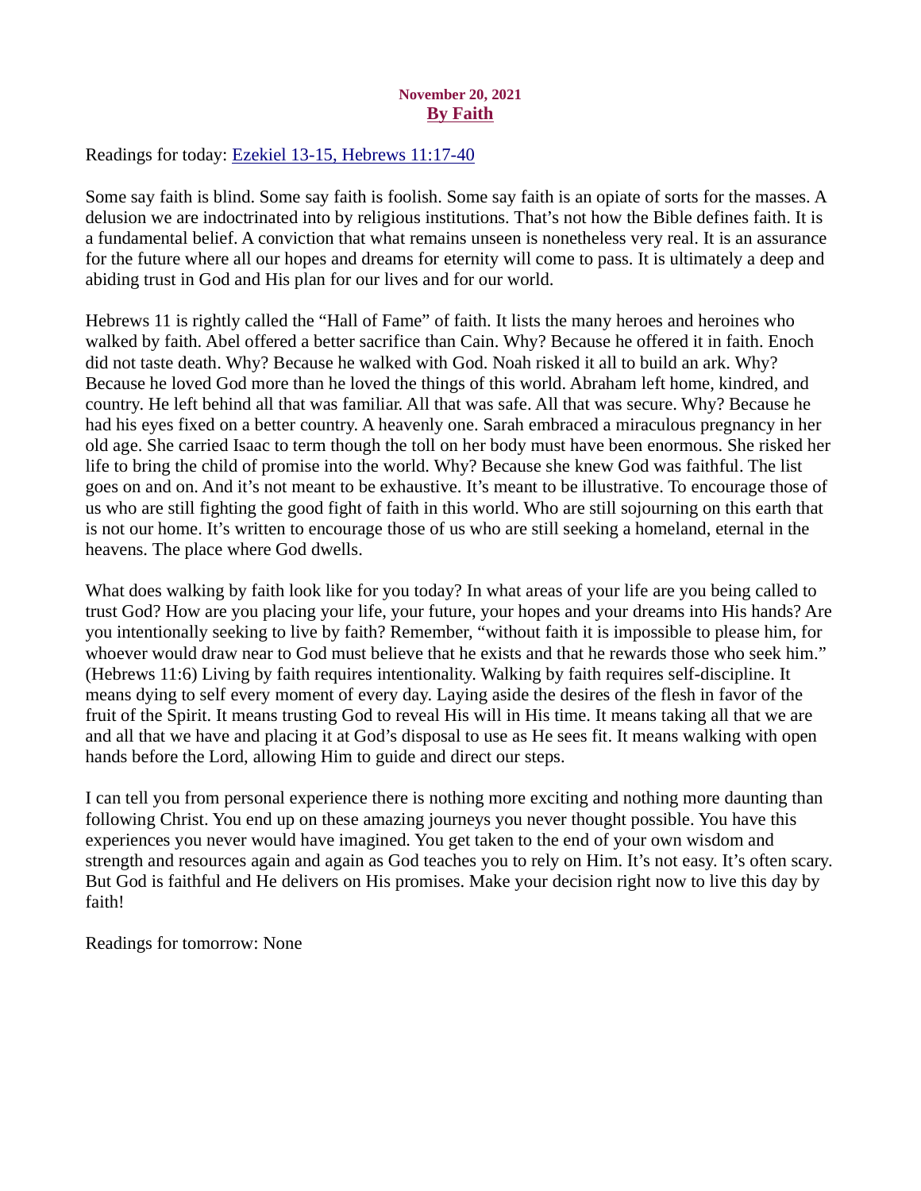**November 20, 2021**

## By Faith

Readings for today: Ezekiel 13-15, Hebrews 11:17-40

Some say faith is blind. Some say faith is foolish. Some say faith is an opiate of sorts for the masses. A delusion we are indoctrinated into by religious institutions. That's not how the Bible defines faith. It is a fundamental belief. A conviction that what remains unseen is nonetheless very real. It is an assurance for the future where all our hopes and dreams for eternity will come to pass. It is ultimately a deep and abiding trust in God and His plan for our lives and for our world.

Hebrews 11 is rightly called the "Hall of Fame" of faith. It lists the many heroes and heroines who walked by faith. Abel offered a better sacrifice than Cain. Why? Because he offered it in faith. Enoch did not taste death. Why? Because he walked with God. Noah risked it all to build an ark. Why? Because he loved God more than he loved the things of this world. Abraham left home, kindred, and country. He left behind all that was familiar. All that was safe. All that was secure. Why? Because he had his eyes fixed on a better country. A heavenly one. Sarah embraced a miraculous pregnancy in her old age. She carried Isaac to term though the toll on her body must have been enormous. She risked her life to bring the child of promise into the world. Why? Because she knew God was faithful. The list goes on and on. And it's not meant to be exhaustive. It's meant to be illustrative. To encourage those of us who are still fighting the good fight of faith in this world. Who are still sojourning on this earth that is not our home. It's written to encourage those of us who are still seeking a homeland, eternal in the heavens. The place where God dwells.

What does walking by faith look like for you today? In what areas of your life are you being called to trust God? How are you placing your life, your future, your hopes and your dreams into His hands? Are you intentionally seeking to live by faith? Remember, "without faith it is impossible to please him, for whoever would draw near to God must believe that he exists and that he rewards those who seek him." (Hebrews 11:6) Living by faith requires intentionality. Walking by faith requires self-discipline. It means dying to self every moment of every day. Laying aside the desires of the flesh in favor of the fruit of the Spirit. It means trusting God to reveal His will in His time. It means taking all that we are and all that we have and placing it at God's disposal to use as He sees fit. It means walking with open hands before the Lord, allowing Him to guide and direct our steps.

I can tell you from personal experience there is nothing more exciting and nothing more daunting than following Christ. You end up on these amazing journeys you never thought possible. You have this experiences you never would have imagined. You get taken to the end of your own wisdom and strength and resources again and again as God teaches you to rely on Him. It's not easy. It's often scary. But God is faithful and He delivers on His promises. Make your decision right now to live this day by faith!

Readings for tomorrow: None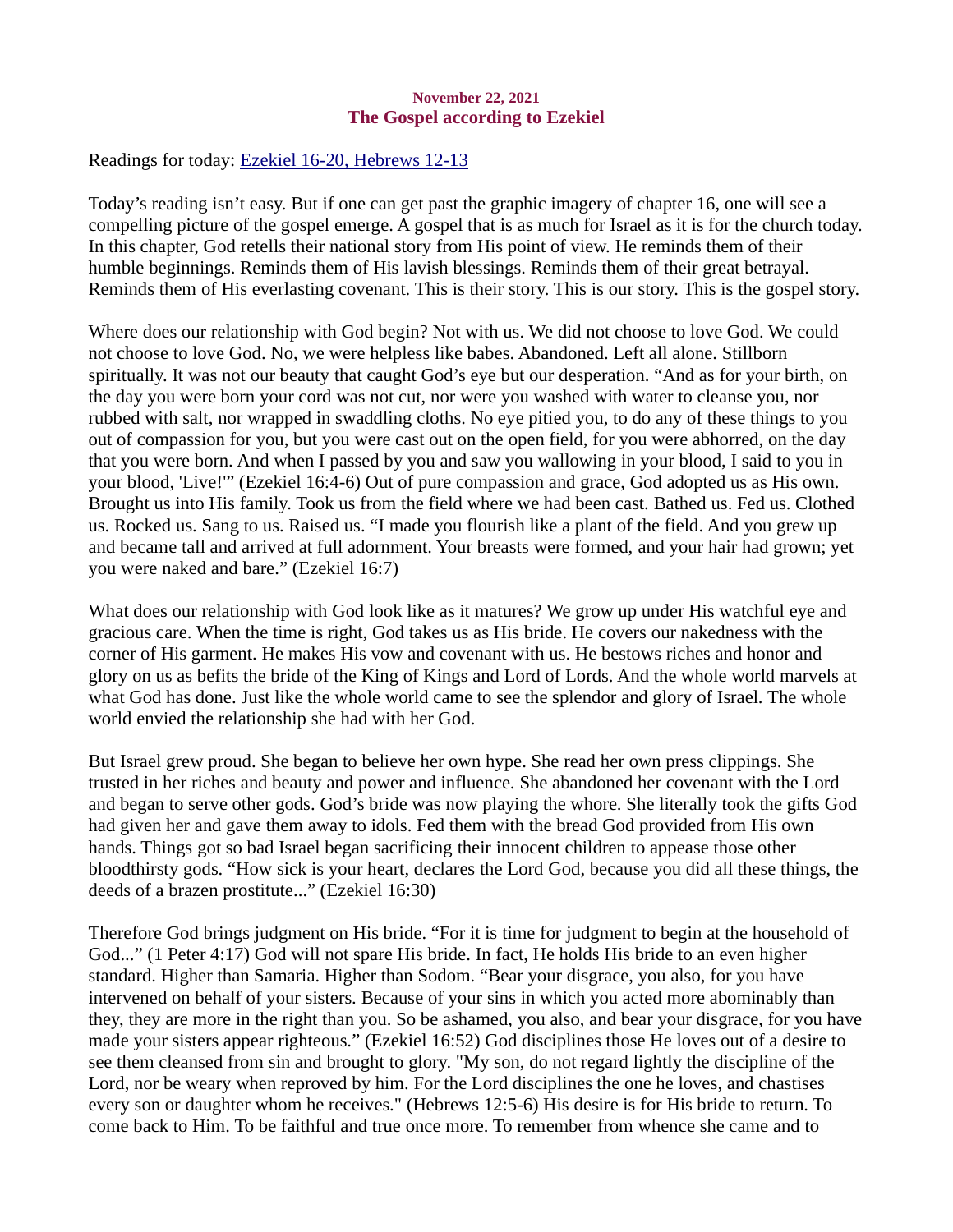November 22, 2021

## The Gospel according to Ezekiel

Readings for today: Ezekiel 16-20, Hebrews 12-13

Today's reading isn't easy. But if one can get past the graphic imagery of chapter 16, one will see a compelling picture of the gospel emerge. A gospel that is as much for Israel as it is for the church today. In this chapter, God retells their national story from His point of view. He reminds them of their humble beginnings. Reminds them of His lavish blessings. Reminds them of their great betrayal. Reminds them of His everlasting covenant. This is their story. This is our story. This is the gospel story.

Where does our relationship with God begin? Not with us. We did not choose to love God. We could not choose to love God. No, we were helpless like babes. Abandoned. Left all alone. Stillborn spiritually. It was not our beauty that caught God's eye but our desperation. "And as for your birth, on the day you were born your cord was not cut, nor were you washed with water to cleanse you, nor rubbed with salt, nor wrapped in swaddling cloths. No eye pitied you, to do any of these things to you out of compassion for you, but you were cast out on the open field, for you were abhorred, on the day that you were born. And when I passed by you and saw you wallowing in your blood, I said to you in your blood, 'Live!'" (Ezekiel 16:4-6) Out of pure compassion and grace, God adopted us as His own. Brought us into His family. Took us from the field where we had been cast. Bathed us. Fed us. Clothed us. Rocked us. Sang to us. Raised us. "I made you flourish like a plant of the field. And you grew up and became tall and arrived at full adornment. Your breasts were formed, and your hair had grown; yet you were naked and bare." (Ezekiel 16:7)

What does our relationship with God look like as it matures? We grow up under His watchful eye and gracious care. When the time is right, God takes us as His bride. He covers our nakedness with the corner of His garment. He makes His vow and covenant with us. He bestows riches and honor and glory on us as befits the bride of the King of Kings and Lord of Lords. And the whole world marvels at what God has done. Just like the whole world came to see the splendor and glory of Israel. The whole world envied the relationship she had with her God.

But Israel grew proud. She began to believe her own hype. She read her own press clippings. She trusted in her riches and beauty and power and influence. She abandoned her covenant with the Lord and began to serve other gods. God's bride was now playing the whore. She literally took the gifts God had given her and gave them away to idols. Fed them with the bread God provided from His own hands. Things got so bad Israel began sacrificing their innocent children to appease those other bloodthirsty gods. "How sick is your heart, declares the Lord God, because you did all these things, the deeds of a brazen prostitute..." (Ezekiel 16:30)

Therefore God brings judgment on His bride. "For it is time for judgment to begin at the household of God..." (1 Peter 4:17) God will not spare His bride. In fact, He holds His bride to an even higher standard. Higher than Samaria. Higher than Sodom. "Bear your disgrace, you also, for you have intervened on behalf of your sisters. Because of your sins in which you acted more abominably than they, they are more in the right than you. So be ashamed, you also, and bear your disgrace, for you have made your sisters appear righteous." (Ezekiel 16:52) God disciplines those He loves out of a desire to see them cleansed from sin and brought to glory. "My son, do not regard lightly the discipline of the Lord, nor be weary when reproved by him. For the Lord disciplines the one he loves, and chastises every son or daughter whom he receives." (Hebrews 12:5-6) His desire is for His bride to return. To come back to Him. To be faithful and true once more. To remember from whence she came and to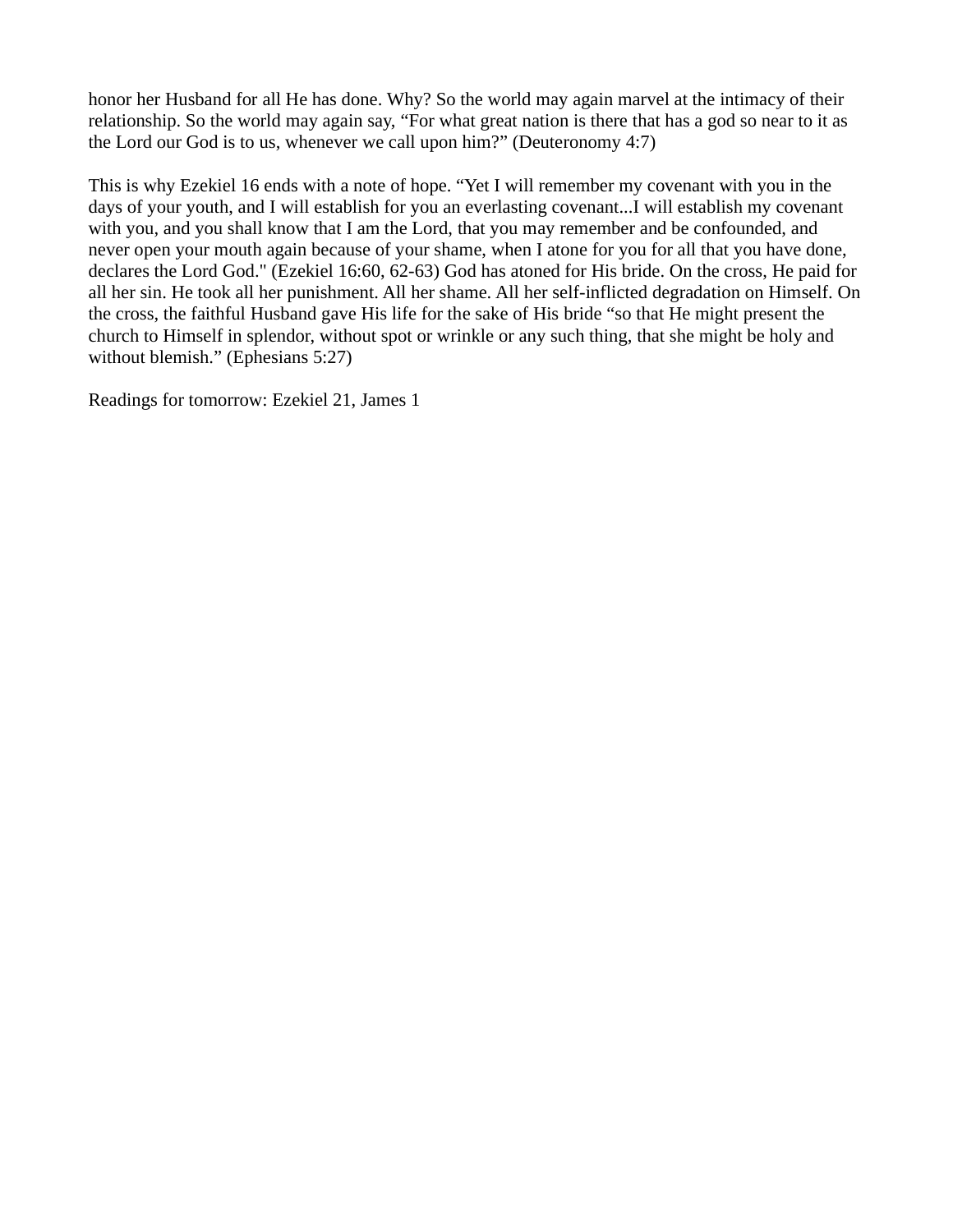honor her Husband for all He has done. Why? So the world may again marvel at the intimacy of their relationship. So the world may again say, “For what great nation is there that has a god so near to it as the Lord our God is to us, whenever we call upon him?” (Deuteronomy 4:7)

This is why Ezekiel 16 ends with a note of hope. “Yet I will remember my covenant with you in the days of your youth, and I will establish for you an everlasting covenant...I will establish my covenant with you, and you shall know that I am the Lord, that you may remember and be confounded, and never open your mouth again because of your shame, when I atone for you for all that you have done, declares the Lord God." (Ezekiel 16:60, 62-63) God has atoned for His bride. On the cross, He paid for all her sin. He took all her punishment. All her shame. All her self-inflicted degradation on Himself. On the cross, the faithful Husband gave His life for the sake of His bride “so that He might present the church to Himself in splendor, without spot or wrinkle or any such thing, that she might be holy and without blemish.” (Ephesians 5:27)

Readings for tomorrow: Ezekiel 21, James 1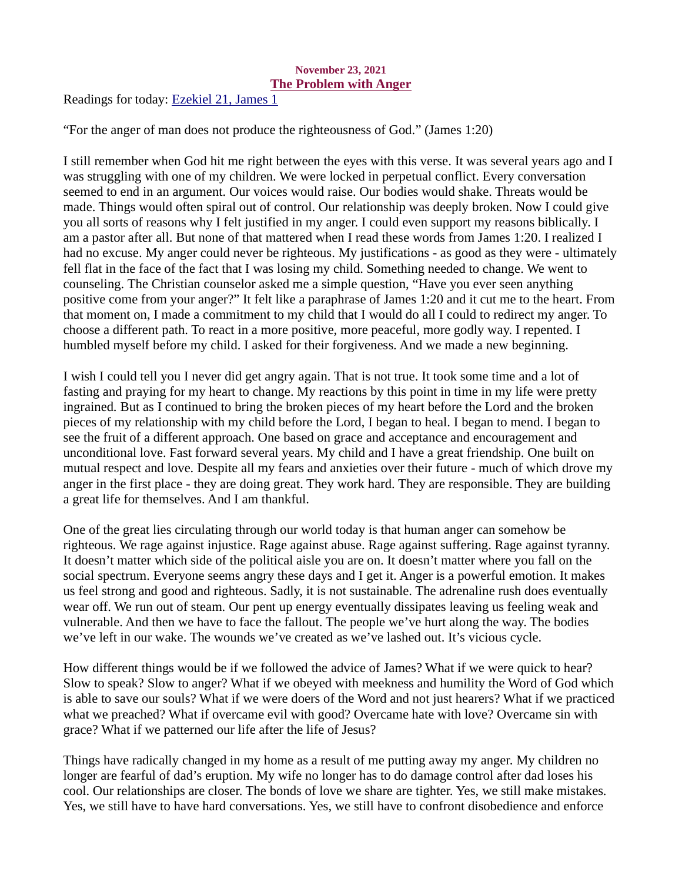November 23, 2021

## The Problem with Anger

Readings for today: Ezekiel 21, James 1

"For the anger of man does not produce the righteousness of God." (James 1:20)

I still remember when God hit me right between the eyes with this verse. It was several years ago and I was struggling with one of my children. We were locked in perpetual conflict. Every conversation seemed to end in an argument. Our voices would raise. Our bodies would shake. Threats would be made. Things would often spiral out of control. Our relationship was deeply broken. Now I could give you all sorts of reasons why I felt justified in my anger. I could even support my reasons biblically. I am a pastor after all. But none of that mattered when I read these words from James 1:20. I realized I had no excuse. My anger could never be righteous. My justifications - as good as they were - ultimately fell flat in the face of the fact that I was losing my child. Something needed to change. We went to counseling. The Christian counselor asked me a simple question, "Have you ever seen anything positive come from your anger?" It felt like a paraphrase of James 1:20 and it cut me to the heart. From that moment on, I made a commitment to my child that I would do all I could to redirect my anger. To choose a different path. To react in a more positive, more peaceful, more godly way. I repented. I humbled myself before my child. I asked for their forgiveness. And we made a new beginning.

I wish I could tell you I never did get angry again. That is not true. It took some time and a lot of fasting and praying for my heart to change. My reactions by this point in time in my life were pretty ingrained. But as I continued to bring the broken pieces of my heart before the Lord and the broken pieces of my relationship with my child before the Lord, I began to heal. I began to mend. I began to see the fruit of a different approach. One based on grace and acceptance and encouragement and unconditional love. Fast forward several years. My child and I have a great friendship. One built on mutual respect and love. Despite all my fears and anxieties over their future - much of which drove my anger in the first place - they are doing great. They work hard. They are responsible. They are building a great life for themselves. And I am thankful.

One of the great lies circulating through our world today is that human anger can somehow be righteous. We rage against injustice. Rage against abuse. Rage against suffering. Rage against tyranny. It doesn't matter which side of the political aisle you are on. It doesn't matter where you fall on the social spectrum. Everyone seems angry these days and I get it. Anger is a powerful emotion. It makes us feel strong and good and righteous. Sadly, it is not sustainable. The adrenaline rush does eventually wear off. We run out of steam. Our pent up energy eventually dissipates leaving us feeling weak and vulnerable. And then we have to face the fallout. The people we've hurt along the way. The bodies we've left in our wake. The wounds we've created as we've lashed out. It's vicious cycle.

How different things would be if we followed the advice of James? What if we were quick to hear? Slow to speak? Slow to anger? What if we obeyed with meekness and humility the Word of God which is able to save our souls? What if we were doers of the Word and not just hearers? What if we practiced what we preached? What if overcame evil with good? Overcame hate with love? Overcame sin with grace? What if we patterned our life after the life of Jesus?

Things have radically changed in my home as a result of me putting away my anger. My children no longer are fearful of dad's eruption. My wife no longer has to do damage control after dad loses his cool. Our relationships are closer. The bonds of love we share are tighter. Yes, we still make mistakes. Yes, we still have to have hard conversations. Yes, we still have to confront disobedience and enforce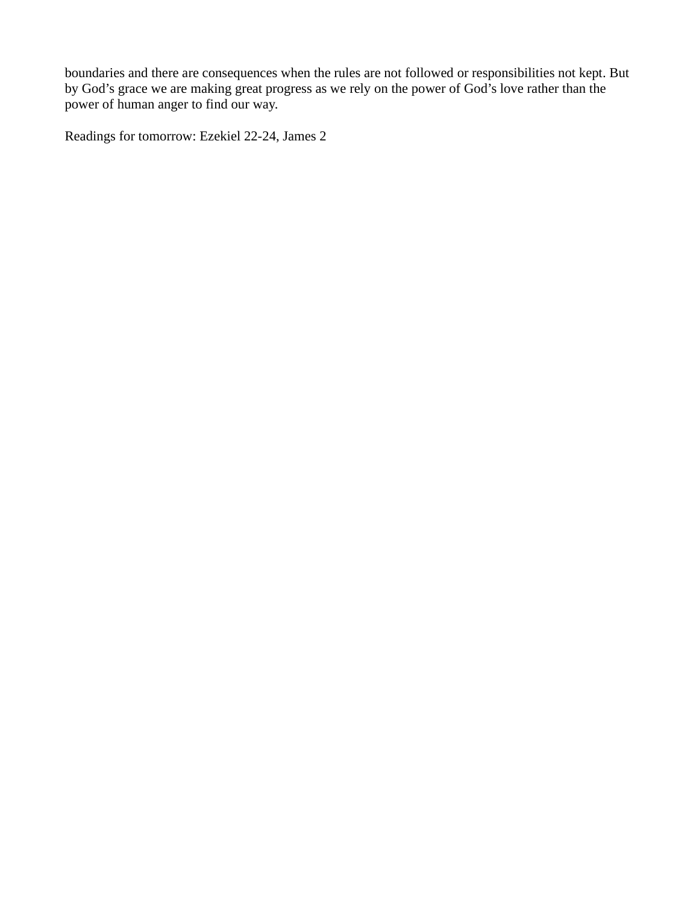boundaries and there are consequences when the rules are not followed or responsibilities not kept. But by God's grace we are making great progress as we rely on the power of God's love rather than the power of human anger to find our way.

Readings for tomorrow: Ezekiel 22-24, James 2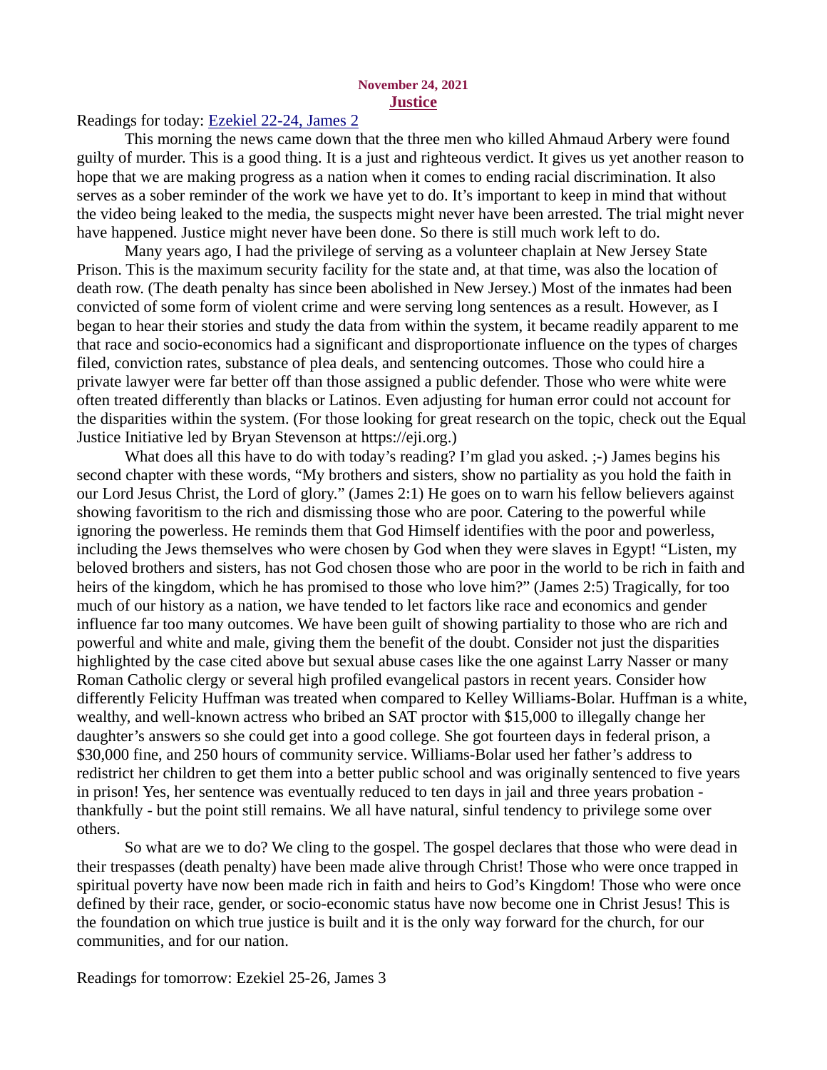**November 24, 2021**

## Justice

Readings for today: [Ezekiel 22-24, James 2]

This morning the news came down that the three men who killed Ahmaud Arbery were found guilty of murder. This is a good thing. It is a just and righteous verdict. It gives us yet another reason to hope that we are making progress as a nation when it comes to ending racial discrimination. It also serves as a sober reminder of the work we have yet to do. It's important to keep in mind that without the video being leaked to the media, the suspects might never have been arrested. The trial might never have happened. Justice might never have been done. So there is still much work left to do.

Many years ago, I had the privilege of serving as a volunteer chaplain at New Jersey State Prison. This is the maximum security facility for the state and, at that time, was also the location of death row. (The death penalty has since been abolished in New Jersey.) Most of the inmates had been convicted of some form of violent crime and were serving long sentences as a result. However, as I began to hear their stories and study the data from within the system, it became readily apparent to me that race and socio-economics had a significant and disproportionate influence on the types of charges filed, conviction rates, substance of plea deals, and sentencing outcomes. Those who could hire a private lawyer were far better off than those assigned a public defender. Those who were white were often treated differently than blacks or Latinos. Even adjusting for human error could not account for the disparities within the system. (For those looking for great research on the topic, check out the Equal Justice Initiative led by Bryan Stevenson at https://eji.org.)

What does all this have to do with today's reading? I'm glad you asked. ;-) James begins his second chapter with these words, "My brothers and sisters, show no partiality as you hold the faith in our Lord Jesus Christ, the Lord of glory." (James 2:1) He goes on to warn his fellow believers against showing favoritism to the rich and dismissing those who are poor. Catering to the powerful while ignoring the powerless. He reminds them that God Himself identifies with the poor and powerless, including the Jews themselves who were chosen by God when they were slaves in Egypt! "Listen, my beloved brothers and sisters, has not God chosen those who are poor in the world to be rich in faith and heirs of the kingdom, which he has promised to those who love him?" (James 2:5) Tragically, for too much of our history as a nation, we have tended to let factors like race and economics and gender influence far too many outcomes. We have been guilt of showing partiality to those who are rich and powerful and white and male, giving them the benefit of the doubt. Consider not just the disparities highlighted by the case cited above but sexual abuse cases like the one against Larry Nasser or many Roman Catholic clergy or several high profiled evangelical pastors in recent years. Consider how differently Felicity Huffman was treated when compared to Kelley Williams-Bolar. Huffman is a white, wealthy, and well-known actress who bribed an SAT proctor with $15,000 to illegally change her daughter's answers so she could get into a good college. She got fourteen days in federal prison, a $30,000 fine, and 250 hours of community service. Williams-Bolar used her father's address to redistrict her children to get them into a better public school and was originally sentenced to five years in prison! Yes, her sentence was eventually reduced to ten days in jail and three years probation - thankfully - but the point still remains. We all have natural, sinful tendency to privilege some over others.

So what are we to do? We cling to the gospel. The gospel declares that those who were dead in their trespasses (death penalty) have been made alive through Christ! Those who were once trapped in spiritual poverty have now been made rich in faith and heirs to God's Kingdom! Those who were once defined by their race, gender, or socio-economic status have now become one in Christ Jesus! This is the foundation on which true justice is built and it is the only way forward for the church, for our communities, and for our nation.

Readings for tomorrow: Ezekiel 25-26, James 3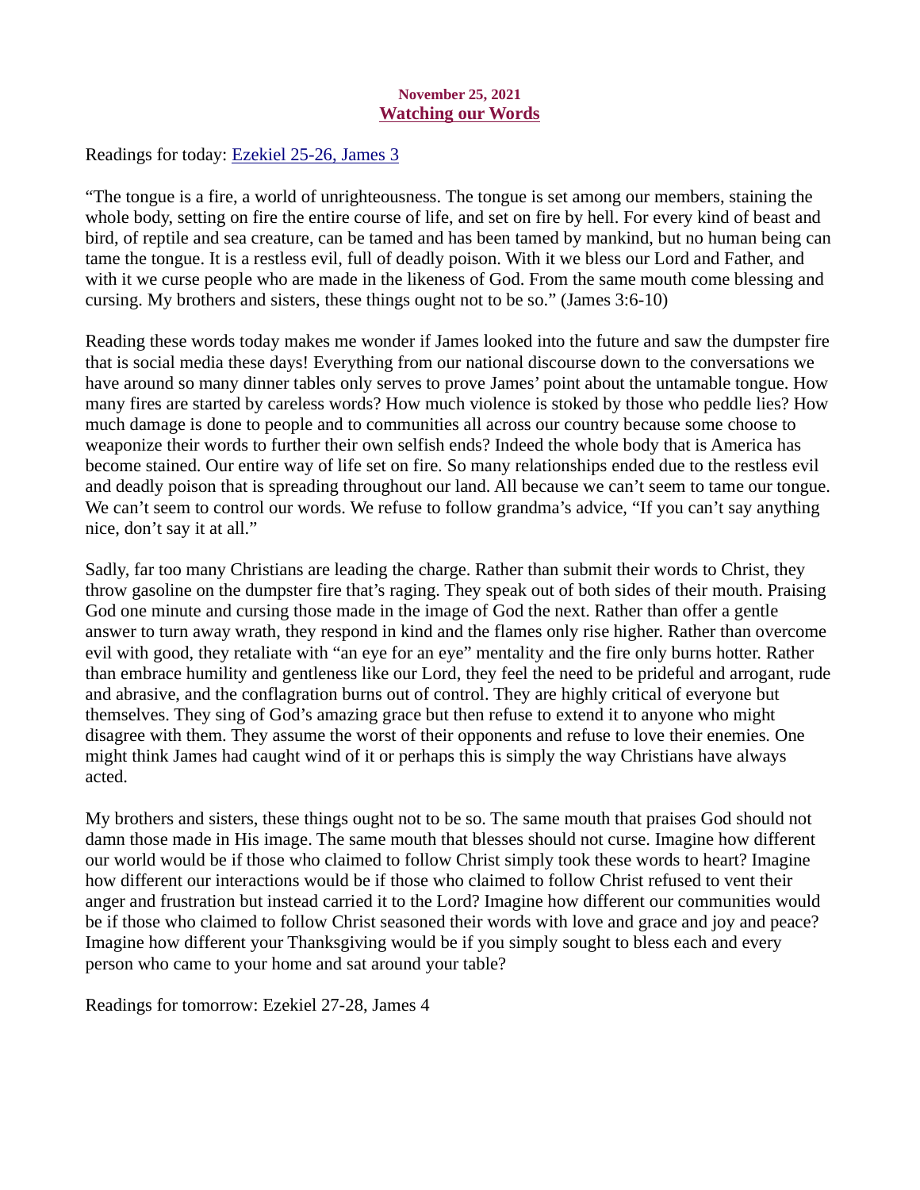**November 25, 2021**

## Watching our Words

Readings for today: [Ezekiel 25-26, James 3]

"The tongue is a fire, a world of unrighteousness. The tongue is set among our members, staining the whole body, setting on fire the entire course of life, and set on fire by hell. For every kind of beast and bird, of reptile and sea creature, can be tamed and has been tamed by mankind, but no human being can tame the tongue. It is a restless evil, full of deadly poison. With it we bless our Lord and Father, and with it we curse people who are made in the likeness of God. From the same mouth come blessing and cursing. My brothers and sisters, these things ought not to be so." (James 3:6-10)

Reading these words today makes me wonder if James looked into the future and saw the dumpster fire that is social media these days! Everything from our national discourse down to the conversations we have around so many dinner tables only serves to prove James' point about the untamable tongue. How many fires are started by careless words? How much violence is stoked by those who peddle lies? How much damage is done to people and to communities all across our country because some choose to weaponize their words to further their own selfish ends? Indeed the whole body that is America has become stained. Our entire way of life set on fire. So many relationships ended due to the restless evil and deadly poison that is spreading throughout our land. All because we can't seem to tame our tongue. We can't seem to control our words. We refuse to follow grandma's advice, "If you can't say anything nice, don't say it at all."

Sadly, far too many Christians are leading the charge. Rather than submit their words to Christ, they throw gasoline on the dumpster fire that's raging. They speak out of both sides of their mouth. Praising God one minute and cursing those made in the image of God the next. Rather than offer a gentle answer to turn away wrath, they respond in kind and the flames only rise higher. Rather than overcome evil with good, they retaliate with "an eye for an eye" mentality and the fire only burns hotter. Rather than embrace humility and gentleness like our Lord, they feel the need to be prideful and arrogant, rude and abrasive, and the conflagration burns out of control. They are highly critical of everyone but themselves. They sing of God's amazing grace but then refuse to extend it to anyone who might disagree with them. They assume the worst of their opponents and refuse to love their enemies. One might think James had caught wind of it or perhaps this is simply the way Christians have always acted.

My brothers and sisters, these things ought not to be so. The same mouth that praises God should not damn those made in His image. The same mouth that blesses should not curse. Imagine how different our world would be if those who claimed to follow Christ simply took these words to heart? Imagine how different our interactions would be if those who claimed to follow Christ refused to vent their anger and frustration but instead carried it to the Lord? Imagine how different our communities would be if those who claimed to follow Christ seasoned their words with love and grace and joy and peace? Imagine how different your Thanksgiving would be if you simply sought to bless each and every person who came to your home and sat around your table?

Readings for tomorrow: Ezekiel 27-28, James 4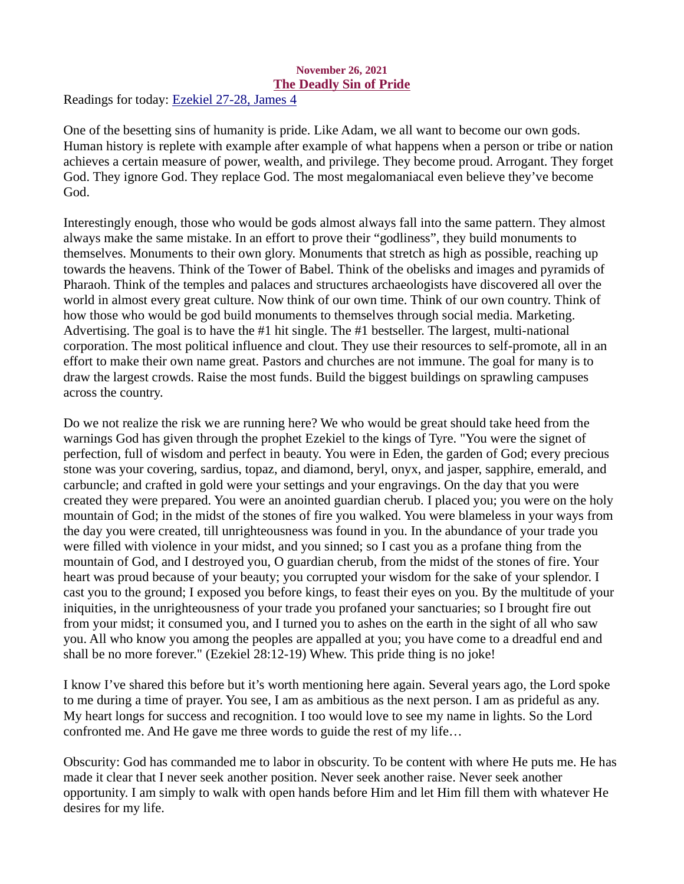**November 26, 2021**

## The Deadly Sin of Pride

Readings for today: Ezekiel 27-28, James 4

One of the besetting sins of humanity is pride. Like Adam, we all want to become our own gods. Human history is replete with example after example of what happens when a person or tribe or nation achieves a certain measure of power, wealth, and privilege. They become proud. Arrogant. They forget God. They ignore God. They replace God. The most megalomaniacal even believe they've become God.

Interestingly enough, those who would be gods almost always fall into the same pattern. They almost always make the same mistake. In an effort to prove their "godliness", they build monuments to themselves. Monuments to their own glory. Monuments that stretch as high as possible, reaching up towards the heavens. Think of the Tower of Babel. Think of the obelisks and images and pyramids of Pharaoh. Think of the temples and palaces and structures archaeologists have discovered all over the world in almost every great culture. Now think of our own time. Think of our own country. Think of how those who would be god build monuments to themselves through social media. Marketing. Advertising. The goal is to have the #1 hit single. The #1 bestseller. The largest, multi-national corporation. The most political influence and clout. They use their resources to self-promote, all in an effort to make their own name great. Pastors and churches are not immune. The goal for many is to draw the largest crowds. Raise the most funds. Build the biggest buildings on sprawling campuses across the country.

Do we not realize the risk we are running here? We who would be great should take heed from the warnings God has given through the prophet Ezekiel to the kings of Tyre. "You were the signet of perfection, full of wisdom and perfect in beauty. You were in Eden, the garden of God; every precious stone was your covering, sardius, topaz, and diamond, beryl, onyx, and jasper, sapphire, emerald, and carbuncle; and crafted in gold were your settings and your engravings. On the day that you were created they were prepared. You were an anointed guardian cherub. I placed you; you were on the holy mountain of God; in the midst of the stones of fire you walked. You were blameless in your ways from the day you were created, till unrighteousness was found in you. In the abundance of your trade you were filled with violence in your midst, and you sinned; so I cast you as a profane thing from the mountain of God, and I destroyed you, O guardian cherub, from the midst of the stones of fire. Your heart was proud because of your beauty; you corrupted your wisdom for the sake of your splendor. I cast you to the ground; I exposed you before kings, to feast their eyes on you. By the multitude of your iniquities, in the unrighteousness of your trade you profaned your sanctuaries; so I brought fire out from your midst; it consumed you, and I turned you to ashes on the earth in the sight of all who saw you. All who know you among the peoples are appalled at you; you have come to a dreadful end and shall be no more forever." (Ezekiel 28:12-19) Whew. This pride thing is no joke!

I know I've shared this before but it's worth mentioning here again. Several years ago, the Lord spoke to me during a time of prayer. You see, I am as ambitious as the next person. I am as prideful as any. My heart longs for success and recognition. I too would love to see my name in lights. So the Lord confronted me. And He gave me three words to guide the rest of my life…

Obscurity: God has commanded me to labor in obscurity. To be content with where He puts me. He has made it clear that I never seek another position. Never seek another raise. Never seek another opportunity. I am simply to walk with open hands before Him and let Him fill them with whatever He desires for my life.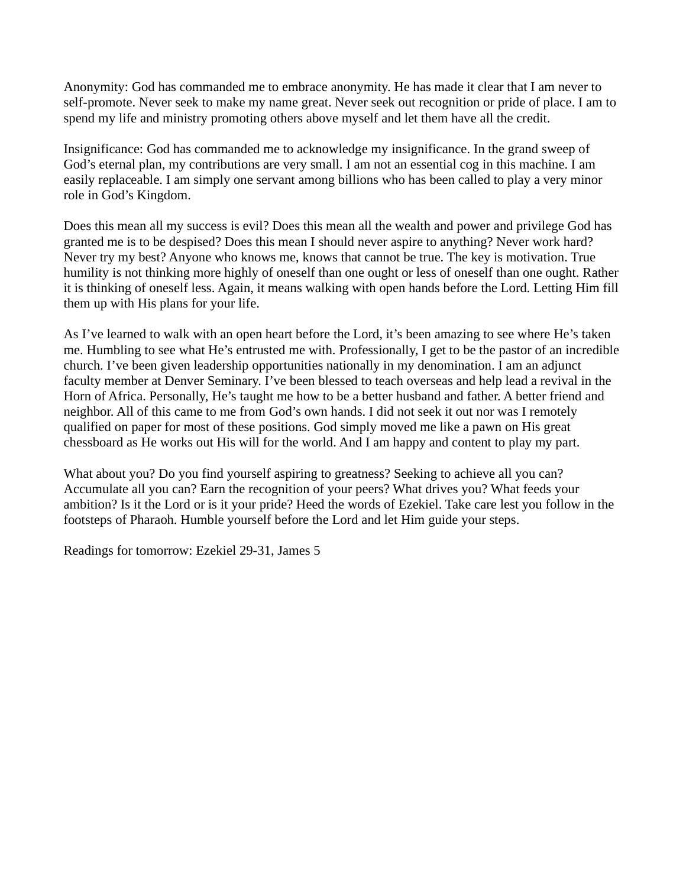Anonymity: God has commanded me to embrace anonymity. He has made it clear that I am never to self-promote. Never seek to make my name great. Never seek out recognition or pride of place. I am to spend my life and ministry promoting others above myself and let them have all the credit.

Insignificance: God has commanded me to acknowledge my insignificance. In the grand sweep of God's eternal plan, my contributions are very small. I am not an essential cog in this machine. I am easily replaceable. I am simply one servant among billions who has been called to play a very minor role in God's Kingdom.

Does this mean all my success is evil? Does this mean all the wealth and power and privilege God has granted me is to be despised? Does this mean I should never aspire to anything? Never work hard? Never try my best? Anyone who knows me, knows that cannot be true. The key is motivation. True humility is not thinking more highly of oneself than one ought or less of oneself than one ought. Rather it is thinking of oneself less. Again, it means walking with open hands before the Lord. Letting Him fill them up with His plans for your life.

As I've learned to walk with an open heart before the Lord, it's been amazing to see where He's taken me. Humbling to see what He's entrusted me with. Professionally, I get to be the pastor of an incredible church. I've been given leadership opportunities nationally in my denomination. I am an adjunct faculty member at Denver Seminary. I've been blessed to teach overseas and help lead a revival in the Horn of Africa. Personally, He's taught me how to be a better husband and father. A better friend and neighbor. All of this came to me from God's own hands. I did not seek it out nor was I remotely qualified on paper for most of these positions. God simply moved me like a pawn on His great chessboard as He works out His will for the world. And I am happy and content to play my part.

What about you? Do you find yourself aspiring to greatness? Seeking to achieve all you can? Accumulate all you can? Earn the recognition of your peers? What drives you? What feeds your ambition? Is it the Lord or is it your pride? Heed the words of Ezekiel. Take care lest you follow in the footsteps of Pharaoh. Humble yourself before the Lord and let Him guide your steps.

Readings for tomorrow: Ezekiel 29-31, James 5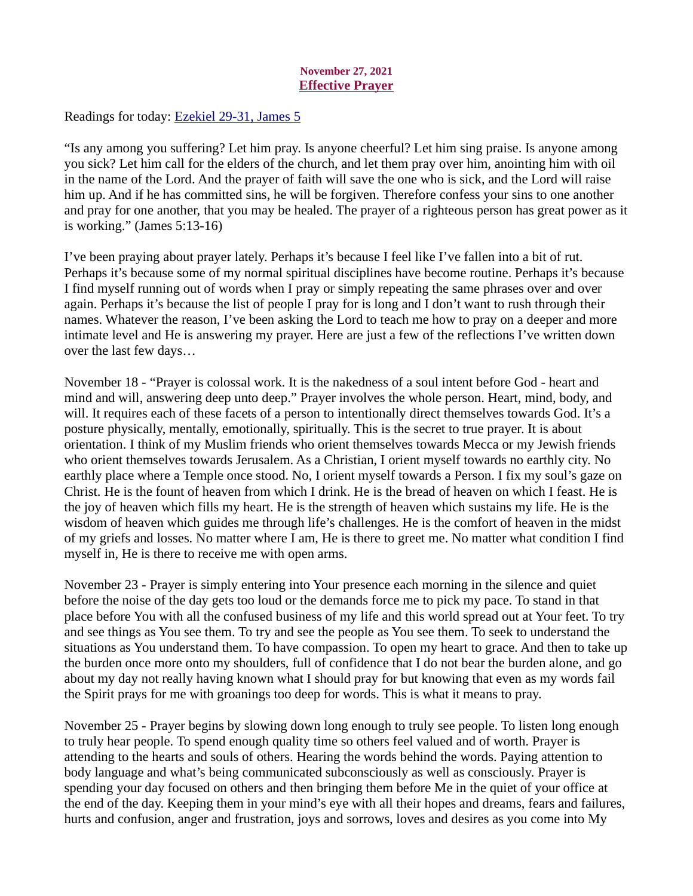November 27, 2021
## Effective Prayer

Readings for today: [Ezekiel 29-31, James 5]

"Is any among you suffering? Let him pray. Is anyone cheerful? Let him sing praise. Is anyone among you sick? Let him call for the elders of the church, and let them pray over him, anointing him with oil in the name of the Lord. And the prayer of faith will save the one who is sick, and the Lord will raise him up. And if he has committed sins, he will be forgiven. Therefore confess your sins to one another and pray for one another, that you may be healed. The prayer of a righteous person has great power as it is working." (James 5:13-16)

I've been praying about prayer lately. Perhaps it's because I feel like I've fallen into a bit of rut. Perhaps it's because some of my normal spiritual disciplines have become routine. Perhaps it's because I find myself running out of words when I pray or simply repeating the same phrases over and over again. Perhaps it's because the list of people I pray for is long and I don't want to rush through their names. Whatever the reason, I've been asking the Lord to teach me how to pray on a deeper and more intimate level and He is answering my prayer. Here are just a few of the reflections I've written down over the last few days…

November 18 - "Prayer is colossal work. It is the nakedness of a soul intent before God - heart and mind and will, answering deep unto deep." Prayer involves the whole person. Heart, mind, body, and will. It requires each of these facets of a person to intentionally direct themselves towards God. It's a posture physically, mentally, emotionally, spiritually. This is the secret to true prayer. It is about orientation. I think of my Muslim friends who orient themselves towards Mecca or my Jewish friends who orient themselves towards Jerusalem. As a Christian, I orient myself towards no earthly city. No earthly place where a Temple once stood. No, I orient myself towards a Person. I fix my soul's gaze on Christ. He is the fount of heaven from which I drink. He is the bread of heaven on which I feast. He is the joy of heaven which fills my heart. He is the strength of heaven which sustains my life. He is the wisdom of heaven which guides me through life's challenges. He is the comfort of heaven in the midst of my griefs and losses. No matter where I am, He is there to greet me. No matter what condition I find myself in, He is there to receive me with open arms.

November 23 - Prayer is simply entering into Your presence each morning in the silence and quiet before the noise of the day gets too loud or the demands force me to pick my pace. To stand in that place before You with all the confused business of my life and this world spread out at Your feet. To try and see things as You see them. To try and see the people as You see them. To seek to understand the situations as You understand them. To have compassion. To open my heart to grace. And then to take up the burden once more onto my shoulders, full of confidence that I do not bear the burden alone, and go about my day not really having known what I should pray for but knowing that even as my words fail the Spirit prays for me with groanings too deep for words. This is what it means to pray.

November 25 - Prayer begins by slowing down long enough to truly see people. To listen long enough to truly hear people. To spend enough quality time so others feel valued and of worth. Prayer is attending to the hearts and souls of others. Hearing the words behind the words. Paying attention to body language and what's being communicated subconsciously as well as consciously. Prayer is spending your day focused on others and then bringing them before Me in the quiet of your office at the end of the day. Keeping them in your mind's eye with all their hopes and dreams, fears and failures, hurts and confusion, anger and frustration, joys and sorrows, loves and desires as you come into My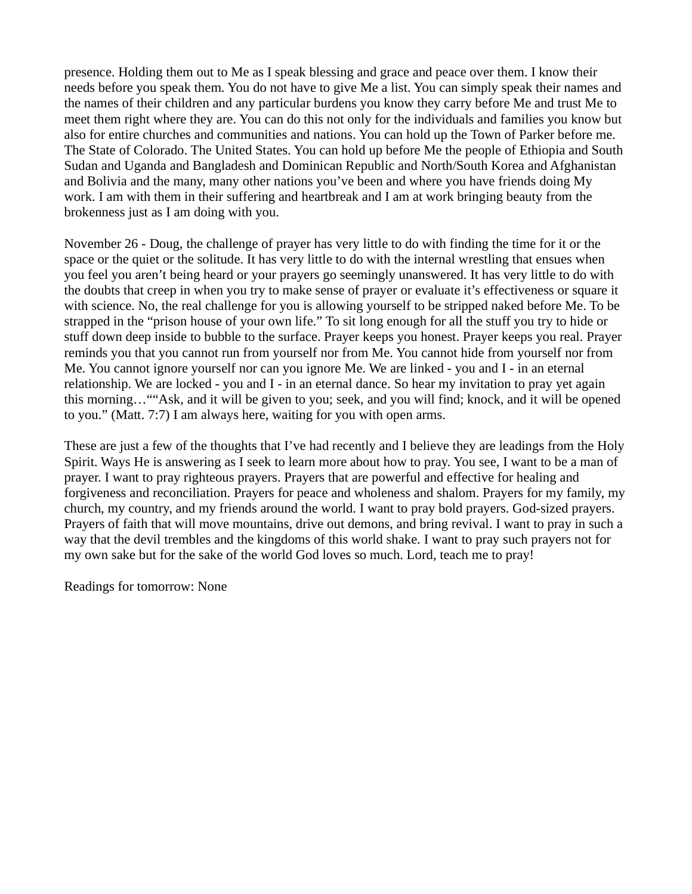presence. Holding them out to Me as I speak blessing and grace and peace over them. I know their needs before you speak them. You do not have to give Me a list. You can simply speak their names and the names of their children and any particular burdens you know they carry before Me and trust Me to meet them right where they are. You can do this not only for the individuals and families you know but also for entire churches and communities and nations. You can hold up the Town of Parker before me. The State of Colorado. The United States. You can hold up before Me the people of Ethiopia and South Sudan and Uganda and Bangladesh and Dominican Republic and North/South Korea and Afghanistan and Bolivia and the many, many other nations you've been and where you have friends doing My work. I am with them in their suffering and heartbreak and I am at work bringing beauty from the brokenness just as I am doing with you.

November 26 - Doug, the challenge of prayer has very little to do with finding the time for it or the space or the quiet or the solitude. It has very little to do with the internal wrestling that ensues when you feel you aren't being heard or your prayers go seemingly unanswered. It has very little to do with the doubts that creep in when you try to make sense of prayer or evaluate it's effectiveness or square it with science. No, the real challenge for you is allowing yourself to be stripped naked before Me. To be strapped in the "prison house of your own life." To sit long enough for all the stuff you try to hide or stuff down deep inside to bubble to the surface. Prayer keeps you honest. Prayer keeps you real. Prayer reminds you that you cannot run from yourself nor from Me. You cannot hide from yourself nor from Me. You cannot ignore yourself nor can you ignore Me. We are linked - you and I - in an eternal relationship. We are locked - you and I - in an eternal dance. So hear my invitation to pray yet again this morning…""Ask, and it will be given to you; seek, and you will find; knock, and it will be opened to you." (Matt. 7:7) I am always here, waiting for you with open arms.

These are just a few of the thoughts that I've had recently and I believe they are leadings from the Holy Spirit. Ways He is answering as I seek to learn more about how to pray. You see, I want to be a man of prayer. I want to pray righteous prayers. Prayers that are powerful and effective for healing and forgiveness and reconciliation. Prayers for peace and wholeness and shalom. Prayers for my family, my church, my country, and my friends around the world. I want to pray bold prayers. God-sized prayers. Prayers of faith that will move mountains, drive out demons, and bring revival. I want to pray in such a way that the devil trembles and the kingdoms of this world shake. I want to pray such prayers not for my own sake but for the sake of the world God loves so much. Lord, teach me to pray!

Readings for tomorrow: None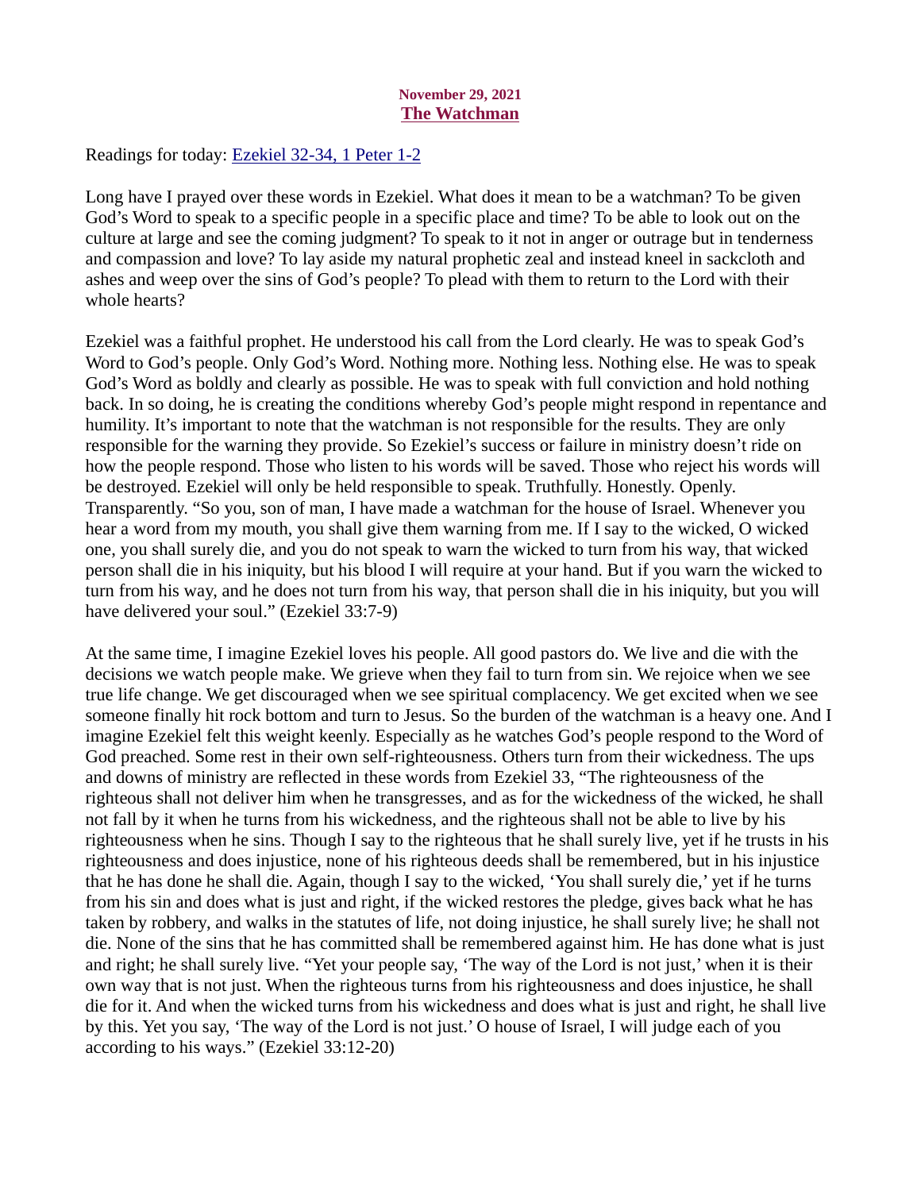November 29, 2021

## The Watchman

Readings for today: Ezekiel 32-34, 1 Peter 1-2

Long have I prayed over these words in Ezekiel. What does it mean to be a watchman? To be given God's Word to speak to a specific people in a specific place and time? To be able to look out on the culture at large and see the coming judgment? To speak to it not in anger or outrage but in tenderness and compassion and love? To lay aside my natural prophetic zeal and instead kneel in sackcloth and ashes and weep over the sins of God's people? To plead with them to return to the Lord with their whole hearts?

Ezekiel was a faithful prophet. He understood his call from the Lord clearly. He was to speak God's Word to God's people. Only God's Word. Nothing more. Nothing less. Nothing else. He was to speak God's Word as boldly and clearly as possible. He was to speak with full conviction and hold nothing back. In so doing, he is creating the conditions whereby God's people might respond in repentance and humility. It's important to note that the watchman is not responsible for the results. They are only responsible for the warning they provide. So Ezekiel's success or failure in ministry doesn't ride on how the people respond. Those who listen to his words will be saved. Those who reject his words will be destroyed. Ezekiel will only be held responsible to speak. Truthfully. Honestly. Openly. Transparently. "So you, son of man, I have made a watchman for the house of Israel. Whenever you hear a word from my mouth, you shall give them warning from me. If I say to the wicked, O wicked one, you shall surely die, and you do not speak to warn the wicked to turn from his way, that wicked person shall die in his iniquity, but his blood I will require at your hand. But if you warn the wicked to turn from his way, and he does not turn from his way, that person shall die in his iniquity, but you will have delivered your soul." (Ezekiel 33:7-9)

At the same time, I imagine Ezekiel loves his people. All good pastors do. We live and die with the decisions we watch people make. We grieve when they fail to turn from sin. We rejoice when we see true life change. We get discouraged when we see spiritual complacency. We get excited when we see someone finally hit rock bottom and turn to Jesus. So the burden of the watchman is a heavy one. And I imagine Ezekiel felt this weight keenly. Especially as he watches God's people respond to the Word of God preached. Some rest in their own self-righteousness. Others turn from their wickedness. The ups and downs of ministry are reflected in these words from Ezekiel 33, "The righteousness of the righteous shall not deliver him when he transgresses, and as for the wickedness of the wicked, he shall not fall by it when he turns from his wickedness, and the righteous shall not be able to live by his righteousness when he sins. Though I say to the righteous that he shall surely live, yet if he trusts in his righteousness and does injustice, none of his righteous deeds shall be remembered, but in his injustice that he has done he shall die. Again, though I say to the wicked, 'You shall surely die,' yet if he turns from his sin and does what is just and right, if the wicked restores the pledge, gives back what he has taken by robbery, and walks in the statutes of life, not doing injustice, he shall surely live; he shall not die. None of the sins that he has committed shall be remembered against him. He has done what is just and right; he shall surely live. "Yet your people say, 'The way of the Lord is not just,' when it is their own way that is not just. When the righteous turns from his righteousness and does injustice, he shall die for it. And when the wicked turns from his wickedness and does what is just and right, he shall live by this. Yet you say, 'The way of the Lord is not just.' O house of Israel, I will judge each of you according to his ways." (Ezekiel 33:12-20)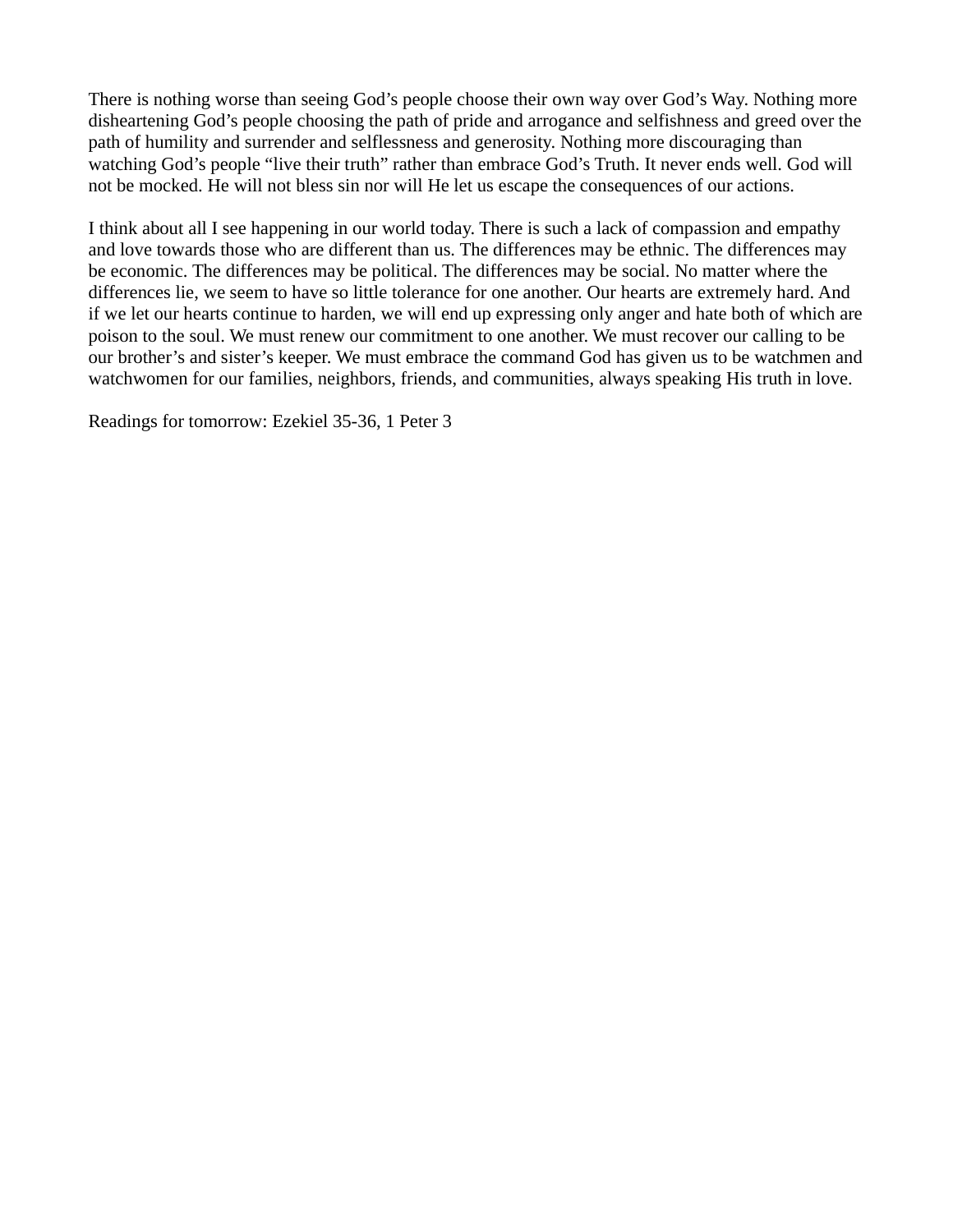There is nothing worse than seeing God's people choose their own way over God's Way. Nothing more disheartening God's people choosing the path of pride and arrogance and selfishness and greed over the path of humility and surrender and selflessness and generosity. Nothing more discouraging than watching God's people "live their truth" rather than embrace God's Truth. It never ends well. God will not be mocked. He will not bless sin nor will He let us escape the consequences of our actions.

I think about all I see happening in our world today. There is such a lack of compassion and empathy and love towards those who are different than us. The differences may be ethnic. The differences may be economic. The differences may be political. The differences may be social. No matter where the differences lie, we seem to have so little tolerance for one another. Our hearts are extremely hard. And if we let our hearts continue to harden, we will end up expressing only anger and hate both of which are poison to the soul. We must renew our commitment to one another. We must recover our calling to be our brother's and sister's keeper. We must embrace the command God has given us to be watchmen and watchwomen for our families, neighbors, friends, and communities, always speaking His truth in love.

Readings for tomorrow: Ezekiel 35-36, 1 Peter 3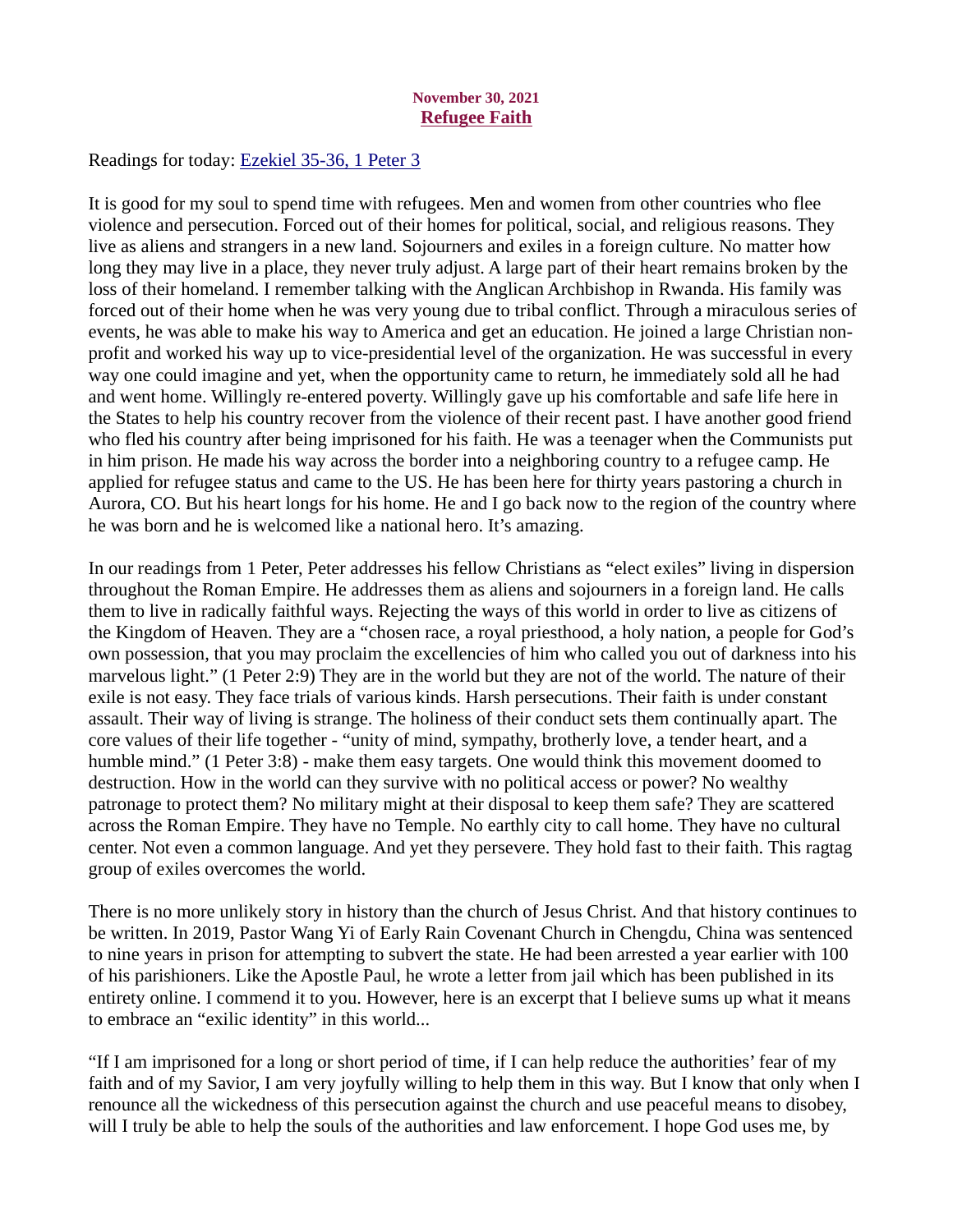November 30, 2021

## [Refugee Faith]

Readings for today: [Ezekiel 35-36, 1 Peter 3]

It is good for my soul to spend time with refugees. Men and women from other countries who flee violence and persecution. Forced out of their homes for political, social, and religious reasons. They live as aliens and strangers in a new land. Sojourners and exiles in a foreign culture. No matter how long they may live in a place, they never truly adjust. A large part of their heart remains broken by the loss of their homeland. I remember talking with the Anglican Archbishop in Rwanda. His family was forced out of their home when he was very young due to tribal conflict. Through a miraculous series of events, he was able to make his way to America and get an education. He joined a large Christian non-profit and worked his way up to vice-presidential level of the organization. He was successful in every way one could imagine and yet, when the opportunity came to return, he immediately sold all he had and went home. Willingly re-entered poverty. Willingly gave up his comfortable and safe life here in the States to help his country recover from the violence of their recent past. I have another good friend who fled his country after being imprisoned for his faith. He was a teenager when the Communists put in him prison. He made his way across the border into a neighboring country to a refugee camp. He applied for refugee status and came to the US. He has been here for thirty years pastoring a church in Aurora, CO. But his heart longs for his home. He and I go back now to the region of the country where he was born and he is welcomed like a national hero. It's amazing.

In our readings from 1 Peter, Peter addresses his fellow Christians as "elect exiles" living in dispersion throughout the Roman Empire. He addresses them as aliens and sojourners in a foreign land. He calls them to live in radically faithful ways. Rejecting the ways of this world in order to live as citizens of the Kingdom of Heaven. They are a "chosen race, a royal priesthood, a holy nation, a people for God's own possession, that you may proclaim the excellencies of him who called you out of darkness into his marvelous light." (1 Peter 2:9) They are in the world but they are not of the world. The nature of their exile is not easy. They face trials of various kinds. Harsh persecutions. Their faith is under constant assault. Their way of living is strange. The holiness of their conduct sets them continually apart. The core values of their life together - "unity of mind, sympathy, brotherly love, a tender heart, and a humble mind." (1 Peter 3:8) - make them easy targets. One would think this movement doomed to destruction. How in the world can they survive with no political access or power? No wealthy patronage to protect them? No military might at their disposal to keep them safe? They are scattered across the Roman Empire. They have no Temple. No earthly city to call home. They have no cultural center. Not even a common language. And yet they persevere. They hold fast to their faith. This ragtag group of exiles overcomes the world.

There is no more unlikely story in history than the church of Jesus Christ. And that history continues to be written. In 2019, Pastor Wang Yi of Early Rain Covenant Church in Chengdu, China was sentenced to nine years in prison for attempting to subvert the state. He had been arrested a year earlier with 100 of his parishioners. Like the Apostle Paul, he wrote a letter from jail which has been published in its entirety online. I commend it to you. However, here is an excerpt that I believe sums up what it means to embrace an "exilic identity" in this world...

"If I am imprisoned for a long or short period of time, if I can help reduce the authorities' fear of my faith and of my Savior, I am very joyfully willing to help them in this way. But I know that only when I renounce all the wickedness of this persecution against the church and use peaceful means to disobey, will I truly be able to help the souls of the authorities and law enforcement. I hope God uses me, by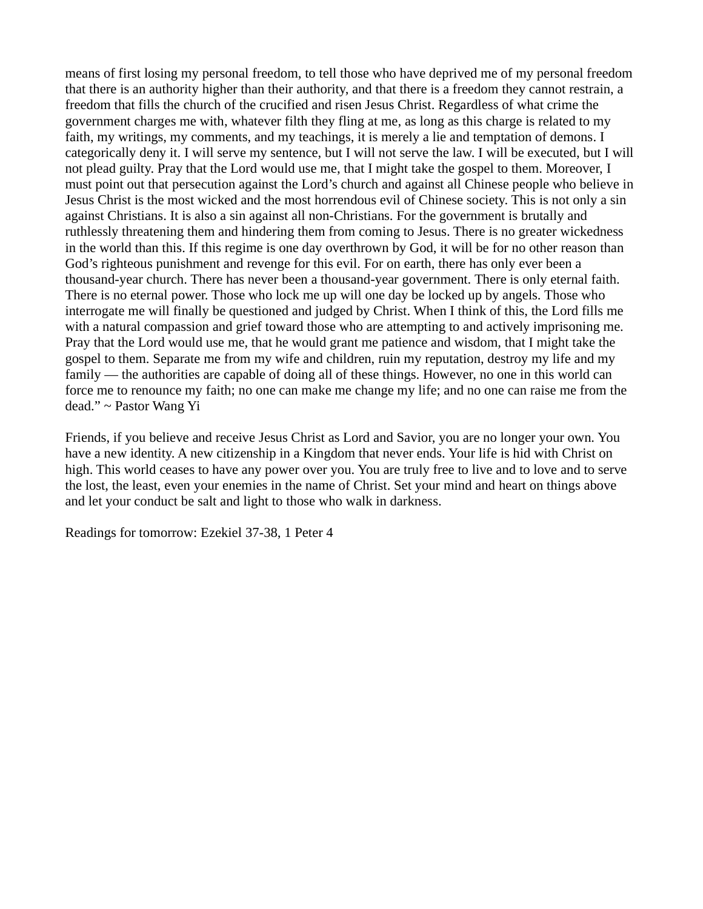means of first losing my personal freedom, to tell those who have deprived me of my personal freedom that there is an authority higher than their authority, and that there is a freedom they cannot restrain, a freedom that fills the church of the crucified and risen Jesus Christ. Regardless of what crime the government charges me with, whatever filth they fling at me, as long as this charge is related to my faith, my writings, my comments, and my teachings, it is merely a lie and temptation of demons. I categorically deny it. I will serve my sentence, but I will not serve the law. I will be executed, but I will not plead guilty. Pray that the Lord would use me, that I might take the gospel to them. Moreover, I must point out that persecution against the Lord's church and against all Chinese people who believe in Jesus Christ is the most wicked and the most horrendous evil of Chinese society. This is not only a sin against Christians. It is also a sin against all non-Christians. For the government is brutally and ruthlessly threatening them and hindering them from coming to Jesus. There is no greater wickedness in the world than this. If this regime is one day overthrown by God, it will be for no other reason than God's righteous punishment and revenge for this evil. For on earth, there has only ever been a thousand-year church. There has never been a thousand-year government. There is only eternal faith. There is no eternal power. Those who lock me up will one day be locked up by angels. Those who interrogate me will finally be questioned and judged by Christ. When I think of this, the Lord fills me with a natural compassion and grief toward those who are attempting to and actively imprisoning me. Pray that the Lord would use me, that he would grant me patience and wisdom, that I might take the gospel to them. Separate me from my wife and children, ruin my reputation, destroy my life and my family — the authorities are capable of doing all of these things. However, no one in this world can force me to renounce my faith; no one can make me change my life; and no one can raise me from the dead." ~ Pastor Wang Yi

Friends, if you believe and receive Jesus Christ as Lord and Savior, you are no longer your own. You have a new identity. A new citizenship in a Kingdom that never ends. Your life is hid with Christ on high. This world ceases to have any power over you. You are truly free to live and to love and to serve the lost, the least, even your enemies in the name of Christ. Set your mind and heart on things above and let your conduct be salt and light to those who walk in darkness.

Readings for tomorrow: Ezekiel 37-38, 1 Peter 4